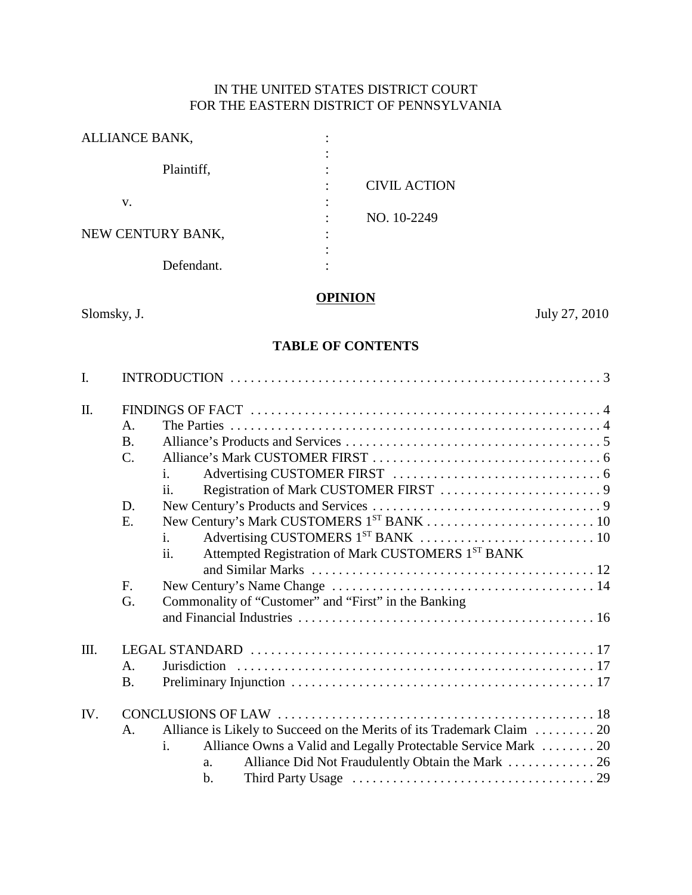IN THE UNITED STATES DISTRICT COURT
FOR THE EASTERN DISTRICT OF PENNSYLVANIA

| | | |
|---|---|---|
| ALLIANCE BANK, | : | |
| Plaintiff, | : | CIVIL ACTION |
| v. | : | NO. 10-2249 |
| NEW CENTURY BANK, | : | |
| Defendant. | : | |

**OPINION**

Slomsky, J. July 27, 2010

**TABLE OF CONTENTS**

I. INTRODUCTION . . . . . 3

II. FINDINGS OF FACT . . . . . 4
- A. The Parties . . . . . 4
- B. Alliance's Products and Services . . . . . 5
- C. Alliance's Mark CUSTOMER FIRST . . . . . 6
  - i. Advertising CUSTOMER FIRST . . . . . 6
  - ii. Registration of Mark CUSTOMER FIRST . . . . . 9
- D. New Century's Products and Services . . . . . 9
- E. New Century's Mark CUSTOMERS 1[ST] BANK . . . . . 10
  - i. Advertising CUSTOMERS 1[ST] BANK . . . . . 10
  - ii. Attempted Registration of Mark CUSTOMERS 1[ST] BANK and Similar Marks . . . . . 12
- F. New Century's Name Change . . . . . 14
- G. Commonality of "Customer" and "First" in the Banking and Financial Industries . . . . . 16

III. LEGAL STANDARD . . . . . 17
- A. Jurisdiction . . . . . 17
- B. Preliminary Injunction . . . . . 17

IV. CONCLUSIONS OF LAW . . . . . 18
- A. Alliance is Likely to Succeed on the Merits of its Trademark Claim . . . . . 20
  - i. Alliance Owns a Valid and Legally Protectable Service Mark . . . . . 20
    - a. Alliance Did Not Fraudulently Obtain the Mark . . . . . 26
    - b. Third Party Usage . . . . . 29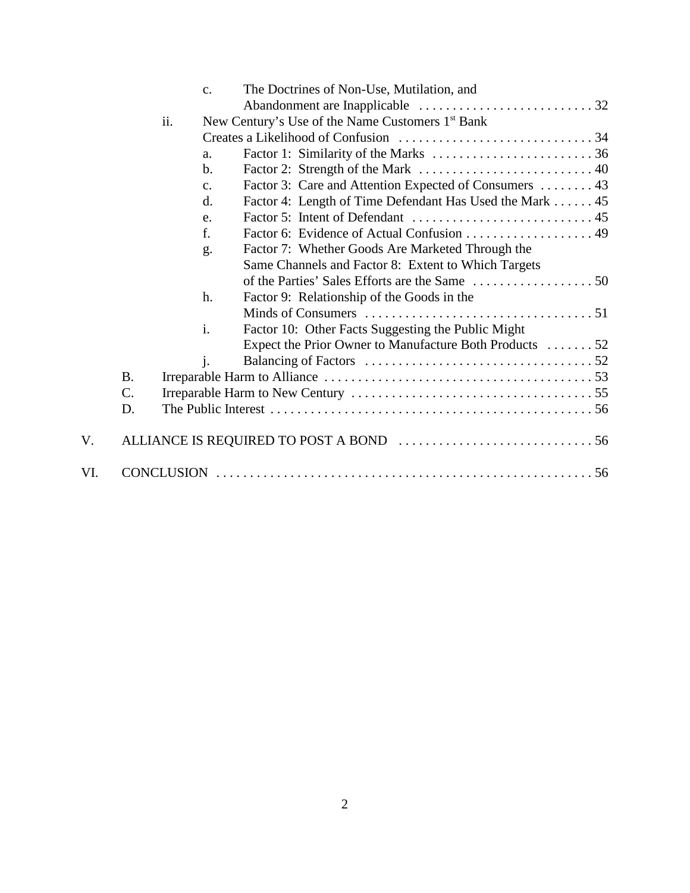c. The Doctrines of Non-Use, Mutilation, and Abandonment are Inapplicable . . . . . . . . . . . . . . . . . . . . . . . . . . 32

ii. New Century's Use of the Name Customers 1st Bank Creates a Likelihood of Confusion . . . . . . . . . . . . . . . . . . . . . . . . . . . . . 34

a. Factor 1: Similarity of the Marks . . . . . . . . . . . . . . . . . . . . . . . . 36

b. Factor 2: Strength of the Mark . . . . . . . . . . . . . . . . . . . . . . . . . . 40

c. Factor 3: Care and Attention Expected of Consumers . . . . . . . . 43

d. Factor 4: Length of Time Defendant Has Used the Mark . . . . . . 45

e. Factor 5: Intent of Defendant . . . . . . . . . . . . . . . . . . . . . . . . . . . 45

f. Factor 6: Evidence of Actual Confusion . . . . . . . . . . . . . . . . . . . 49

g. Factor 7: Whether Goods Are Marketed Through the Same Channels and Factor 8: Extent to Which Targets of the Parties' Sales Efforts are the Same . . . . . . . . . . . . . . . . . . 50

h. Factor 9: Relationship of the Goods in the Minds of Consumers . . . . . . . . . . . . . . . . . . . . . . . . . . . . . . . . . . 51

i. Factor 10: Other Facts Suggesting the Public Might Expect the Prior Owner to Manufacture Both Products . . . . . . . 52

j. Balancing of Factors . . . . . . . . . . . . . . . . . . . . . . . . . . . . . . . . . . 52

B. Irreparable Harm to Alliance . . . . . . . . . . . . . . . . . . . . . . . . . . . . . . . . . . . . . . . 53

C. Irreparable Harm to New Century . . . . . . . . . . . . . . . . . . . . . . . . . . . . . . . . . . . 55

D. The Public Interest . . . . . . . . . . . . . . . . . . . . . . . . . . . . . . . . . . . . . . . . . . . . . . . 56

V. ALLIANCE IS REQUIRED TO POST A BOND . . . . . . . . . . . . . . . . . . . . . . . . . . . . . 56

VI. CONCLUSION . . . . . . . . . . . . . . . . . . . . . . . . . . . . . . . . . . . . . . . . . . . . . . . . . . . . . . 56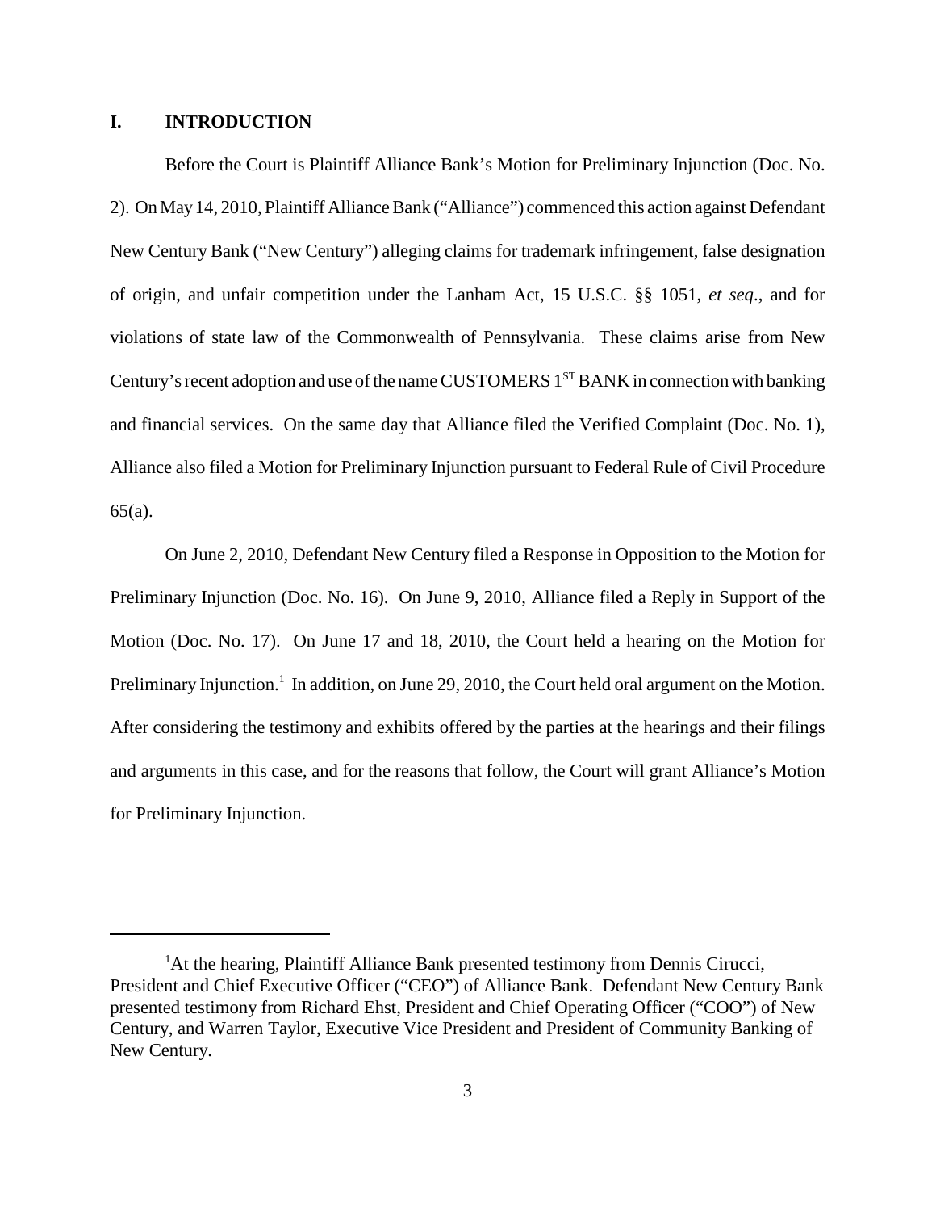## I. INTRODUCTION

Before the Court is Plaintiff Alliance Bank's Motion for Preliminary Injunction (Doc. No. 2). On May 14, 2010, Plaintiff Alliance Bank ("Alliance") commenced this action against Defendant New Century Bank ("New Century") alleging claims for trademark infringement, false designation of origin, and unfair competition under the Lanham Act, 15 U.S.C. §§ 1051, *et seq*., and for violations of state law of the Commonwealth of Pennsylvania. These claims arise from New Century's recent adoption and use of the name CUSTOMERS 1ST BANK in connection with banking and financial services. On the same day that Alliance filed the Verified Complaint (Doc. No. 1), Alliance also filed a Motion for Preliminary Injunction pursuant to Federal Rule of Civil Procedure 65(a).

On June 2, 2010, Defendant New Century filed a Response in Opposition to the Motion for Preliminary Injunction (Doc. No. 16). On June 9, 2010, Alliance filed a Reply in Support of the Motion (Doc. No. 17). On June 17 and 18, 2010, the Court held a hearing on the Motion for Preliminary Injunction.[1] In addition, on June 29, 2010, the Court held oral argument on the Motion. After considering the testimony and exhibits offered by the parties at the hearings and their filings and arguments in this case, and for the reasons that follow, the Court will grant Alliance's Motion for Preliminary Injunction.

---

[1] At the hearing, Plaintiff Alliance Bank presented testimony from Dennis Cirucci, President and Chief Executive Officer ("CEO") of Alliance Bank. Defendant New Century Bank presented testimony from Richard Ehst, President and Chief Operating Officer ("COO") of New Century, and Warren Taylor, Executive Vice President and President of Community Banking of New Century.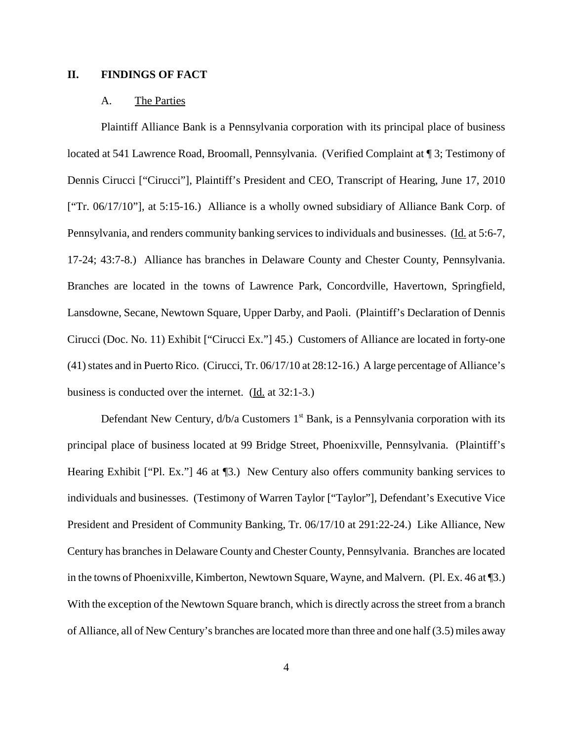## II. FINDINGS OF FACT

### A. The Parties

Plaintiff Alliance Bank is a Pennsylvania corporation with its principal place of business located at 541 Lawrence Road, Broomall, Pennsylvania. (Verified Complaint at ¶ 3; Testimony of Dennis Cirucci ["Cirucci"], Plaintiff's President and CEO, Transcript of Hearing, June 17, 2010 ["Tr. 06/17/10"], at 5:15-16.) Alliance is a wholly owned subsidiary of Alliance Bank Corp. of Pennsylvania, and renders community banking services to individuals and businesses. (Id. at 5:6-7, 17-24; 43:7-8.) Alliance has branches in Delaware County and Chester County, Pennsylvania. Branches are located in the towns of Lawrence Park, Concordville, Havertown, Springfield, Lansdowne, Secane, Newtown Square, Upper Darby, and Paoli. (Plaintiff's Declaration of Dennis Cirucci (Doc. No. 11) Exhibit ["Cirucci Ex."] 45.) Customers of Alliance are located in forty-one (41) states and in Puerto Rico. (Cirucci, Tr. 06/17/10 at 28:12-16.) A large percentage of Alliance's business is conducted over the internet. (Id. at 32:1-3.)

Defendant New Century, d/b/a Customers 1st Bank, is a Pennsylvania corporation with its principal place of business located at 99 Bridge Street, Phoenixville, Pennsylvania. (Plaintiff's Hearing Exhibit ["Pl. Ex."] 46 at ¶3.) New Century also offers community banking services to individuals and businesses. (Testimony of Warren Taylor ["Taylor"], Defendant's Executive Vice President and President of Community Banking, Tr. 06/17/10 at 291:22-24.) Like Alliance, New Century has branches in Delaware County and Chester County, Pennsylvania. Branches are located in the towns of Phoenixville, Kimberton, Newtown Square, Wayne, and Malvern. (Pl. Ex. 46 at ¶3.) With the exception of the Newtown Square branch, which is directly across the street from a branch of Alliance, all of New Century's branches are located more than three and one half (3.5) miles away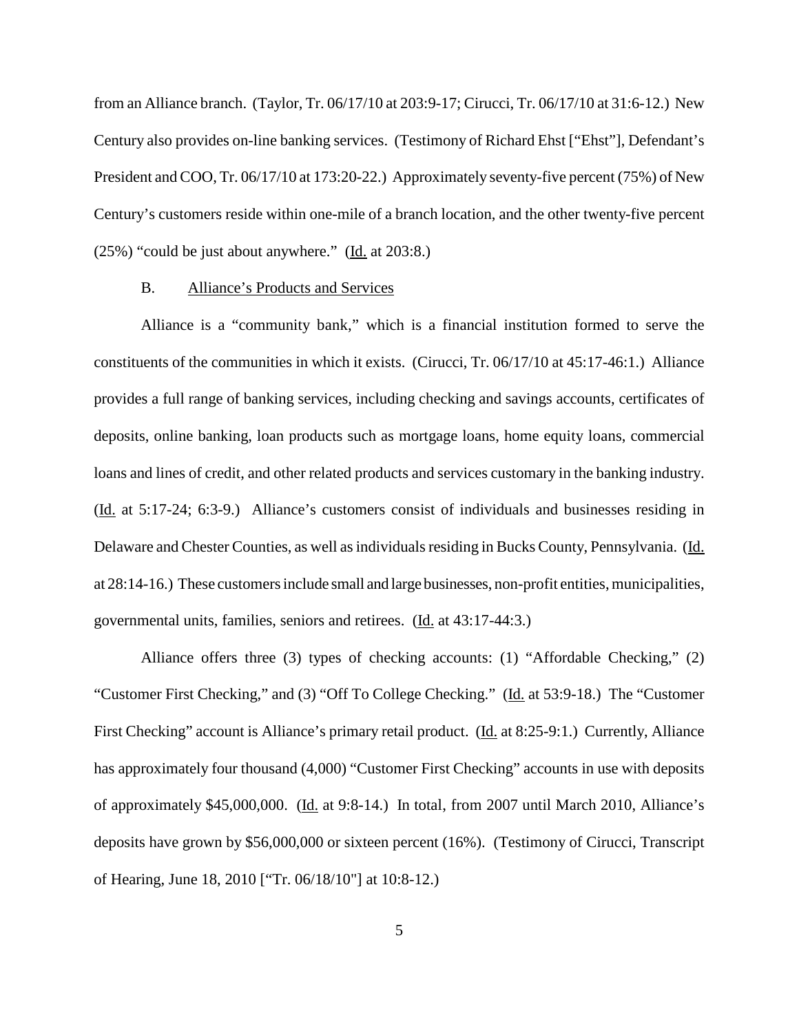from an Alliance branch. (Taylor, Tr. 06/17/10 at 203:9-17; Cirucci, Tr. 06/17/10 at 31:6-12.) New Century also provides on-line banking services. (Testimony of Richard Ehst ["Ehst"], Defendant's President and COO, Tr. 06/17/10 at 173:20-22.) Approximately seventy-five percent (75%) of New Century's customers reside within one-mile of a branch location, and the other twenty-five percent (25%) "could be just about anywhere." (Id. at 203:8.)

### B. Alliance's Products and Services

Alliance is a "community bank," which is a financial institution formed to serve the constituents of the communities in which it exists. (Cirucci, Tr. 06/17/10 at 45:17-46:1.) Alliance provides a full range of banking services, including checking and savings accounts, certificates of deposits, online banking, loan products such as mortgage loans, home equity loans, commercial loans and lines of credit, and other related products and services customary in the banking industry. (Id. at 5:17-24; 6:3-9.) Alliance's customers consist of individuals and businesses residing in Delaware and Chester Counties, as well as individuals residing in Bucks County, Pennsylvania. (Id. at 28:14-16.) These customers include small and large businesses, non-profit entities, municipalities, governmental units, families, seniors and retirees. (Id. at 43:17-44:3.)

Alliance offers three (3) types of checking accounts: (1) "Affordable Checking," (2) "Customer First Checking," and (3) "Off To College Checking." (Id. at 53:9-18.) The "Customer First Checking" account is Alliance's primary retail product. (Id. at 8:25-9:1.) Currently, Alliance has approximately four thousand (4,000) "Customer First Checking" accounts in use with deposits of approximately $45,000,000. (Id. at 9:8-14.) In total, from 2007 until March 2010, Alliance's deposits have grown by $56,000,000 or sixteen percent (16%). (Testimony of Cirucci, Transcript of Hearing, June 18, 2010 ["Tr. 06/18/10"] at 10:8-12.)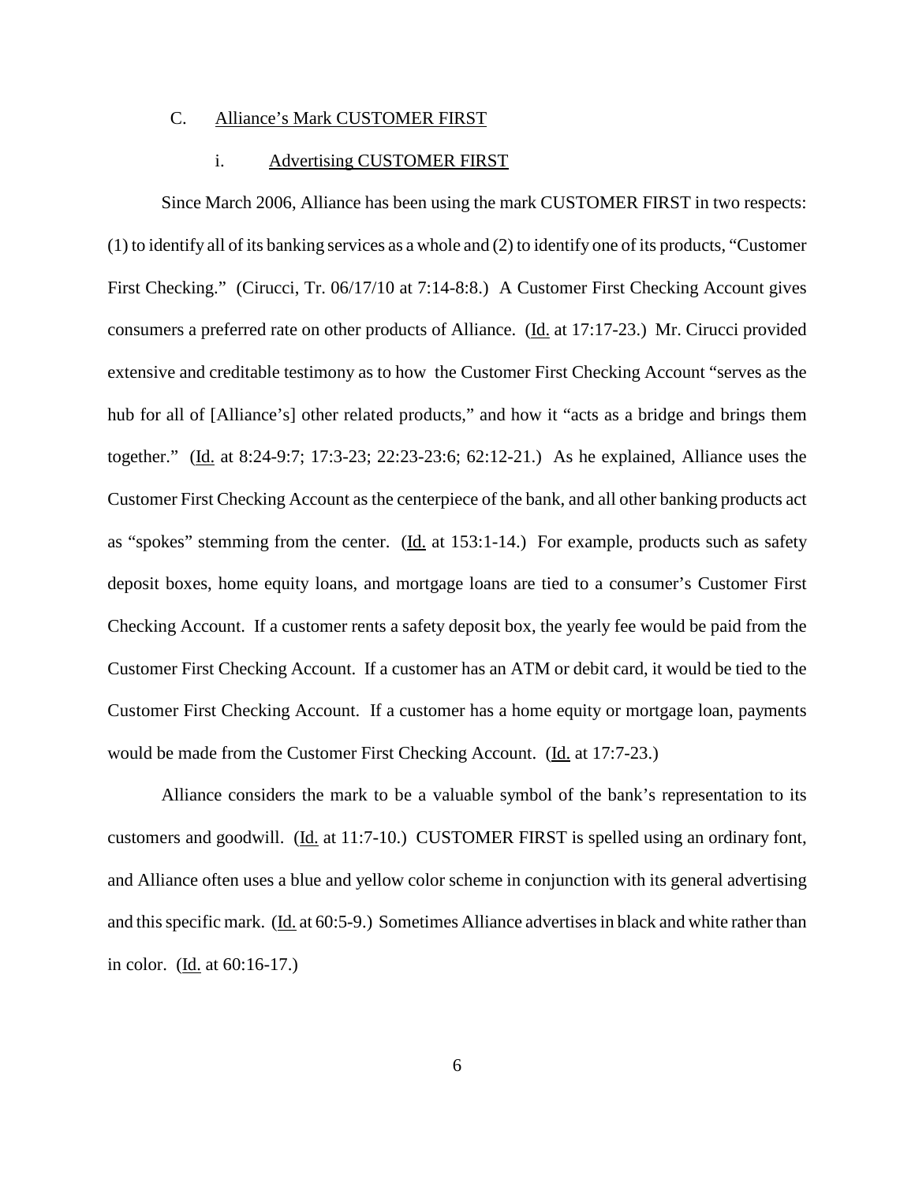### C. Alliance's Mark CUSTOMER FIRST

#### i. Advertising CUSTOMER FIRST

Since March 2006, Alliance has been using the mark CUSTOMER FIRST in two respects: (1) to identify all of its banking services as a whole and (2) to identify one of its products, "Customer First Checking." (Cirucci, Tr. 06/17/10 at 7:14-8:8.) A Customer First Checking Account gives consumers a preferred rate on other products of Alliance. (Id. at 17:17-23.) Mr. Cirucci provided extensive and creditable testimony as to how the Customer First Checking Account "serves as the hub for all of [Alliance's] other related products," and how it "acts as a bridge and brings them together." (Id. at 8:24-9:7; 17:3-23; 22:23-23:6; 62:12-21.) As he explained, Alliance uses the Customer First Checking Account as the centerpiece of the bank, and all other banking products act as "spokes" stemming from the center. (Id. at 153:1-14.) For example, products such as safety deposit boxes, home equity loans, and mortgage loans are tied to a consumer's Customer First Checking Account. If a customer rents a safety deposit box, the yearly fee would be paid from the Customer First Checking Account. If a customer has an ATM or debit card, it would be tied to the Customer First Checking Account. If a customer has a home equity or mortgage loan, payments would be made from the Customer First Checking Account. (Id. at 17:7-23.)

Alliance considers the mark to be a valuable symbol of the bank's representation to its customers and goodwill. (Id. at 11:7-10.) CUSTOMER FIRST is spelled using an ordinary font, and Alliance often uses a blue and yellow color scheme in conjunction with its general advertising and this specific mark. (Id. at 60:5-9.) Sometimes Alliance advertises in black and white rather than in color. (Id. at 60:16-17.)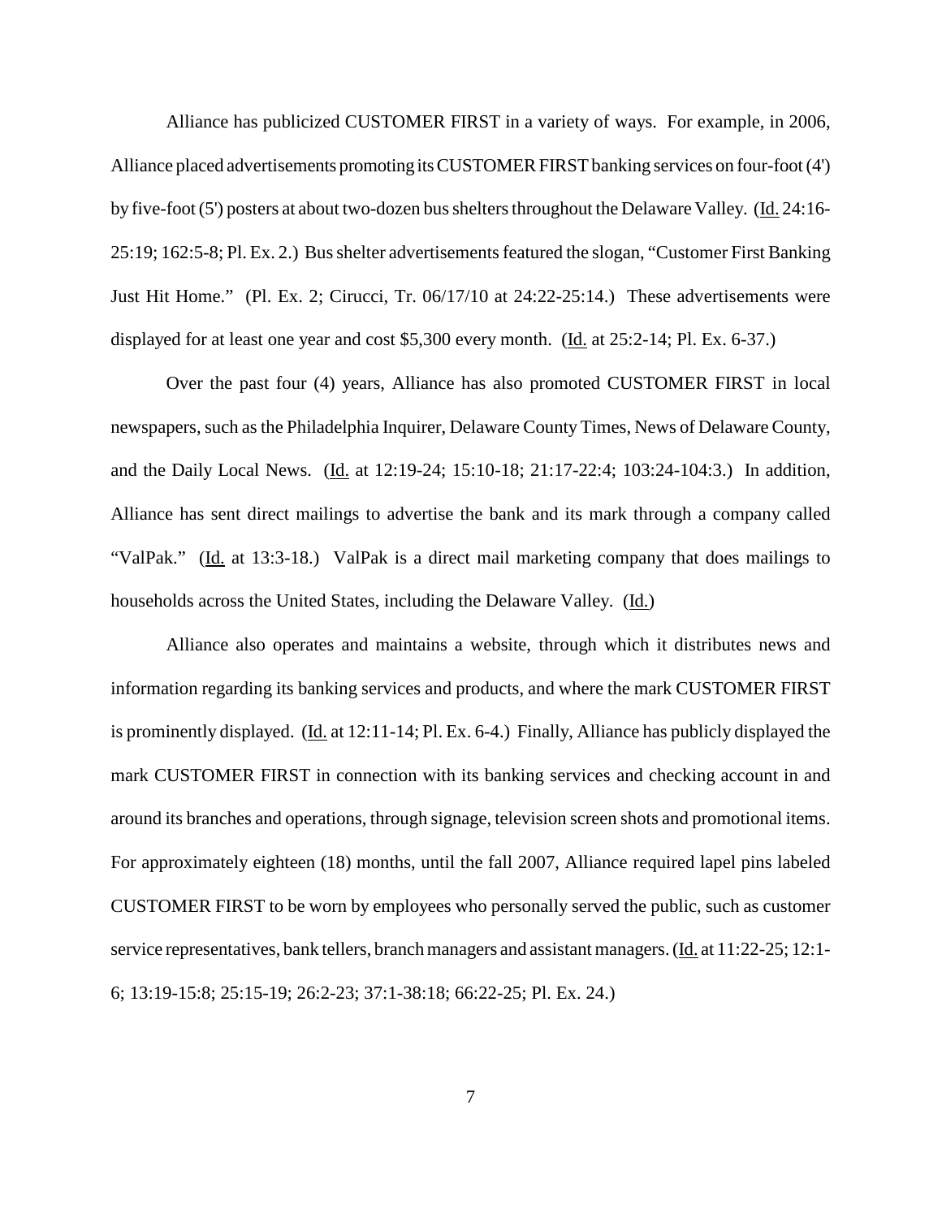Alliance has publicized CUSTOMER FIRST in a variety of ways. For example, in 2006, Alliance placed advertisements promoting its CUSTOMER FIRST banking services on four-foot (4') by five-foot (5') posters at about two-dozen bus shelters throughout the Delaware Valley. (Id. 24:16-25:19; 162:5-8; Pl. Ex. 2.) Bus shelter advertisements featured the slogan, "Customer First Banking Just Hit Home." (Pl. Ex. 2; Cirucci, Tr. 06/17/10 at 24:22-25:14.) These advertisements were displayed for at least one year and cost $5,300 every month. (Id. at 25:2-14; Pl. Ex. 6-37.)

Over the past four (4) years, Alliance has also promoted CUSTOMER FIRST in local newspapers, such as the Philadelphia Inquirer, Delaware County Times, News of Delaware County, and the Daily Local News. (Id. at 12:19-24; 15:10-18; 21:17-22:4; 103:24-104:3.) In addition, Alliance has sent direct mailings to advertise the bank and its mark through a company called "ValPak." (Id. at 13:3-18.) ValPak is a direct mail marketing company that does mailings to households across the United States, including the Delaware Valley. (Id.)

Alliance also operates and maintains a website, through which it distributes news and information regarding its banking services and products, and where the mark CUSTOMER FIRST is prominently displayed. (Id. at 12:11-14; Pl. Ex. 6-4.) Finally, Alliance has publicly displayed the mark CUSTOMER FIRST in connection with its banking services and checking account in and around its branches and operations, through signage, television screen shots and promotional items. For approximately eighteen (18) months, until the fall 2007, Alliance required lapel pins labeled CUSTOMER FIRST to be worn by employees who personally served the public, such as customer service representatives, bank tellers, branch managers and assistant managers. (Id. at 11:22-25; 12:1-6; 13:19-15:8; 25:15-19; 26:2-23; 37:1-38:18; 66:22-25; Pl. Ex. 24.)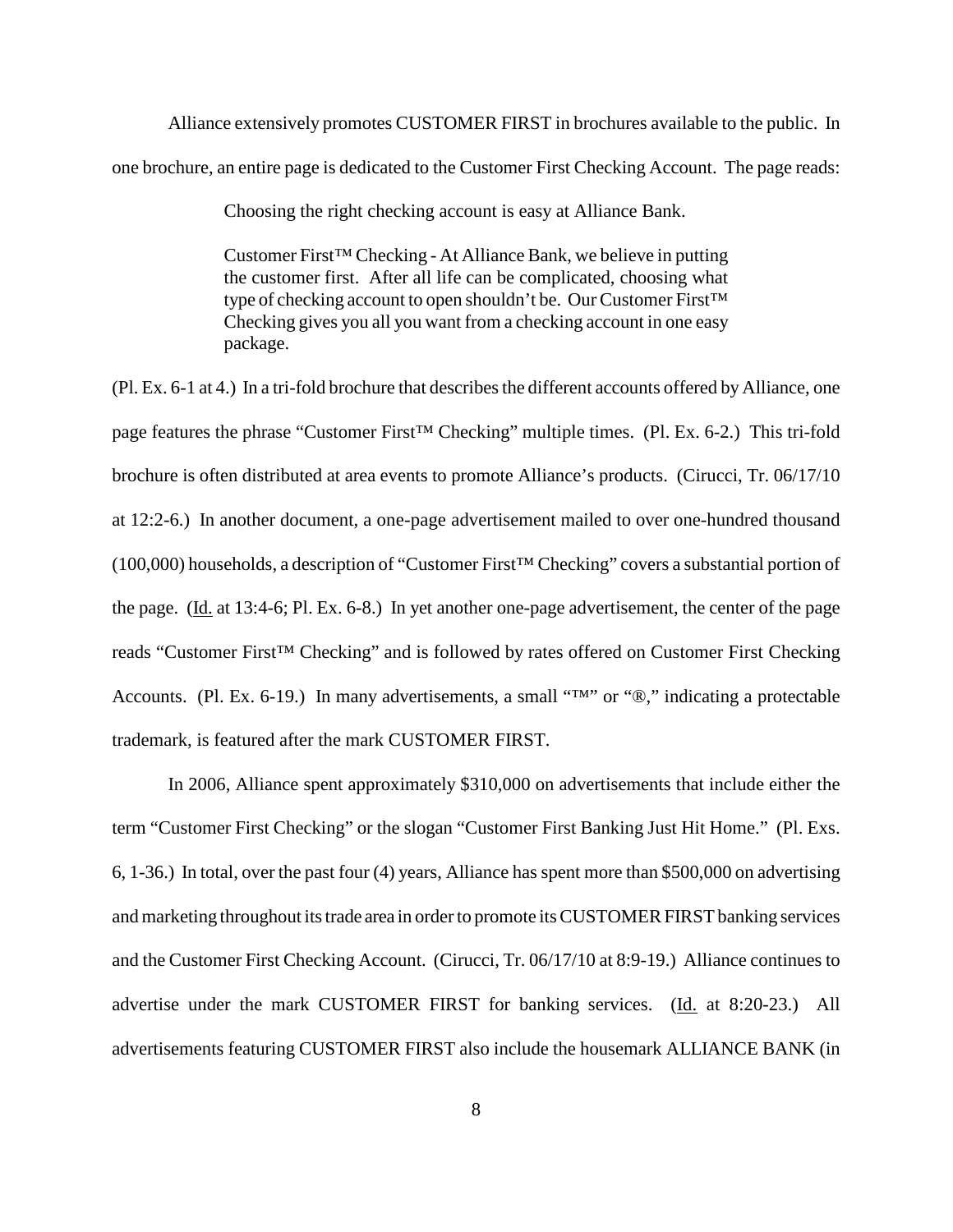Alliance extensively promotes CUSTOMER FIRST in brochures available to the public. In one brochure, an entire page is dedicated to the Customer First Checking Account. The page reads:

> Choosing the right checking account is easy at Alliance Bank.
>
> Customer First™ Checking - At Alliance Bank, we believe in putting the customer first. After all life can be complicated, choosing what type of checking account to open shouldn't be. Our Customer First™ Checking gives you all you want from a checking account in one easy package.

(Pl. Ex. 6-1 at 4.) In a tri-fold brochure that describes the different accounts offered by Alliance, one page features the phrase "Customer First™ Checking" multiple times. (Pl. Ex. 6-2.) This tri-fold brochure is often distributed at area events to promote Alliance's products. (Cirucci, Tr. 06/17/10 at 12:2-6.) In another document, a one-page advertisement mailed to over one-hundred thousand (100,000) households, a description of "Customer First™ Checking" covers a substantial portion of the page. (Id. at 13:4-6; Pl. Ex. 6-8.) In yet another one-page advertisement, the center of the page reads "Customer First™ Checking" and is followed by rates offered on Customer First Checking Accounts. (Pl. Ex. 6-19.) In many advertisements, a small "™" or "®," indicating a protectable trademark, is featured after the mark CUSTOMER FIRST.

In 2006, Alliance spent approximately $310,000 on advertisements that include either the term "Customer First Checking" or the slogan "Customer First Banking Just Hit Home." (Pl. Exs. 6, 1-36.) In total, over the past four (4) years, Alliance has spent more than $500,000 on advertising and marketing throughout its trade area in order to promote its CUSTOMER FIRST banking services and the Customer First Checking Account. (Cirucci, Tr. 06/17/10 at 8:9-19.) Alliance continues to advertise under the mark CUSTOMER FIRST for banking services. (Id. at 8:20-23.) All advertisements featuring CUSTOMER FIRST also include the housemark ALLIANCE BANK (in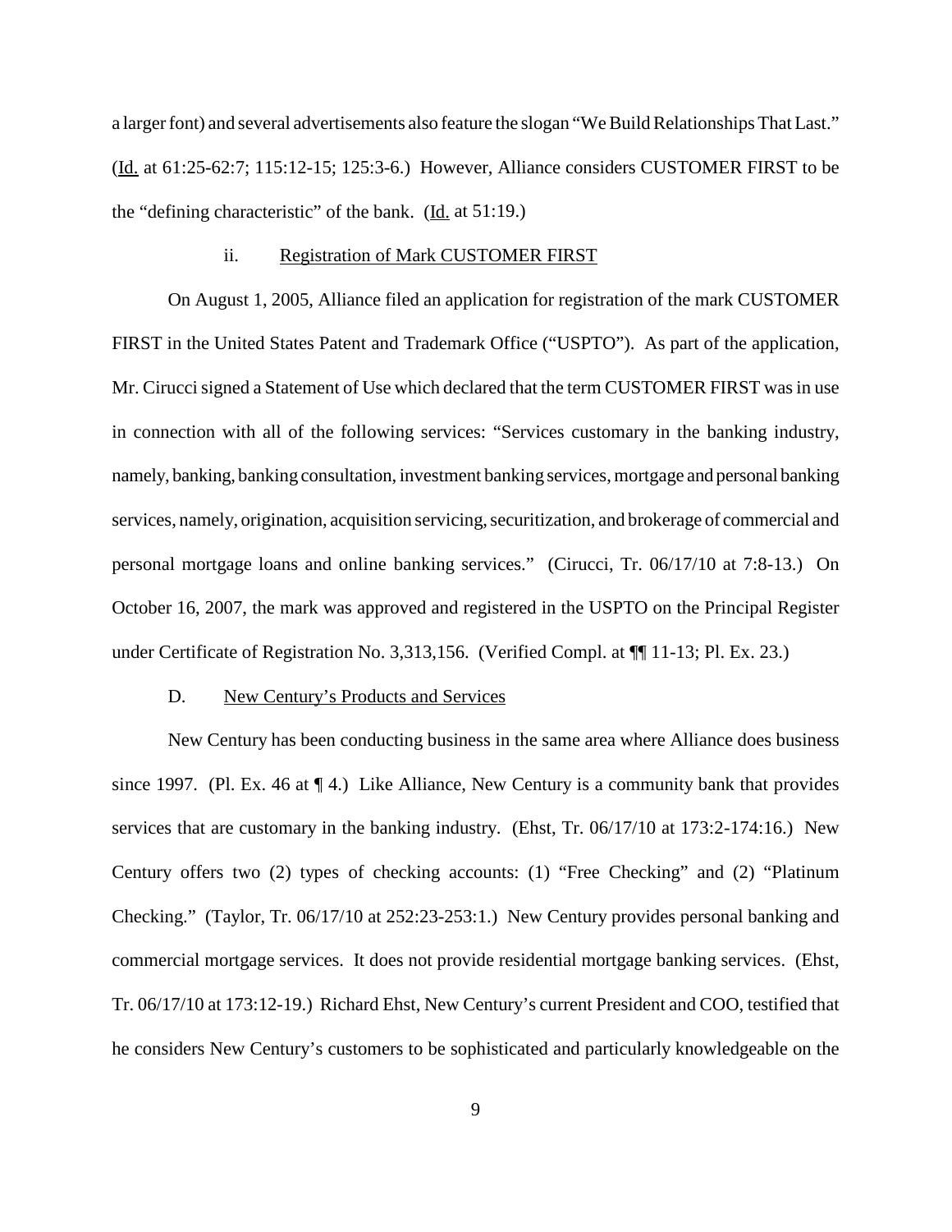a larger font) and several advertisements also feature the slogan "We Build Relationships That Last." (Id. at 61:25-62:7; 115:12-15; 125:3-6.) However, Alliance considers CUSTOMER FIRST to be the "defining characteristic" of the bank. (Id. at 51:19.)

### ii. Registration of Mark CUSTOMER FIRST

On August 1, 2005, Alliance filed an application for registration of the mark CUSTOMER FIRST in the United States Patent and Trademark Office ("USPTO"). As part of the application, Mr. Cirucci signed a Statement of Use which declared that the term CUSTOMER FIRST was in use in connection with all of the following services: "Services customary in the banking industry, namely, banking, banking consultation, investment banking services, mortgage and personal banking services, namely, origination, acquisition servicing, securitization, and brokerage of commercial and personal mortgage loans and online banking services." (Cirucci, Tr. 06/17/10 at 7:8-13.) On October 16, 2007, the mark was approved and registered in the USPTO on the Principal Register under Certificate of Registration No. 3,313,156. (Verified Compl. at ¶¶ 11-13; Pl. Ex. 23.)

### D. New Century's Products and Services

New Century has been conducting business in the same area where Alliance does business since 1997. (Pl. Ex. 46 at ¶ 4.) Like Alliance, New Century is a community bank that provides services that are customary in the banking industry. (Ehst, Tr. 06/17/10 at 173:2-174:16.) New Century offers two (2) types of checking accounts: (1) "Free Checking" and (2) "Platinum Checking." (Taylor, Tr. 06/17/10 at 252:23-253:1.) New Century provides personal banking and commercial mortgage services. It does not provide residential mortgage banking services. (Ehst, Tr. 06/17/10 at 173:12-19.) Richard Ehst, New Century's current President and COO, testified that he considers New Century's customers to be sophisticated and particularly knowledgeable on the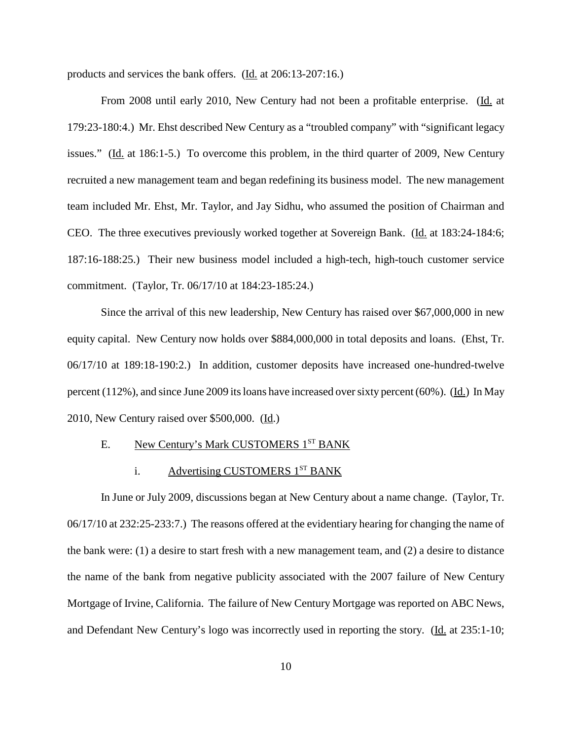products and services the bank offers. (Id. at 206:13-207:16.)

From 2008 until early 2010, New Century had not been a profitable enterprise. (Id. at 179:23-180:4.) Mr. Ehst described New Century as a "troubled company" with "significant legacy issues." (Id. at 186:1-5.) To overcome this problem, in the third quarter of 2009, New Century recruited a new management team and began redefining its business model. The new management team included Mr. Ehst, Mr. Taylor, and Jay Sidhu, who assumed the position of Chairman and CEO. The three executives previously worked together at Sovereign Bank. (Id. at 183:24-184:6; 187:16-188:25.) Their new business model included a high-tech, high-touch customer service commitment. (Taylor, Tr. 06/17/10 at 184:23-185:24.)

Since the arrival of this new leadership, New Century has raised over $67,000,000 in new equity capital. New Century now holds over $884,000,000 in total deposits and loans. (Ehst, Tr. 06/17/10 at 189:18-190:2.) In addition, customer deposits have increased one-hundred-twelve percent (112%), and since June 2009 its loans have increased over sixty percent (60%). (Id.) In May 2010, New Century raised over $500,000. (Id.)

E. New Century's Mark CUSTOMERS 1ST BANK

i. Advertising CUSTOMERS 1ST BANK

In June or July 2009, discussions began at New Century about a name change. (Taylor, Tr. 06/17/10 at 232:25-233:7.) The reasons offered at the evidentiary hearing for changing the name of the bank were: (1) a desire to start fresh with a new management team, and (2) a desire to distance the name of the bank from negative publicity associated with the 2007 failure of New Century Mortgage of Irvine, California. The failure of New Century Mortgage was reported on ABC News, and Defendant New Century's logo was incorrectly used in reporting the story. (Id. at 235:1-10;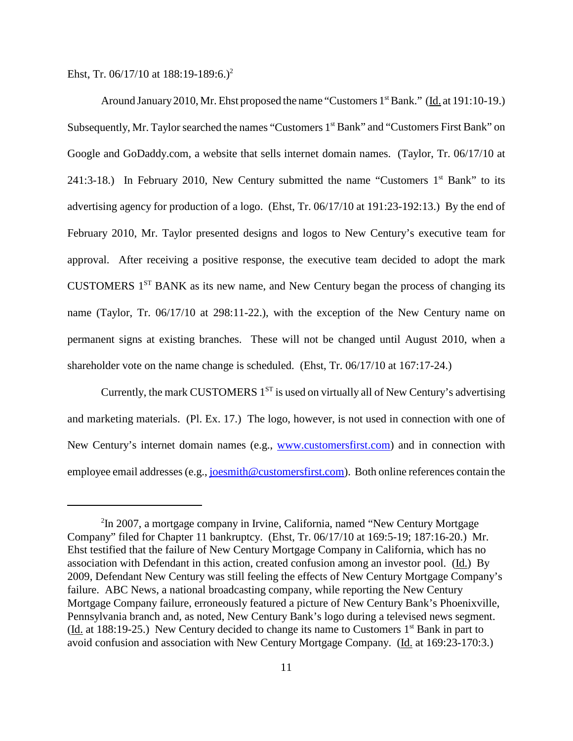Ehst, Tr. 06/17/10 at 188:19-189:6.)[2]

Around January 2010, Mr. Ehst proposed the name "Customers 1st Bank." (Id. at 191:10-19.) Subsequently, Mr. Taylor searched the names "Customers 1st Bank" and "Customers First Bank" on Google and GoDaddy.com, a website that sells internet domain names. (Taylor, Tr. 06/17/10 at 241:3-18.) In February 2010, New Century submitted the name "Customers 1st Bank" to its advertising agency for production of a logo. (Ehst, Tr. 06/17/10 at 191:23-192:13.) By the end of February 2010, Mr. Taylor presented designs and logos to New Century's executive team for approval. After receiving a positive response, the executive team decided to adopt the mark CUSTOMERS 1ST BANK as its new name, and New Century began the process of changing its name (Taylor, Tr. 06/17/10 at 298:11-22.), with the exception of the New Century name on permanent signs at existing branches. These will not be changed until August 2010, when a shareholder vote on the name change is scheduled. (Ehst, Tr. 06/17/10 at 167:17-24.)

Currently, the mark CUSTOMERS 1ST is used on virtually all of New Century's advertising and marketing materials. (Pl. Ex. 17.) The logo, however, is not used in connection with one of New Century's internet domain names (e.g., www.customersfirst.com) and in connection with employee email addresses (e.g., joesmith@customersfirst.com). Both online references contain the

---

[2] In 2007, a mortgage company in Irvine, California, named "New Century Mortgage Company" filed for Chapter 11 bankruptcy. (Ehst, Tr. 06/17/10 at 169:5-19; 187:16-20.) Mr. Ehst testified that the failure of New Century Mortgage Company in California, which has no association with Defendant in this action, created confusion among an investor pool. (Id.) By 2009, Defendant New Century was still feeling the effects of New Century Mortgage Company's failure. ABC News, a national broadcasting company, while reporting the New Century Mortgage Company failure, erroneously featured a picture of New Century Bank's Phoenixville, Pennsylvania branch and, as noted, New Century Bank's logo during a televised news segment. (Id. at 188:19-25.) New Century decided to change its name to Customers 1st Bank in part to avoid confusion and association with New Century Mortgage Company. (Id. at 169:23-170:3.)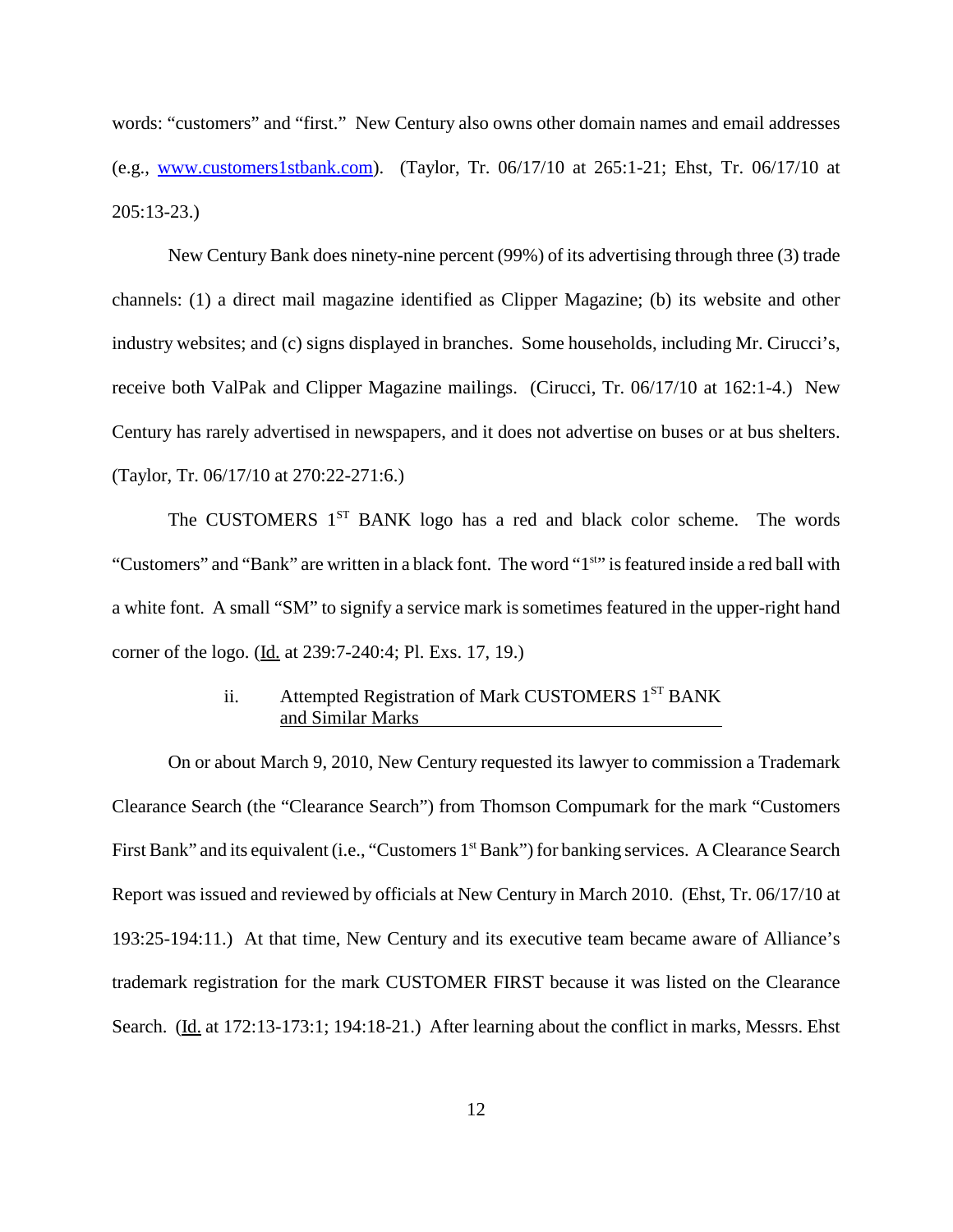words: "customers" and "first." New Century also owns other domain names and email addresses (e.g., www.customers1stbank.com). (Taylor, Tr. 06/17/10 at 265:1-21; Ehst, Tr. 06/17/10 at 205:13-23.)

New Century Bank does ninety-nine percent (99%) of its advertising through three (3) trade channels: (1) a direct mail magazine identified as Clipper Magazine; (b) its website and other industry websites; and (c) signs displayed in branches. Some households, including Mr. Cirucci's, receive both ValPak and Clipper Magazine mailings. (Cirucci, Tr. 06/17/10 at 162:1-4.) New Century has rarely advertised in newspapers, and it does not advertise on buses or at bus shelters. (Taylor, Tr. 06/17/10 at 270:22-271:6.)

The CUSTOMERS 1ST BANK logo has a red and black color scheme. The words "Customers" and "Bank" are written in a black font. The word "1st" is featured inside a red ball with a white font. A small "SM" to signify a service mark is sometimes featured in the upper-right hand corner of the logo. (Id. at 239:7-240:4; Pl. Exs. 17, 19.)

ii. Attempted Registration of Mark CUSTOMERS 1ST BANK and Similar Marks

On or about March 9, 2010, New Century requested its lawyer to commission a Trademark Clearance Search (the "Clearance Search") from Thomson Compumark for the mark "Customers First Bank" and its equivalent (i.e., "Customers 1st Bank") for banking services. A Clearance Search Report was issued and reviewed by officials at New Century in March 2010. (Ehst, Tr. 06/17/10 at 193:25-194:11.) At that time, New Century and its executive team became aware of Alliance's trademark registration for the mark CUSTOMER FIRST because it was listed on the Clearance Search. (Id. at 172:13-173:1; 194:18-21.) After learning about the conflict in marks, Messrs. Ehst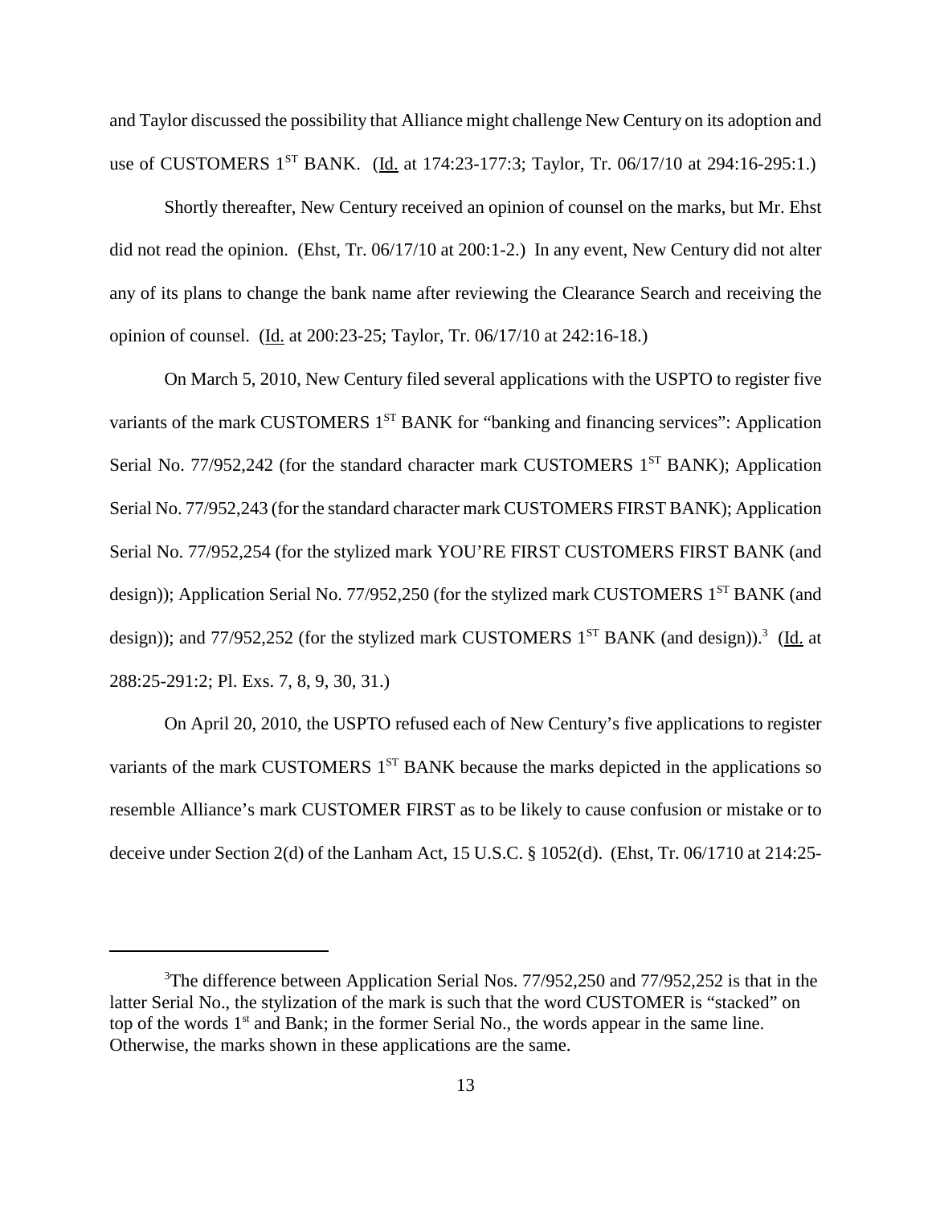and Taylor discussed the possibility that Alliance might challenge New Century on its adoption and use of CUSTOMERS 1ST BANK. (Id. at 174:23-177:3; Taylor, Tr. 06/17/10 at 294:16-295:1.)

Shortly thereafter, New Century received an opinion of counsel on the marks, but Mr. Ehst did not read the opinion. (Ehst, Tr. 06/17/10 at 200:1-2.) In any event, New Century did not alter any of its plans to change the bank name after reviewing the Clearance Search and receiving the opinion of counsel. (Id. at 200:23-25; Taylor, Tr. 06/17/10 at 242:16-18.)

On March 5, 2010, New Century filed several applications with the USPTO to register five variants of the mark CUSTOMERS 1ST BANK for "banking and financing services": Application Serial No. 77/952,242 (for the standard character mark CUSTOMERS 1ST BANK); Application Serial No. 77/952,243 (for the standard character mark CUSTOMERS FIRST BANK); Application Serial No. 77/952,254 (for the stylized mark YOU'RE FIRST CUSTOMERS FIRST BANK (and design)); Application Serial No. 77/952,250 (for the stylized mark CUSTOMERS 1ST BANK (and design)); and 77/952,252 (for the stylized mark CUSTOMERS 1ST BANK (and design)).[3] (Id. at 288:25-291:2; Pl. Exs. 7, 8, 9, 30, 31.)

On April 20, 2010, the USPTO refused each of New Century's five applications to register variants of the mark CUSTOMERS 1ST BANK because the marks depicted in the applications so resemble Alliance's mark CUSTOMER FIRST as to be likely to cause confusion or mistake or to deceive under Section 2(d) of the Lanham Act, 15 U.S.C. § 1052(d). (Ehst, Tr. 06/1710 at 214:25-

---

[3]The difference between Application Serial Nos. 77/952,250 and 77/952,252 is that in the latter Serial No., the stylization of the mark is such that the word CUSTOMER is "stacked" on top of the words 1st and Bank; in the former Serial No., the words appear in the same line. Otherwise, the marks shown in these applications are the same.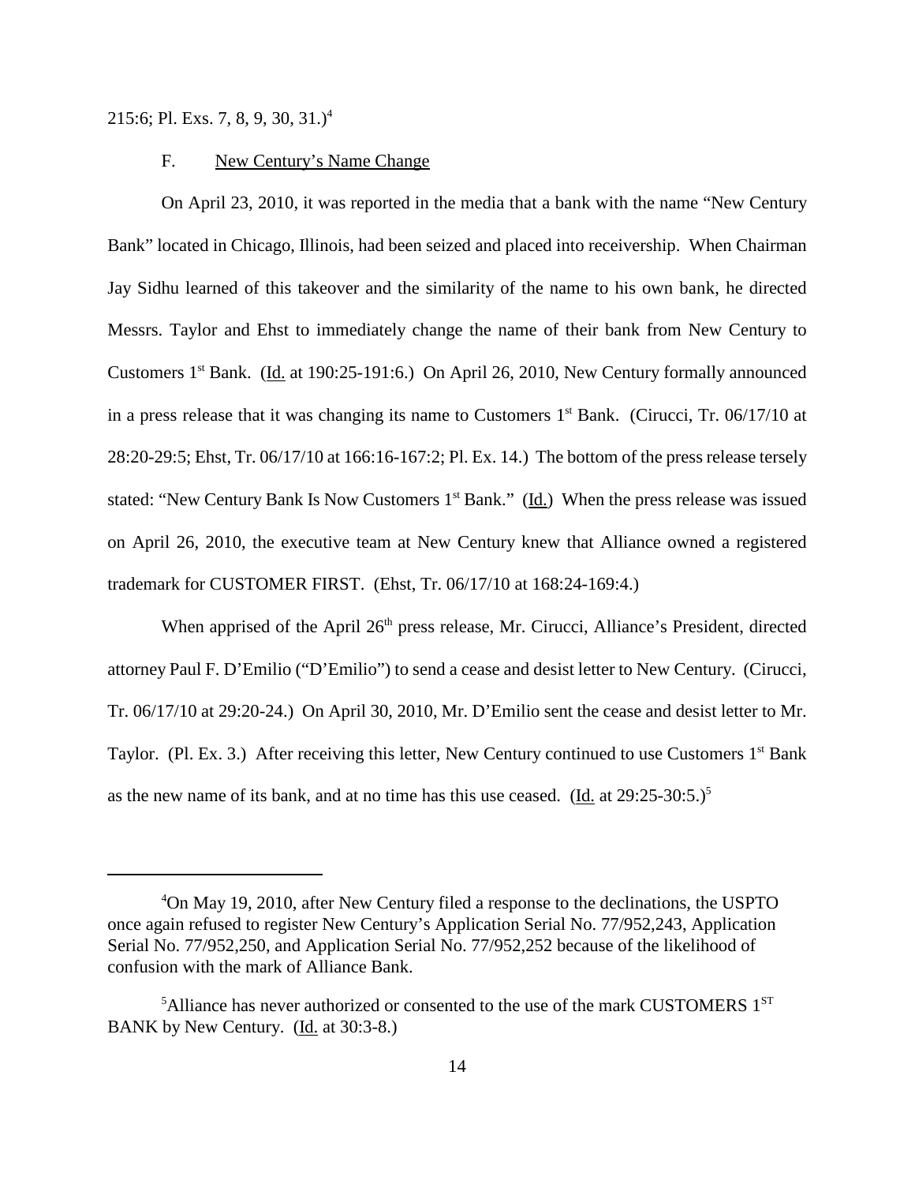215:6; Pl. Exs. 7, 8, 9, 30, 31.)[4]

F. New Century's Name Change

On April 23, 2010, it was reported in the media that a bank with the name "New Century Bank" located in Chicago, Illinois, had been seized and placed into receivership. When Chairman Jay Sidhu learned of this takeover and the similarity of the name to his own bank, he directed Messrs. Taylor and Ehst to immediately change the name of their bank from New Century to Customers 1st Bank. (Id. at 190:25-191:6.) On April 26, 2010, New Century formally announced in a press release that it was changing its name to Customers 1st Bank. (Cirucci, Tr. 06/17/10 at 28:20-29:5; Ehst, Tr. 06/17/10 at 166:16-167:2; Pl. Ex. 14.) The bottom of the press release tersely stated: "New Century Bank Is Now Customers 1st Bank." (Id.) When the press release was issued on April 26, 2010, the executive team at New Century knew that Alliance owned a registered trademark for CUSTOMER FIRST. (Ehst, Tr. 06/17/10 at 168:24-169:4.)

When apprised of the April 26th press release, Mr. Cirucci, Alliance's President, directed attorney Paul F. D'Emilio ("D'Emilio") to send a cease and desist letter to New Century. (Cirucci, Tr. 06/17/10 at 29:20-24.) On April 30, 2010, Mr. D'Emilio sent the cease and desist letter to Mr. Taylor. (Pl. Ex. 3.) After receiving this letter, New Century continued to use Customers 1st Bank as the new name of its bank, and at no time has this use ceased. (Id. at 29:25-30:5.)[5]

---

[4]On May 19, 2010, after New Century filed a response to the declinations, the USPTO once again refused to register New Century's Application Serial No. 77/952,243, Application Serial No. 77/952,250, and Application Serial No. 77/952,252 because of the likelihood of confusion with the mark of Alliance Bank.

[5]Alliance has never authorized or consented to the use of the mark CUSTOMERS 1ST BANK by New Century. (Id. at 30:3-8.)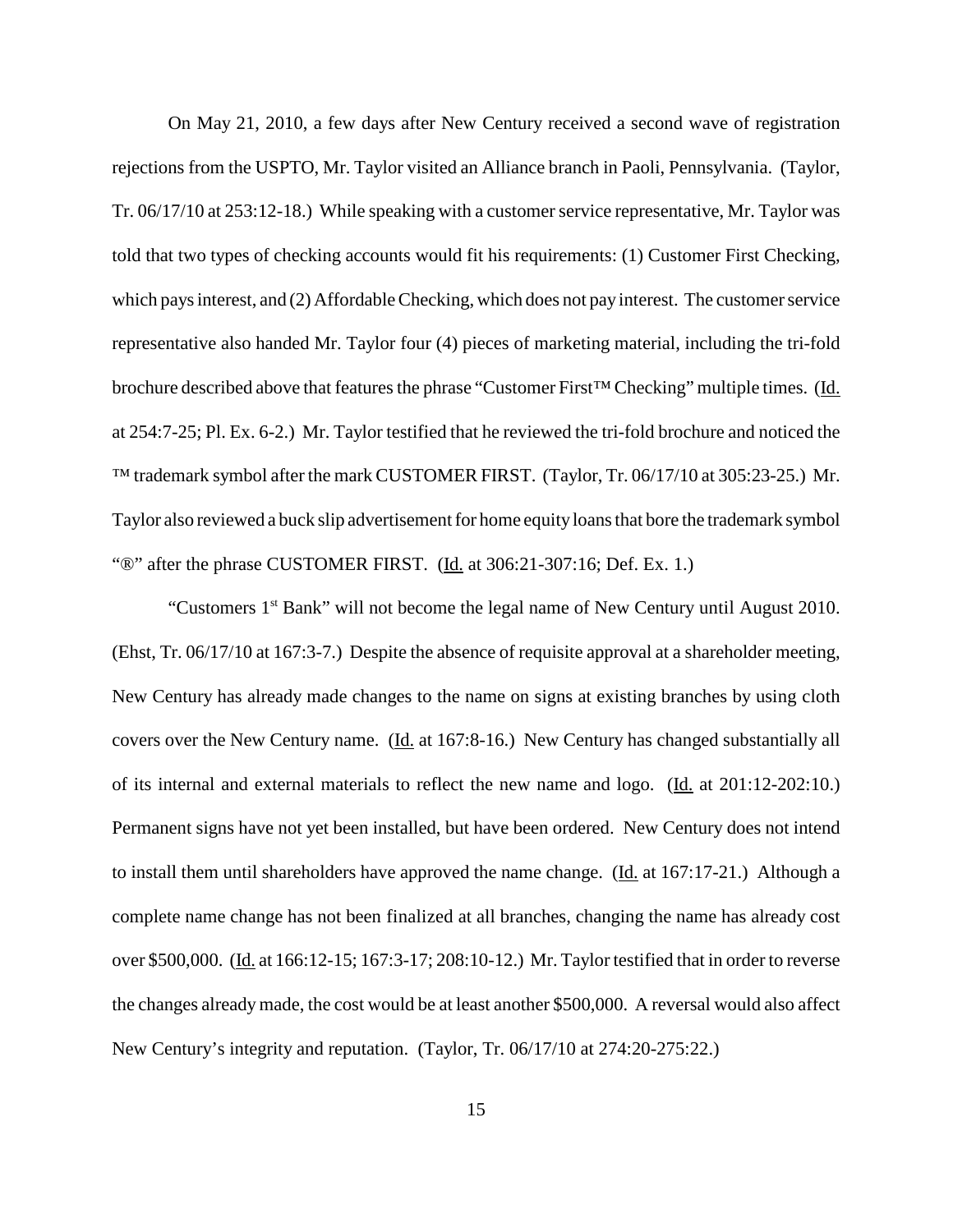On May 21, 2010, a few days after New Century received a second wave of registration rejections from the USPTO, Mr. Taylor visited an Alliance branch in Paoli, Pennsylvania. (Taylor, Tr. 06/17/10 at 253:12-18.) While speaking with a customer service representative, Mr. Taylor was told that two types of checking accounts would fit his requirements: (1) Customer First Checking, which pays interest, and (2) Affordable Checking, which does not pay interest. The customer service representative also handed Mr. Taylor four (4) pieces of marketing material, including the tri-fold brochure described above that features the phrase "Customer First™ Checking" multiple times. (Id. at 254:7-25; Pl. Ex. 6-2.) Mr. Taylor testified that he reviewed the tri-fold brochure and noticed the ™ trademark symbol after the mark CUSTOMER FIRST. (Taylor, Tr. 06/17/10 at 305:23-25.) Mr. Taylor also reviewed a buck slip advertisement for home equity loans that bore the trademark symbol "®" after the phrase CUSTOMER FIRST. (Id. at 306:21-307:16; Def. Ex. 1.)

"Customers 1st Bank" will not become the legal name of New Century until August 2010. (Ehst, Tr. 06/17/10 at 167:3-7.) Despite the absence of requisite approval at a shareholder meeting, New Century has already made changes to the name on signs at existing branches by using cloth covers over the New Century name. (Id. at 167:8-16.) New Century has changed substantially all of its internal and external materials to reflect the new name and logo. (Id. at 201:12-202:10.) Permanent signs have not yet been installed, but have been ordered. New Century does not intend to install them until shareholders have approved the name change. (Id. at 167:17-21.) Although a complete name change has not been finalized at all branches, changing the name has already cost over $500,000. (Id. at 166:12-15; 167:3-17; 208:10-12.) Mr. Taylor testified that in order to reverse the changes already made, the cost would be at least another $500,000. A reversal would also affect New Century's integrity and reputation. (Taylor, Tr. 06/17/10 at 274:20-275:22.)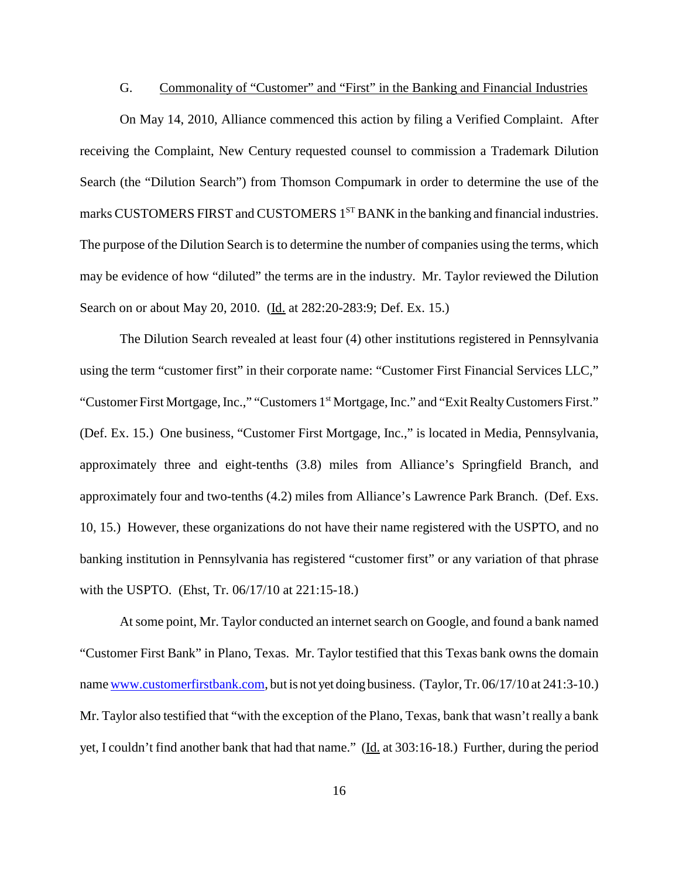### G. Commonality of "Customer" and "First" in the Banking and Financial Industries

On May 14, 2010, Alliance commenced this action by filing a Verified Complaint. After receiving the Complaint, New Century requested counsel to commission a Trademark Dilution Search (the "Dilution Search") from Thomson Compumark in order to determine the use of the marks CUSTOMERS FIRST and CUSTOMERS 1ST BANK in the banking and financial industries. The purpose of the Dilution Search is to determine the number of companies using the terms, which may be evidence of how "diluted" the terms are in the industry. Mr. Taylor reviewed the Dilution Search on or about May 20, 2010. (Id. at 282:20-283:9; Def. Ex. 15.)

The Dilution Search revealed at least four (4) other institutions registered in Pennsylvania using the term "customer first" in their corporate name: "Customer First Financial Services LLC," "Customer First Mortgage, Inc.," "Customers 1st Mortgage, Inc." and "Exit Realty Customers First." (Def. Ex. 15.) One business, "Customer First Mortgage, Inc.," is located in Media, Pennsylvania, approximately three and eight-tenths (3.8) miles from Alliance's Springfield Branch, and approximately four and two-tenths (4.2) miles from Alliance's Lawrence Park Branch. (Def. Exs. 10, 15.) However, these organizations do not have their name registered with the USPTO, and no banking institution in Pennsylvania has registered "customer first" or any variation of that phrase with the USPTO. (Ehst, Tr. 06/17/10 at 221:15-18.)

At some point, Mr. Taylor conducted an internet search on Google, and found a bank named "Customer First Bank" in Plano, Texas. Mr. Taylor testified that this Texas bank owns the domain name www.customerfirstbank.com, but is not yet doing business. (Taylor, Tr. 06/17/10 at 241:3-10.) Mr. Taylor also testified that "with the exception of the Plano, Texas, bank that wasn't really a bank yet, I couldn't find another bank that had that name." (Id. at 303:16-18.) Further, during the period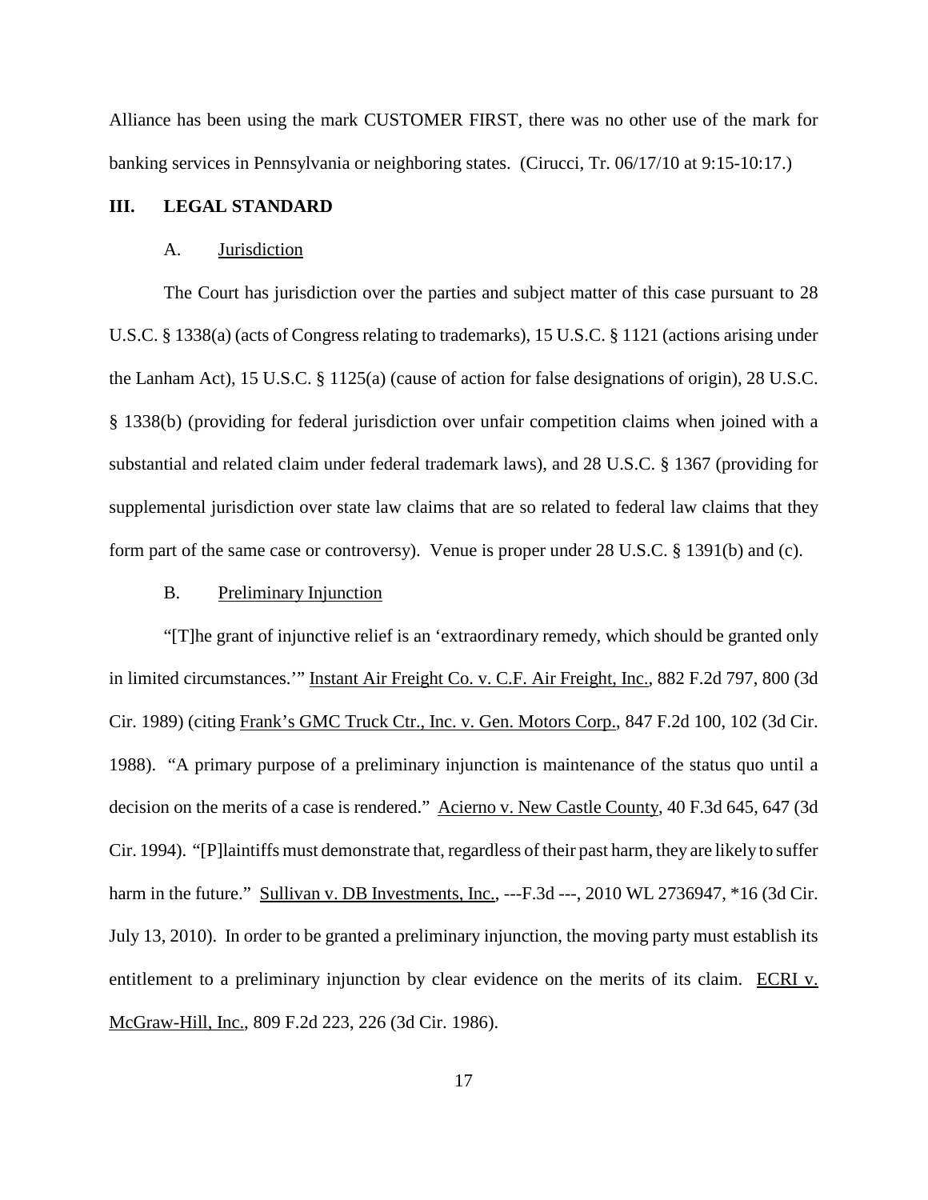Alliance has been using the mark CUSTOMER FIRST, there was no other use of the mark for banking services in Pennsylvania or neighboring states. (Cirucci, Tr. 06/17/10 at 9:15-10:17.)

## III. LEGAL STANDARD

### A. Jurisdiction

The Court has jurisdiction over the parties and subject matter of this case pursuant to 28 U.S.C. § 1338(a) (acts of Congress relating to trademarks), 15 U.S.C. § 1121 (actions arising under the Lanham Act), 15 U.S.C. § 1125(a) (cause of action for false designations of origin), 28 U.S.C. § 1338(b) (providing for federal jurisdiction over unfair competition claims when joined with a substantial and related claim under federal trademark laws), and 28 U.S.C. § 1367 (providing for supplemental jurisdiction over state law claims that are so related to federal law claims that they form part of the same case or controversy). Venue is proper under 28 U.S.C. § 1391(b) and (c).

### B. Preliminary Injunction

"[T]he grant of injunctive relief is an 'extraordinary remedy, which should be granted only in limited circumstances.'" Instant Air Freight Co. v. C.F. Air Freight, Inc., 882 F.2d 797, 800 (3d Cir. 1989) (citing Frank's GMC Truck Ctr., Inc. v. Gen. Motors Corp., 847 F.2d 100, 102 (3d Cir. 1988). "A primary purpose of a preliminary injunction is maintenance of the status quo until a decision on the merits of a case is rendered." Acierno v. New Castle County, 40 F.3d 645, 647 (3d Cir. 1994). "[P]laintiffs must demonstrate that, regardless of their past harm, they are likely to suffer harm in the future." Sullivan v. DB Investments, Inc., ---F.3d ---, 2010 WL 2736947, *16 (3d Cir. July 13, 2010). In order to be granted a preliminary injunction, the moving party must establish its entitlement to a preliminary injunction by clear evidence on the merits of its claim. ECRI v. McGraw-Hill, Inc., 809 F.2d 223, 226 (3d Cir. 1986).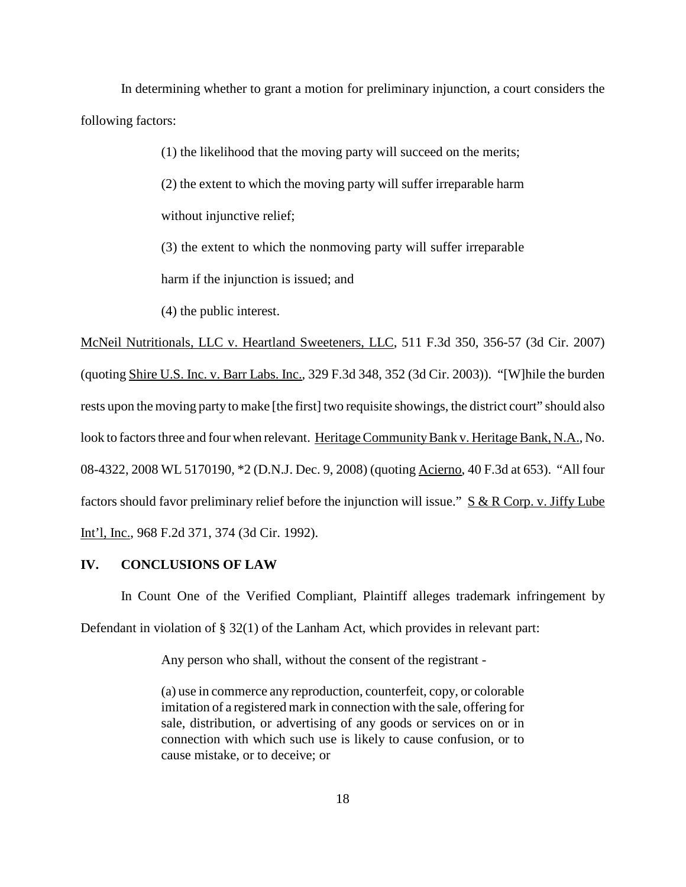In determining whether to grant a motion for preliminary injunction, a court considers the following factors:

> (1) the likelihood that the moving party will succeed on the merits;
>
> (2) the extent to which the moving party will suffer irreparable harm without injunctive relief;
>
> (3) the extent to which the nonmoving party will suffer irreparable harm if the injunction is issued; and
>
> (4) the public interest.

McNeil Nutritionals, LLC v. Heartland Sweeteners, LLC, 511 F.3d 350, 356-57 (3d Cir. 2007) (quoting Shire U.S. Inc. v. Barr Labs. Inc., 329 F.3d 348, 352 (3d Cir. 2003)). "[W]hile the burden rests upon the moving party to make [the first] two requisite showings, the district court" should also look to factors three and four when relevant. Heritage Community Bank v. Heritage Bank, N.A., No. 08-4322, 2008 WL 5170190, *2 (D.N.J. Dec. 9, 2008) (quoting Acierno, 40 F.3d at 653). "All four factors should favor preliminary relief before the injunction will issue." S & R Corp. v. Jiffy Lube Int'l, Inc., 968 F.2d 371, 374 (3d Cir. 1992).

## IV. CONCLUSIONS OF LAW

In Count One of the Verified Compliant, Plaintiff alleges trademark infringement by Defendant in violation of § 32(1) of the Lanham Act, which provides in relevant part:

> Any person who shall, without the consent of the registrant -
>
> (a) use in commerce any reproduction, counterfeit, copy, or colorable imitation of a registered mark in connection with the sale, offering for sale, distribution, or advertising of any goods or services on or in connection with which such use is likely to cause confusion, or to cause mistake, or to deceive; or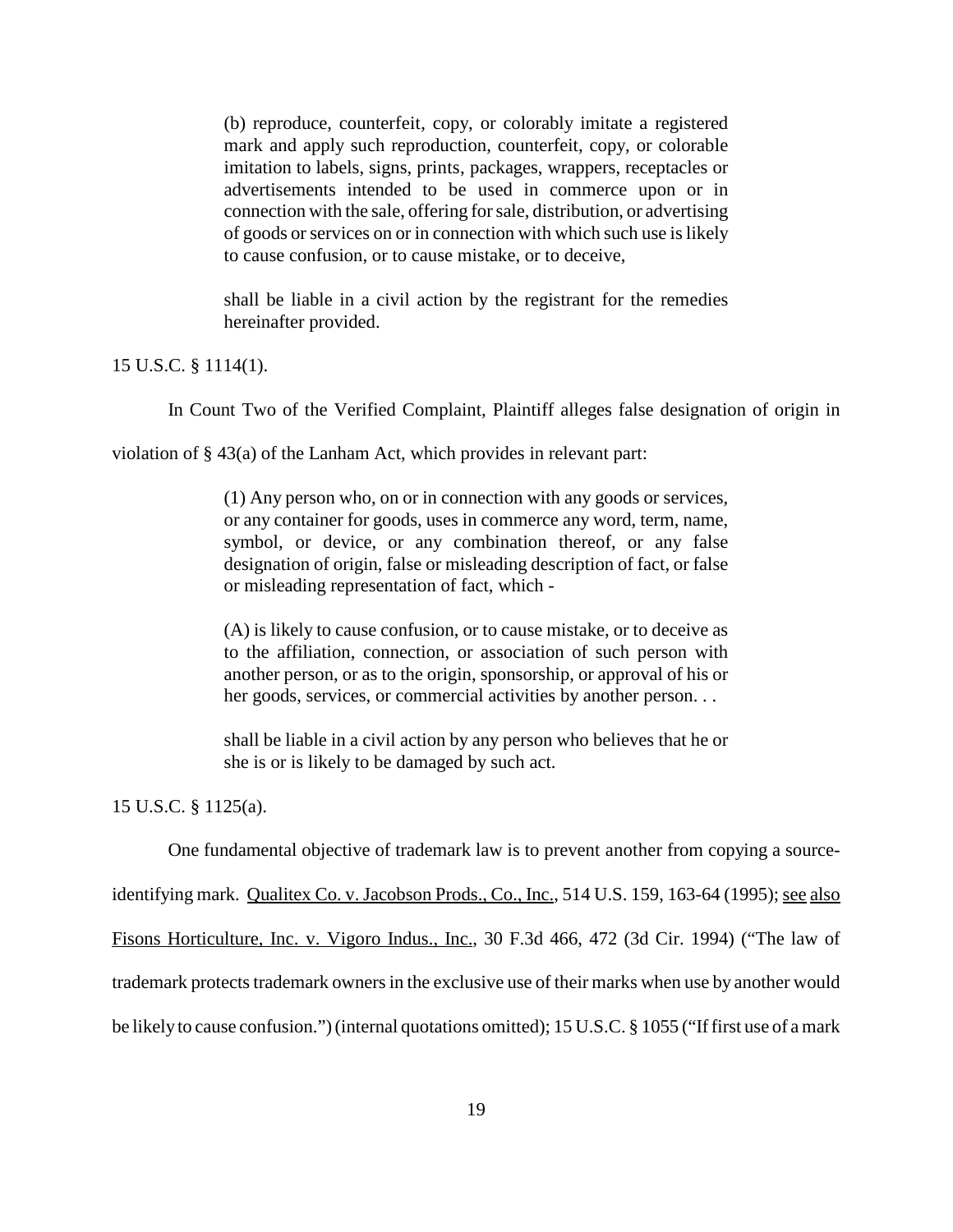> (b) reproduce, counterfeit, copy, or colorably imitate a registered mark and apply such reproduction, counterfeit, copy, or colorable imitation to labels, signs, prints, packages, wrappers, receptacles or advertisements intended to be used in commerce upon or in connection with the sale, offering for sale, distribution, or advertising of goods or services on or in connection with which such use is likely to cause confusion, or to cause mistake, or to deceive,
>
> shall be liable in a civil action by the registrant for the remedies hereinafter provided.

15 U.S.C. § 1114(1).

In Count Two of the Verified Complaint, Plaintiff alleges false designation of origin in violation of § 43(a) of the Lanham Act, which provides in relevant part:

> (1) Any person who, on or in connection with any goods or services, or any container for goods, uses in commerce any word, term, name, symbol, or device, or any combination thereof, or any false designation of origin, false or misleading description of fact, or false or misleading representation of fact, which -
>
> (A) is likely to cause confusion, or to cause mistake, or to deceive as to the affiliation, connection, or association of such person with another person, or as to the origin, sponsorship, or approval of his or her goods, services, or commercial activities by another person. . .
>
> shall be liable in a civil action by any person who believes that he or she is or is likely to be damaged by such act.

15 U.S.C. § 1125(a).

One fundamental objective of trademark law is to prevent another from copying a source-identifying mark. Qualitex Co. v. Jacobson Prods., Co., Inc., 514 U.S. 159, 163-64 (1995); see also Fisons Horticulture, Inc. v. Vigoro Indus., Inc., 30 F.3d 466, 472 (3d Cir. 1994) ("The law of trademark protects trademark owners in the exclusive use of their marks when use by another would be likely to cause confusion.") (internal quotations omitted); 15 U.S.C. § 1055 ("If first use of a mark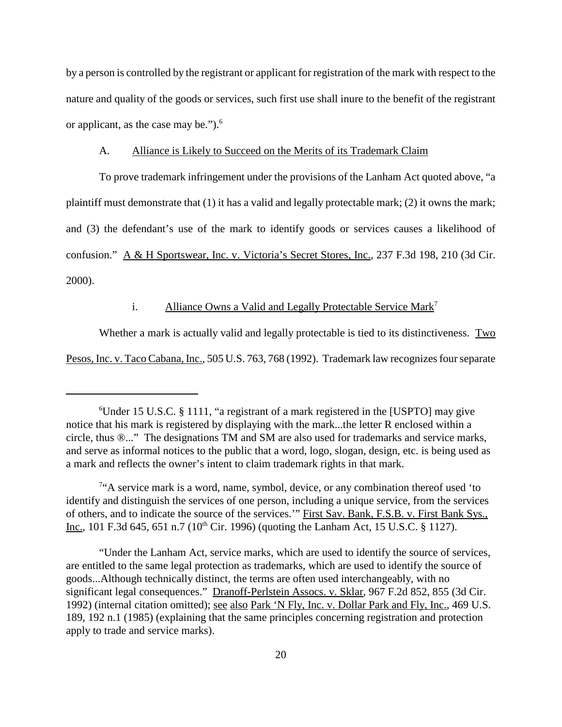by a person is controlled by the registrant or applicant for registration of the mark with respect to the nature and quality of the goods or services, such first use shall inure to the benefit of the registrant or applicant, as the case may be.").[6]

A. Alliance is Likely to Succeed on the Merits of its Trademark Claim

To prove trademark infringement under the provisions of the Lanham Act quoted above, "a plaintiff must demonstrate that (1) it has a valid and legally protectable mark; (2) it owns the mark; and (3) the defendant's use of the mark to identify goods or services causes a likelihood of confusion." A & H Sportswear, Inc. v. Victoria's Secret Stores, Inc., 237 F.3d 198, 210 (3d Cir. 2000).

i. Alliance Owns a Valid and Legally Protectable Service Mark[7]

Whether a mark is actually valid and legally protectable is tied to its distinctiveness. Two Pesos, Inc. v. Taco Cabana, Inc., 505 U.S. 763, 768 (1992). Trademark law recognizes four separate

---

[6]Under 15 U.S.C. § 1111, "a registrant of a mark registered in the [USPTO] may give notice that his mark is registered by displaying with the mark...the letter R enclosed within a circle, thus ®..." The designations TM and SM are also used for trademarks and service marks, and serve as informal notices to the public that a word, logo, slogan, design, etc. is being used as a mark and reflects the owner's intent to claim trademark rights in that mark.

[7]"A service mark is a word, name, symbol, device, or any combination thereof used 'to identify and distinguish the services of one person, including a unique service, from the services of others, and to indicate the source of the services.'" First Sav. Bank, F.S.B. v. First Bank Sys., Inc., 101 F.3d 645, 651 n.7 (10th Cir. 1996) (quoting the Lanham Act, 15 U.S.C. § 1127).

"Under the Lanham Act, service marks, which are used to identify the source of services, are entitled to the same legal protection as trademarks, which are used to identify the source of goods...Although technically distinct, the terms are often used interchangeably, with no significant legal consequences." Dranoff-Perlstein Assocs. v. Sklar, 967 F.2d 852, 855 (3d Cir. 1992) (internal citation omitted); see also Park 'N Fly, Inc. v. Dollar Park and Fly, Inc., 469 U.S. 189, 192 n.1 (1985) (explaining that the same principles concerning registration and protection apply to trade and service marks).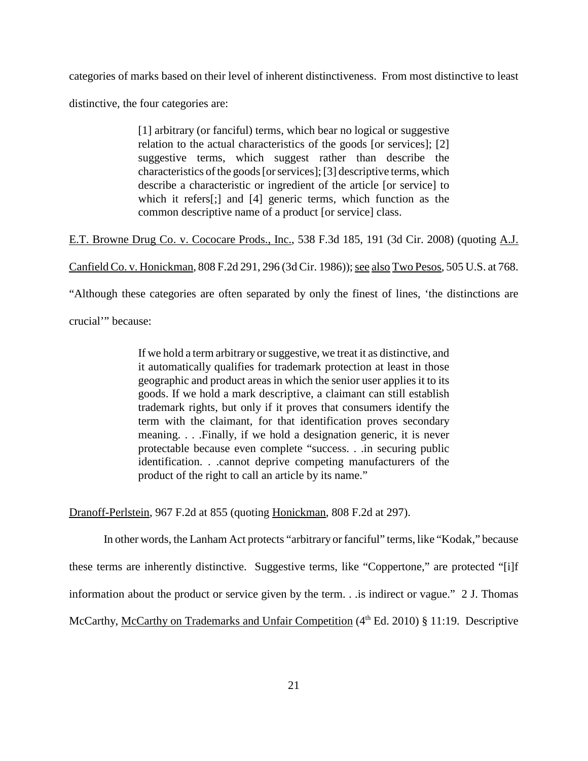categories of marks based on their level of inherent distinctiveness. From most distinctive to least distinctive, the four categories are:

> [1] arbitrary (or fanciful) terms, which bear no logical or suggestive relation to the actual characteristics of the goods [or services]; [2] suggestive terms, which suggest rather than describe the characteristics of the goods [or services]; [3] descriptive terms, which describe a characteristic or ingredient of the article [or service] to which it refers[;] and [4] generic terms, which function as the common descriptive name of a product [or service] class.

<u>E.T. Browne Drug Co. v. Cococare Prods., Inc.</u>, 538 F.3d 185, 191 (3d Cir. 2008) (quoting <u>A.J. Canfield Co. v. Honickman</u>, 808 F.2d 291, 296 (3d Cir. 1986)); <u>see also</u> <u>Two Pesos</u>, 505 U.S. at 768. "Although these categories are often separated by only the finest of lines, 'the distinctions are crucial'" because:

> If we hold a term arbitrary or suggestive, we treat it as distinctive, and it automatically qualifies for trademark protection at least in those geographic and product areas in which the senior user applies it to its goods. If we hold a mark descriptive, a claimant can still establish trademark rights, but only if it proves that consumers identify the term with the claimant, for that identification proves secondary meaning. . . .Finally, if we hold a designation generic, it is never protectable because even complete "success. . .in securing public identification. . .cannot deprive competing manufacturers of the product of the right to call an article by its name."

<u>Dranoff-Perlstein</u>, 967 F.2d at 855 (quoting <u>Honickman</u>, 808 F.2d at 297).

In other words, the Lanham Act protects "arbitrary or fanciful" terms, like "Kodak," because these terms are inherently distinctive. Suggestive terms, like "Coppertone," are protected "[i]f information about the product or service given by the term. . .is indirect or vague." 2 J. Thomas McCarthy, <u>McCarthy on Trademarks and Unfair Competition</u> (4th Ed. 2010) § 11:19. Descriptive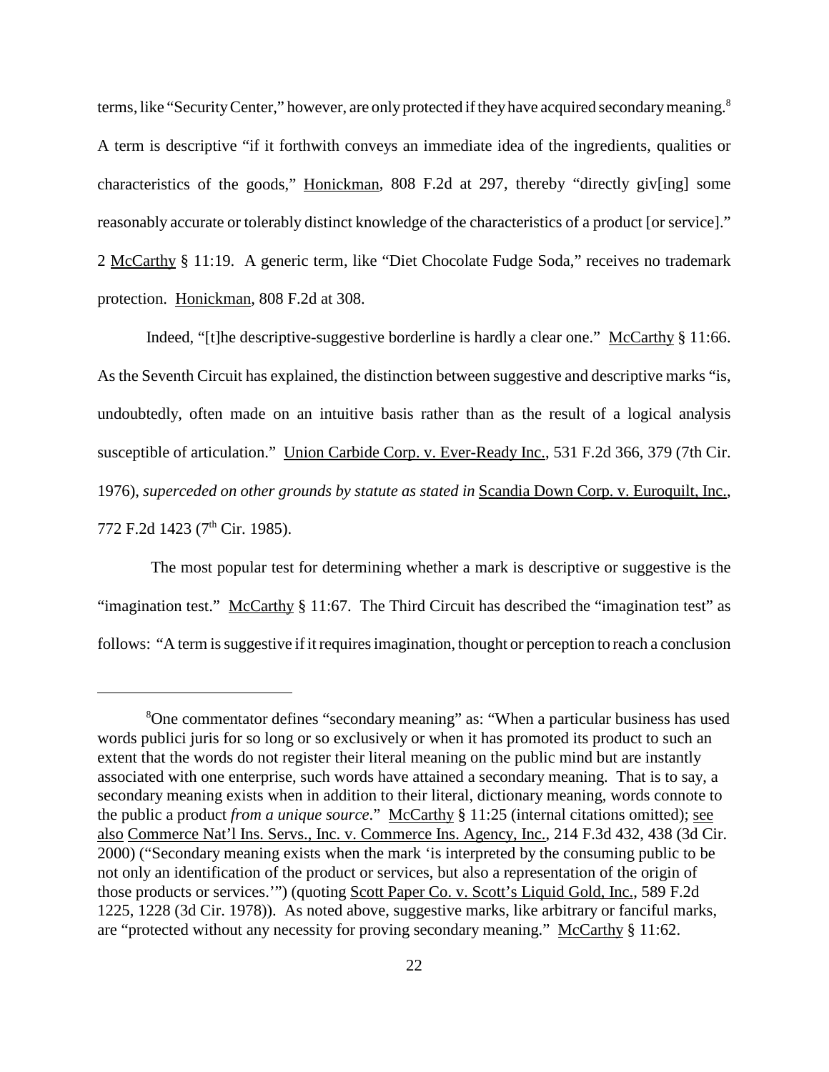terms, like "Security Center," however, are only protected if they have acquired secondary meaning.[8] A term is descriptive "if it forthwith conveys an immediate idea of the ingredients, qualities or characteristics of the goods," Honickman, 808 F.2d at 297, thereby "directly giv[ing] some reasonably accurate or tolerably distinct knowledge of the characteristics of a product [or service]." 2 McCarthy § 11:19. A generic term, like "Diet Chocolate Fudge Soda," receives no trademark protection. Honickman, 808 F.2d at 308.

Indeed, "[t]he descriptive-suggestive borderline is hardly a clear one." McCarthy § 11:66. As the Seventh Circuit has explained, the distinction between suggestive and descriptive marks "is, undoubtedly, often made on an intuitive basis rather than as the result of a logical analysis susceptible of articulation." Union Carbide Corp. v. Ever-Ready Inc., 531 F.2d 366, 379 (7th Cir. 1976), *superceded on other grounds by statute as stated in* Scandia Down Corp. v. Euroquilt, Inc., 772 F.2d 1423 (7th Cir. 1985).

The most popular test for determining whether a mark is descriptive or suggestive is the "imagination test." McCarthy § 11:67. The Third Circuit has described the "imagination test" as follows: "A term is suggestive if it requires imagination, thought or perception to reach a conclusion

---

[8]One commentator defines "secondary meaning" as: "When a particular business has used words publici juris for so long or so exclusively or when it has promoted its product to such an extent that the words do not register their literal meaning on the public mind but are instantly associated with one enterprise, such words have attained a secondary meaning. That is to say, a secondary meaning exists when in addition to their literal, dictionary meaning, words connote to the public a product *from a unique source*." McCarthy § 11:25 (internal citations omitted); see also Commerce Nat'l Ins. Servs., Inc. v. Commerce Ins. Agency, Inc., 214 F.3d 432, 438 (3d Cir. 2000) ("Secondary meaning exists when the mark 'is interpreted by the consuming public to be not only an identification of the product or services, but also a representation of the origin of those products or services.'") (quoting Scott Paper Co. v. Scott's Liquid Gold, Inc., 589 F.2d 1225, 1228 (3d Cir. 1978)). As noted above, suggestive marks, like arbitrary or fanciful marks, are "protected without any necessity for proving secondary meaning." McCarthy § 11:62.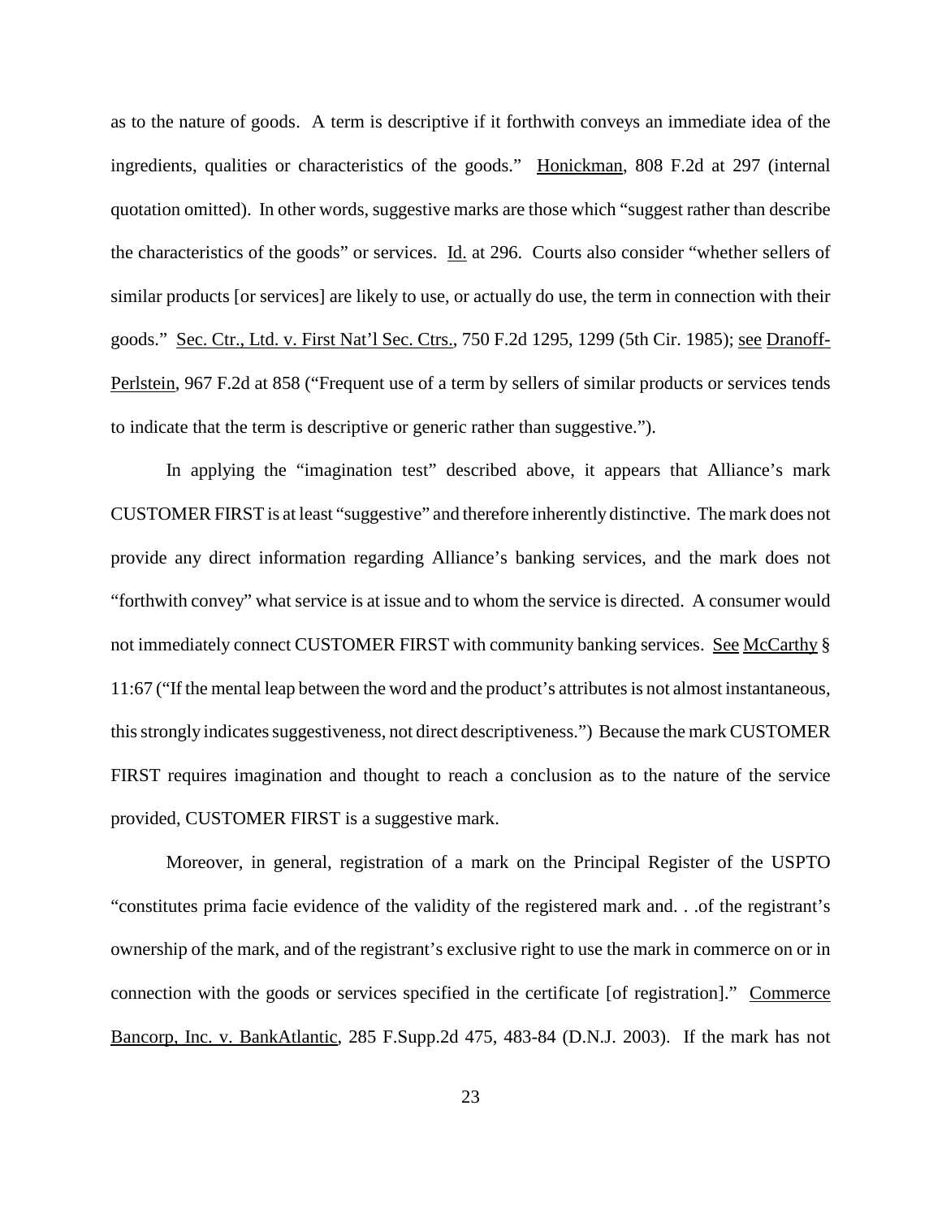as to the nature of goods. A term is descriptive if it forthwith conveys an immediate idea of the ingredients, qualities or characteristics of the goods." Honickman, 808 F.2d at 297 (internal quotation omitted). In other words, suggestive marks are those which "suggest rather than describe the characteristics of the goods" or services. Id. at 296. Courts also consider "whether sellers of similar products [or services] are likely to use, or actually do use, the term in connection with their goods." Sec. Ctr., Ltd. v. First Nat'l Sec. Ctrs., 750 F.2d 1295, 1299 (5th Cir. 1985); see Dranoff-Perlstein, 967 F.2d at 858 ("Frequent use of a term by sellers of similar products or services tends to indicate that the term is descriptive or generic rather than suggestive.").

In applying the "imagination test" described above, it appears that Alliance's mark CUSTOMER FIRST is at least "suggestive" and therefore inherently distinctive. The mark does not provide any direct information regarding Alliance's banking services, and the mark does not "forthwith convey" what service is at issue and to whom the service is directed. A consumer would not immediately connect CUSTOMER FIRST with community banking services. See McCarthy § 11:67 ("If the mental leap between the word and the product's attributes is not almost instantaneous, this strongly indicates suggestiveness, not direct descriptiveness.") Because the mark CUSTOMER FIRST requires imagination and thought to reach a conclusion as to the nature of the service provided, CUSTOMER FIRST is a suggestive mark.

Moreover, in general, registration of a mark on the Principal Register of the USPTO "constitutes prima facie evidence of the validity of the registered mark and. . .of the registrant's ownership of the mark, and of the registrant's exclusive right to use the mark in commerce on or in connection with the goods or services specified in the certificate [of registration]." Commerce Bancorp, Inc. v. BankAtlantic, 285 F.Supp.2d 475, 483-84 (D.N.J. 2003). If the mark has not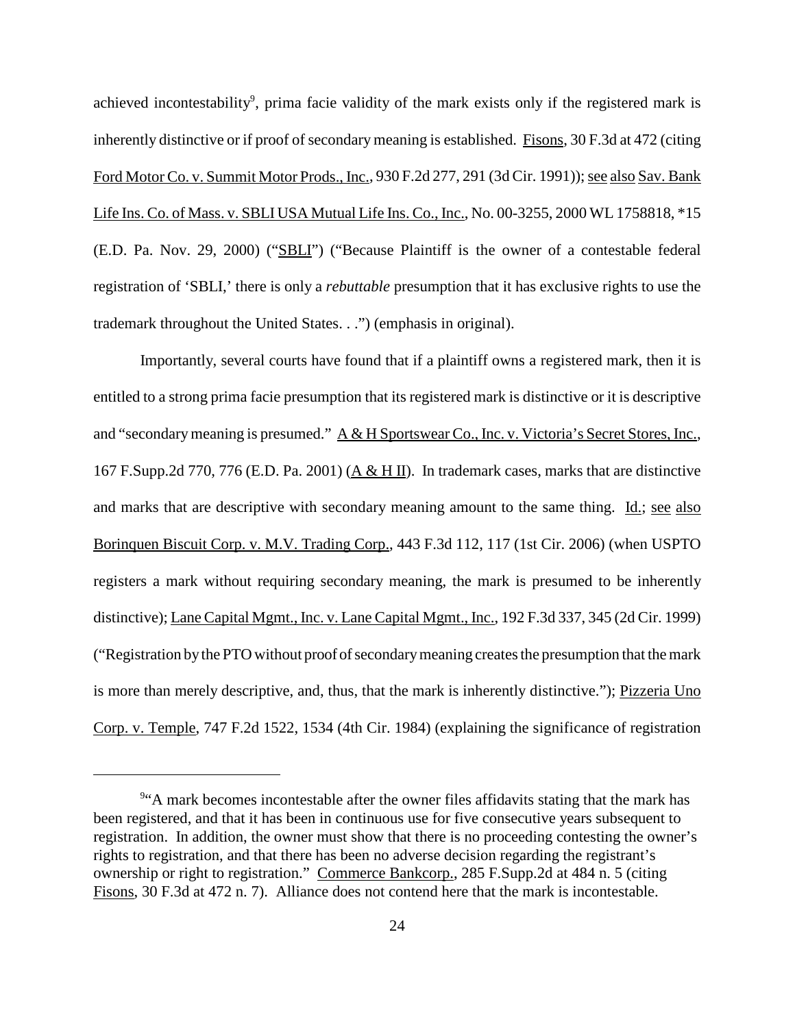achieved incontestability[9], prima facie validity of the mark exists only if the registered mark is inherently distinctive or if proof of secondary meaning is established. Fisons, 30 F.3d at 472 (citing Ford Motor Co. v. Summit Motor Prods., Inc., 930 F.2d 277, 291 (3d Cir. 1991)); see also Sav. Bank Life Ins. Co. of Mass. v. SBLI USA Mutual Life Ins. Co., Inc., No. 00-3255, 2000 WL 1758818, *15 (E.D. Pa. Nov. 29, 2000) ("SBLI") ("Because Plaintiff is the owner of a contestable federal registration of 'SBLI,' there is only a *rebuttable* presumption that it has exclusive rights to use the trademark throughout the United States. . .") (emphasis in original).

Importantly, several courts have found that if a plaintiff owns a registered mark, then it is entitled to a strong prima facie presumption that its registered mark is distinctive or it is descriptive and "secondary meaning is presumed." A & H Sportswear Co., Inc. v. Victoria's Secret Stores, Inc., 167 F.Supp.2d 770, 776 (E.D. Pa. 2001) (A & H II). In trademark cases, marks that are distinctive and marks that are descriptive with secondary meaning amount to the same thing. Id.; see also Borinquen Biscuit Corp. v. M.V. Trading Corp., 443 F.3d 112, 117 (1st Cir. 2006) (when USPTO registers a mark without requiring secondary meaning, the mark is presumed to be inherently distinctive); Lane Capital Mgmt., Inc. v. Lane Capital Mgmt., Inc., 192 F.3d 337, 345 (2d Cir. 1999) ("Registration by the PTO without proof of secondary meaning creates the presumption that the mark is more than merely descriptive, and, thus, that the mark is inherently distinctive."); Pizzeria Uno Corp. v. Temple, 747 F.2d 1522, 1534 (4th Cir. 1984) (explaining the significance of registration

---

[9] "A mark becomes incontestable after the owner files affidavits stating that the mark has been registered, and that it has been in continuous use for five consecutive years subsequent to registration. In addition, the owner must show that there is no proceeding contesting the owner's rights to registration, and that there has been no adverse decision regarding the registrant's ownership or right to registration." Commerce Bankcorp., 285 F.Supp.2d at 484 n. 5 (citing Fisons, 30 F.3d at 472 n. 7). Alliance does not contend here that the mark is incontestable.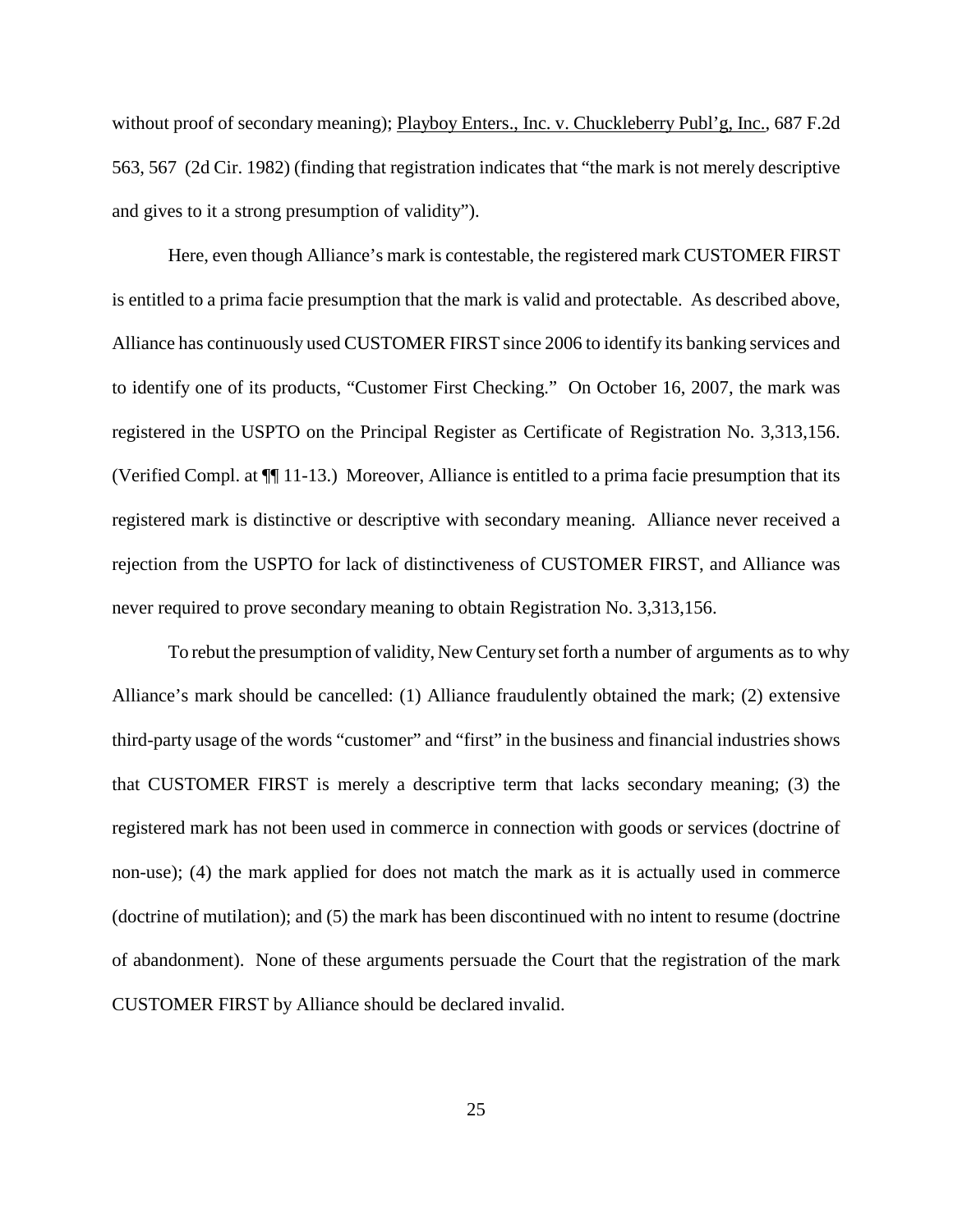without proof of secondary meaning); Playboy Enters., Inc. v. Chuckleberry Publ'g, Inc., 687 F.2d 563, 567 (2d Cir. 1982) (finding that registration indicates that "the mark is not merely descriptive and gives to it a strong presumption of validity").

Here, even though Alliance's mark is contestable, the registered mark CUSTOMER FIRST is entitled to a prima facie presumption that the mark is valid and protectable. As described above, Alliance has continuously used CUSTOMER FIRST since 2006 to identify its banking services and to identify one of its products, "Customer First Checking." On October 16, 2007, the mark was registered in the USPTO on the Principal Register as Certificate of Registration No. 3,313,156. (Verified Compl. at ¶¶ 11-13.) Moreover, Alliance is entitled to a prima facie presumption that its registered mark is distinctive or descriptive with secondary meaning. Alliance never received a rejection from the USPTO for lack of distinctiveness of CUSTOMER FIRST, and Alliance was never required to prove secondary meaning to obtain Registration No. 3,313,156.

To rebut the presumption of validity, New Century set forth a number of arguments as to why Alliance's mark should be cancelled: (1) Alliance fraudulently obtained the mark; (2) extensive third-party usage of the words "customer" and "first" in the business and financial industries shows that CUSTOMER FIRST is merely a descriptive term that lacks secondary meaning; (3) the registered mark has not been used in commerce in connection with goods or services (doctrine of non-use); (4) the mark applied for does not match the mark as it is actually used in commerce (doctrine of mutilation); and (5) the mark has been discontinued with no intent to resume (doctrine of abandonment). None of these arguments persuade the Court that the registration of the mark CUSTOMER FIRST by Alliance should be declared invalid.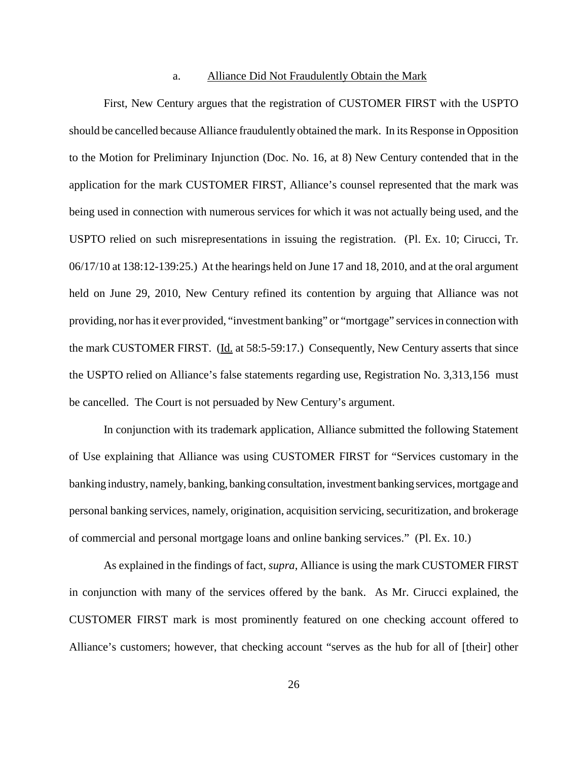a. <u>Alliance Did Not Fraudulently Obtain the Mark</u>

First, New Century argues that the registration of CUSTOMER FIRST with the USPTO should be cancelled because Alliance fraudulently obtained the mark. In its Response in Opposition to the Motion for Preliminary Injunction (Doc. No. 16, at 8) New Century contended that in the application for the mark CUSTOMER FIRST, Alliance's counsel represented that the mark was being used in connection with numerous services for which it was not actually being used, and the USPTO relied on such misrepresentations in issuing the registration. (Pl. Ex. 10; Cirucci, Tr. 06/17/10 at 138:12-139:25.) At the hearings held on June 17 and 18, 2010, and at the oral argument held on June 29, 2010, New Century refined its contention by arguing that Alliance was not providing, nor has it ever provided, "investment banking" or "mortgage" services in connection with the mark CUSTOMER FIRST. (<u>Id.</u> at 58:5-59:17.) Consequently, New Century asserts that since the USPTO relied on Alliance's false statements regarding use, Registration No. 3,313,156 must be cancelled. The Court is not persuaded by New Century's argument.

In conjunction with its trademark application, Alliance submitted the following Statement of Use explaining that Alliance was using CUSTOMER FIRST for "Services customary in the banking industry, namely, banking, banking consultation, investment banking services, mortgage and personal banking services, namely, origination, acquisition servicing, securitization, and brokerage of commercial and personal mortgage loans and online banking services." (Pl. Ex. 10.)

As explained in the findings of fact, *supra*, Alliance is using the mark CUSTOMER FIRST in conjunction with many of the services offered by the bank. As Mr. Cirucci explained, the CUSTOMER FIRST mark is most prominently featured on one checking account offered to Alliance's customers; however, that checking account "serves as the hub for all of [their] other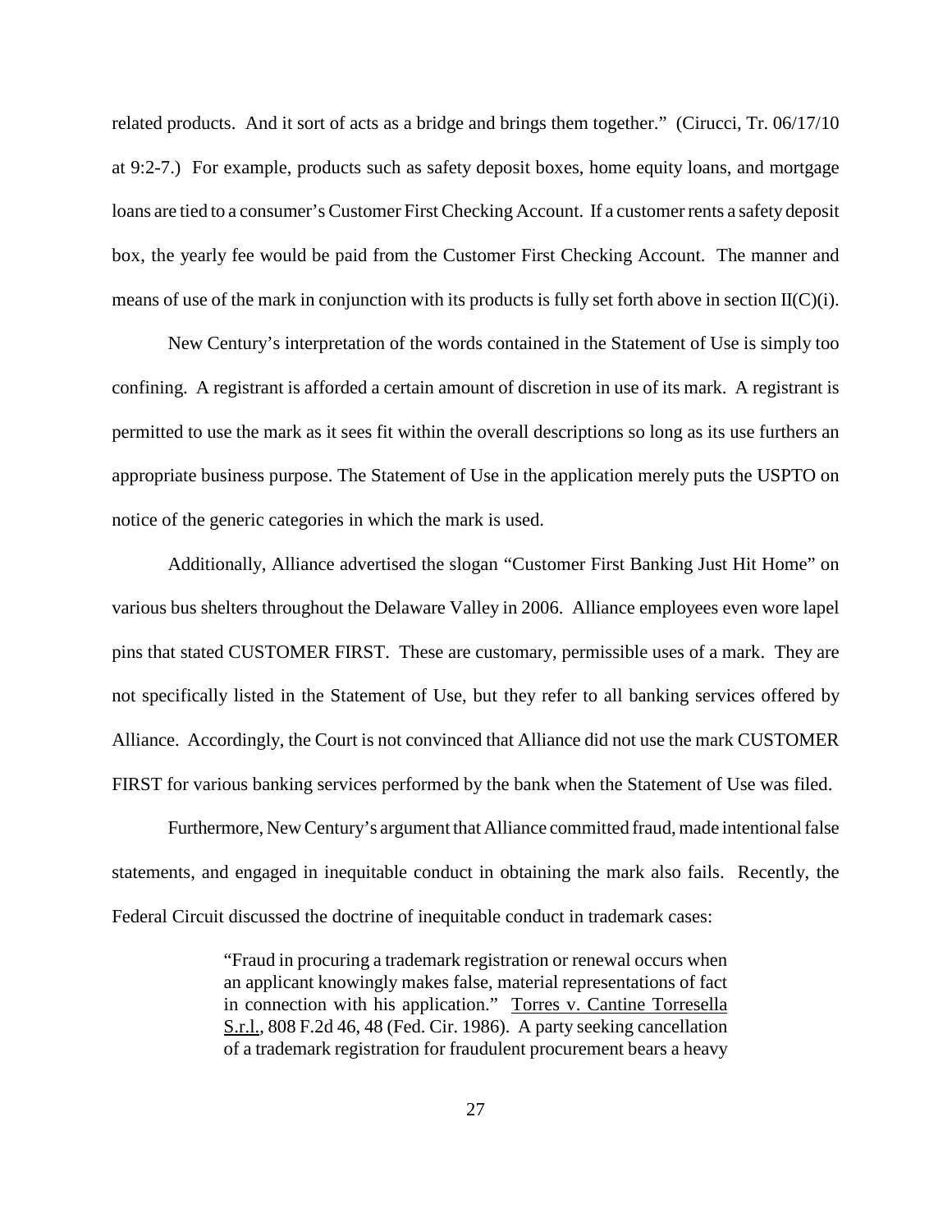related products. And it sort of acts as a bridge and brings them together." (Cirucci, Tr. 06/17/10 at 9:2-7.) For example, products such as safety deposit boxes, home equity loans, and mortgage loans are tied to a consumer's Customer First Checking Account. If a customer rents a safety deposit box, the yearly fee would be paid from the Customer First Checking Account. The manner and means of use of the mark in conjunction with its products is fully set forth above in section II(C)(i).

New Century's interpretation of the words contained in the Statement of Use is simply too confining. A registrant is afforded a certain amount of discretion in use of its mark. A registrant is permitted to use the mark as it sees fit within the overall descriptions so long as its use furthers an appropriate business purpose. The Statement of Use in the application merely puts the USPTO on notice of the generic categories in which the mark is used.

Additionally, Alliance advertised the slogan "Customer First Banking Just Hit Home" on various bus shelters throughout the Delaware Valley in 2006. Alliance employees even wore lapel pins that stated CUSTOMER FIRST. These are customary, permissible uses of a mark. They are not specifically listed in the Statement of Use, but they refer to all banking services offered by Alliance. Accordingly, the Court is not convinced that Alliance did not use the mark CUSTOMER FIRST for various banking services performed by the bank when the Statement of Use was filed.

Furthermore, New Century's argument that Alliance committed fraud, made intentional false statements, and engaged in inequitable conduct in obtaining the mark also fails. Recently, the Federal Circuit discussed the doctrine of inequitable conduct in trademark cases:

> "Fraud in procuring a trademark registration or renewal occurs when an applicant knowingly makes false, material representations of fact in connection with his application." Torres v. Cantine Torresella S.r.l., 808 F.2d 46, 48 (Fed. Cir. 1986). A party seeking cancellation of a trademark registration for fraudulent procurement bears a heavy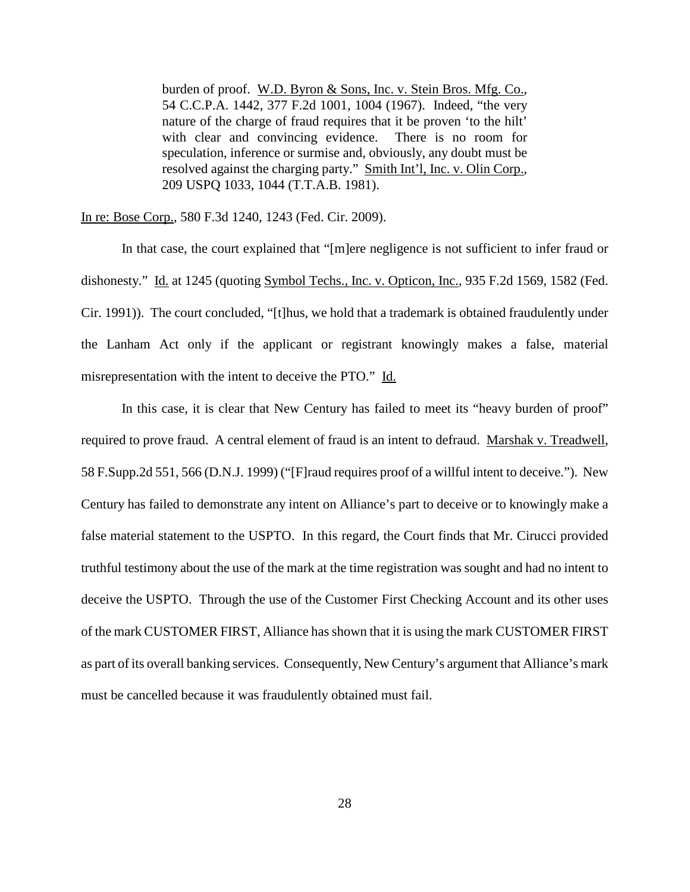> burden of proof. W.D. Byron & Sons, Inc. v. Stein Bros. Mfg. Co., 54 C.C.P.A. 1442, 377 F.2d 1001, 1004 (1967). Indeed, "the very nature of the charge of fraud requires that it be proven 'to the hilt' with clear and convincing evidence. There is no room for speculation, inference or surmise and, obviously, any doubt must be resolved against the charging party." Smith Int'l, Inc. v. Olin Corp., 209 USPQ 1033, 1044 (T.T.A.B. 1981).

In re: Bose Corp., 580 F.3d 1240, 1243 (Fed. Cir. 2009).

In that case, the court explained that "[m]ere negligence is not sufficient to infer fraud or dishonesty." Id. at 1245 (quoting Symbol Techs., Inc. v. Opticon, Inc., 935 F.2d 1569, 1582 (Fed. Cir. 1991)). The court concluded, "[t]hus, we hold that a trademark is obtained fraudulently under the Lanham Act only if the applicant or registrant knowingly makes a false, material misrepresentation with the intent to deceive the PTO." Id.

In this case, it is clear that New Century has failed to meet its "heavy burden of proof" required to prove fraud. A central element of fraud is an intent to defraud. Marshak v. Treadwell, 58 F.Supp.2d 551, 566 (D.N.J. 1999) ("[F]raud requires proof of a willful intent to deceive."). New Century has failed to demonstrate any intent on Alliance's part to deceive or to knowingly make a false material statement to the USPTO. In this regard, the Court finds that Mr. Cirucci provided truthful testimony about the use of the mark at the time registration was sought and had no intent to deceive the USPTO. Through the use of the Customer First Checking Account and its other uses of the mark CUSTOMER FIRST, Alliance has shown that it is using the mark CUSTOMER FIRST as part of its overall banking services. Consequently, New Century's argument that Alliance's mark must be cancelled because it was fraudulently obtained must fail.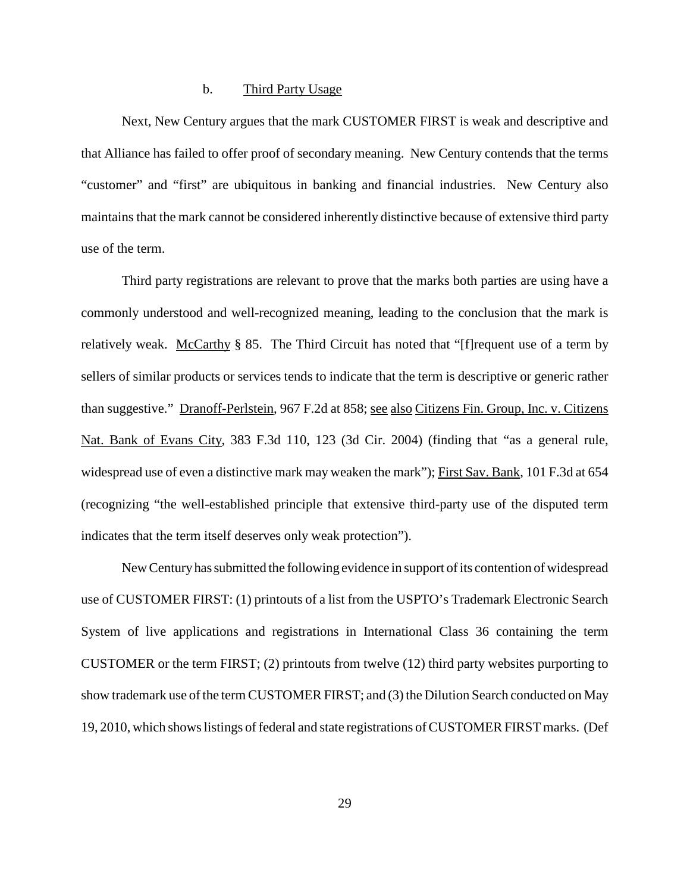b. Third Party Usage

Next, New Century argues that the mark CUSTOMER FIRST is weak and descriptive and that Alliance has failed to offer proof of secondary meaning. New Century contends that the terms "customer" and "first" are ubiquitous in banking and financial industries. New Century also maintains that the mark cannot be considered inherently distinctive because of extensive third party use of the term.

Third party registrations are relevant to prove that the marks both parties are using have a commonly understood and well-recognized meaning, leading to the conclusion that the mark is relatively weak. McCarthy § 85. The Third Circuit has noted that "[f]requent use of a term by sellers of similar products or services tends to indicate that the term is descriptive or generic rather than suggestive." Dranoff-Perlstein, 967 F.2d at 858; see also Citizens Fin. Group, Inc. v. Citizens Nat. Bank of Evans City, 383 F.3d 110, 123 (3d Cir. 2004) (finding that "as a general rule, widespread use of even a distinctive mark may weaken the mark"); First Sav. Bank, 101 F.3d at 654 (recognizing "the well-established principle that extensive third-party use of the disputed term indicates that the term itself deserves only weak protection").

New Century has submitted the following evidence in support of its contention of widespread use of CUSTOMER FIRST: (1) printouts of a list from the USPTO's Trademark Electronic Search System of live applications and registrations in International Class 36 containing the term CUSTOMER or the term FIRST; (2) printouts from twelve (12) third party websites purporting to show trademark use of the term CUSTOMER FIRST; and (3) the Dilution Search conducted on May 19, 2010, which shows listings of federal and state registrations of CUSTOMER FIRST marks. (Def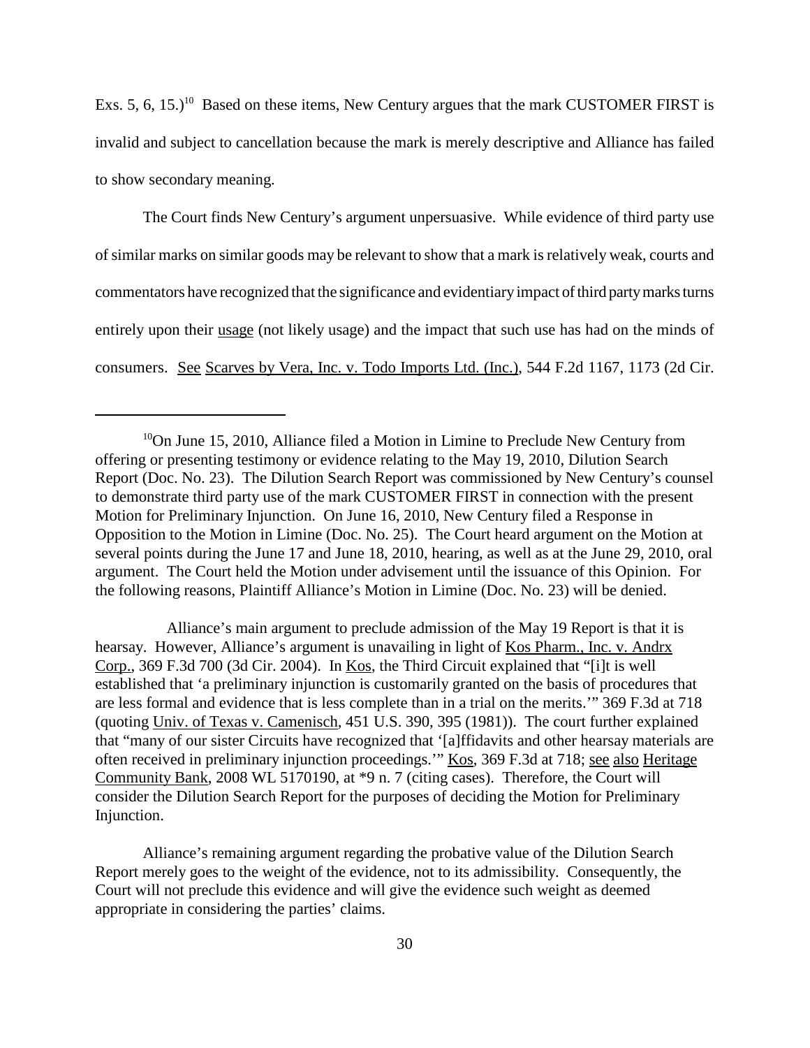Exs. 5, 6, 15.)[10] Based on these items, New Century argues that the mark CUSTOMER FIRST is invalid and subject to cancellation because the mark is merely descriptive and Alliance has failed to show secondary meaning.

The Court finds New Century's argument unpersuasive. While evidence of third party use of similar marks on similar goods may be relevant to show that a mark is relatively weak, courts and commentators have recognized that the significance and evidentiary impact of third party marks turns entirely upon their usage (not likely usage) and the impact that such use has had on the minds of consumers. See Scarves by Vera, Inc. v. Todo Imports Ltd. (Inc.), 544 F.2d 1167, 1173 (2d Cir.

---

[10] On June 15, 2010, Alliance filed a Motion in Limine to Preclude New Century from offering or presenting testimony or evidence relating to the May 19, 2010, Dilution Search Report (Doc. No. 23). The Dilution Search Report was commissioned by New Century's counsel to demonstrate third party use of the mark CUSTOMER FIRST in connection with the present Motion for Preliminary Injunction. On June 16, 2010, New Century filed a Response in Opposition to the Motion in Limine (Doc. No. 25). The Court heard argument on the Motion at several points during the June 17 and June 18, 2010, hearing, as well as at the June 29, 2010, oral argument. The Court held the Motion under advisement until the issuance of this Opinion. For the following reasons, Plaintiff Alliance's Motion in Limine (Doc. No. 23) will be denied.

Alliance's main argument to preclude admission of the May 19 Report is that it is hearsay. However, Alliance's argument is unavailing in light of Kos Pharm., Inc. v. Andrx Corp., 369 F.3d 700 (3d Cir. 2004). In Kos, the Third Circuit explained that "[i]t is well established that 'a preliminary injunction is customarily granted on the basis of procedures that are less formal and evidence that is less complete than in a trial on the merits.'" 369 F.3d at 718 (quoting Univ. of Texas v. Camenisch, 451 U.S. 390, 395 (1981)). The court further explained that "many of our sister Circuits have recognized that '[a]ffidavits and other hearsay materials are often received in preliminary injunction proceedings.'" Kos, 369 F.3d at 718; see also Heritage Community Bank, 2008 WL 5170190, at *9 n. 7 (citing cases). Therefore, the Court will consider the Dilution Search Report for the purposes of deciding the Motion for Preliminary Injunction.

Alliance's remaining argument regarding the probative value of the Dilution Search Report merely goes to the weight of the evidence, not to its admissibility. Consequently, the Court will not preclude this evidence and will give the evidence such weight as deemed appropriate in considering the parties' claims.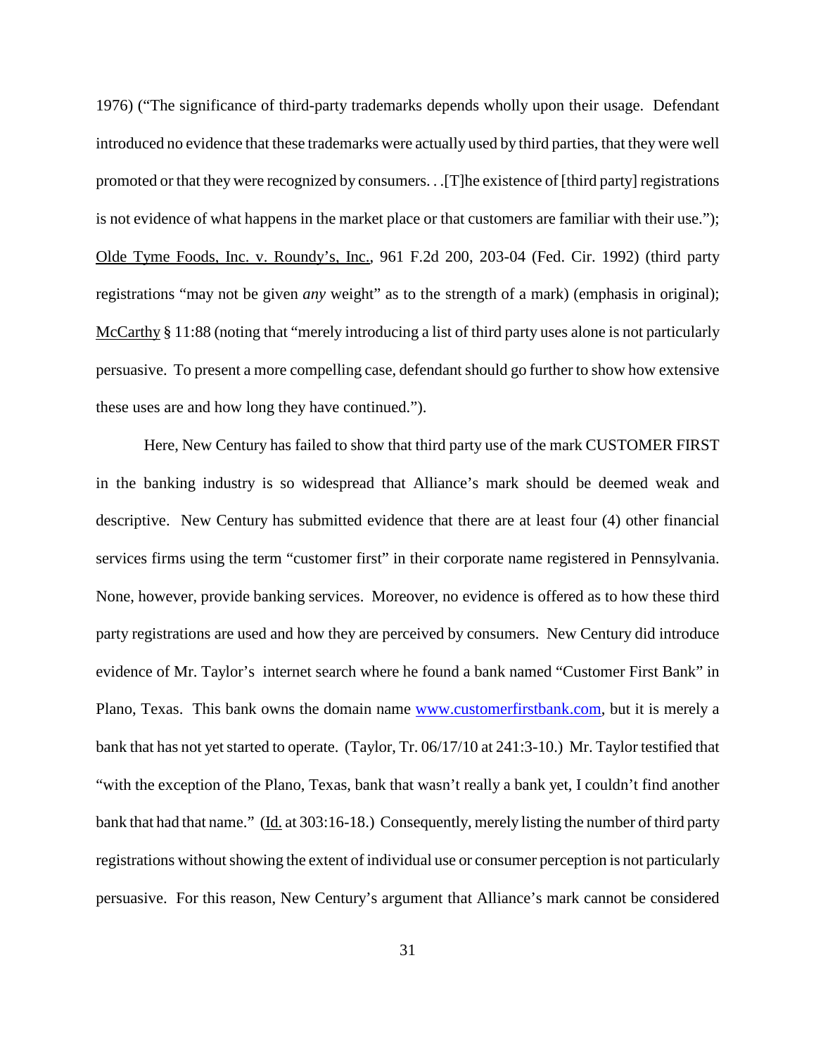1976) ("The significance of third-party trademarks depends wholly upon their usage. Defendant introduced no evidence that these trademarks were actually used by third parties, that they were well promoted or that they were recognized by consumers. . .[T]he existence of [third party] registrations is not evidence of what happens in the market place or that customers are familiar with their use."); Olde Tyme Foods, Inc. v. Roundy's, Inc., 961 F.2d 200, 203-04 (Fed. Cir. 1992) (third party registrations "may not be given *any* weight" as to the strength of a mark) (emphasis in original); McCarthy § 11:88 (noting that "merely introducing a list of third party uses alone is not particularly persuasive. To present a more compelling case, defendant should go further to show how extensive these uses are and how long they have continued.").

Here, New Century has failed to show that third party use of the mark CUSTOMER FIRST in the banking industry is so widespread that Alliance's mark should be deemed weak and descriptive. New Century has submitted evidence that there are at least four (4) other financial services firms using the term "customer first" in their corporate name registered in Pennsylvania. None, however, provide banking services. Moreover, no evidence is offered as to how these third party registrations are used and how they are perceived by consumers. New Century did introduce evidence of Mr. Taylor's internet search where he found a bank named "Customer First Bank" in Plano, Texas. This bank owns the domain name www.customerfirstbank.com, but it is merely a bank that has not yet started to operate. (Taylor, Tr. 06/17/10 at 241:3-10.) Mr. Taylor testified that "with the exception of the Plano, Texas, bank that wasn't really a bank yet, I couldn't find another bank that had that name." (Id. at 303:16-18.) Consequently, merely listing the number of third party registrations without showing the extent of individual use or consumer perception is not particularly persuasive. For this reason, New Century's argument that Alliance's mark cannot be considered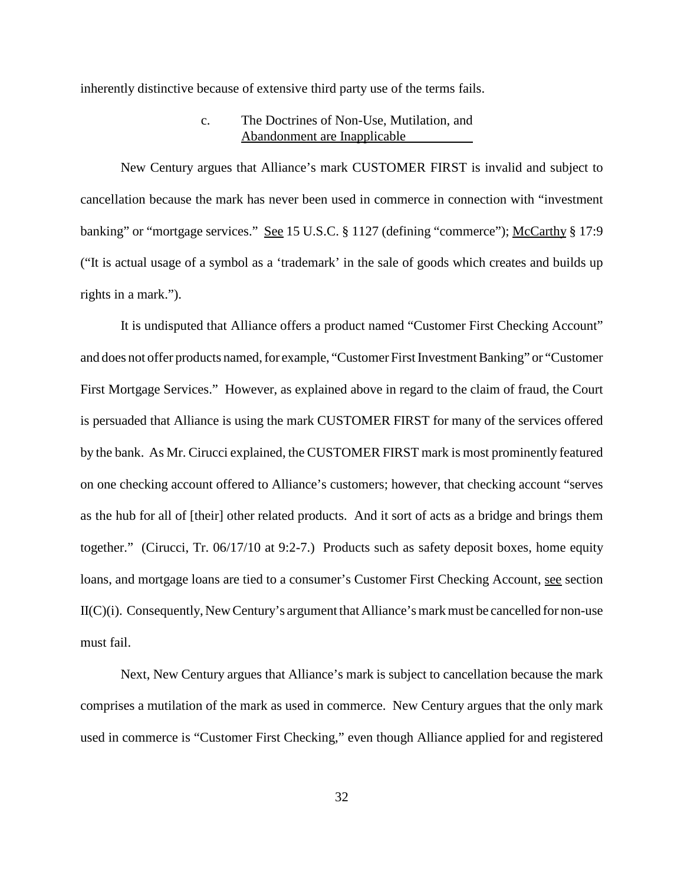inherently distinctive because of extensive third party use of the terms fails.

### c. The Doctrines of Non-Use, Mutilation, and Abandonment are Inapplicable

New Century argues that Alliance's mark CUSTOMER FIRST is invalid and subject to cancellation because the mark has never been used in commerce in connection with "investment banking" or "mortgage services." See 15 U.S.C. § 1127 (defining "commerce"); McCarthy § 17:9 ("It is actual usage of a symbol as a 'trademark' in the sale of goods which creates and builds up rights in a mark.").

It is undisputed that Alliance offers a product named "Customer First Checking Account" and does not offer products named, for example, "Customer First Investment Banking" or "Customer First Mortgage Services." However, as explained above in regard to the claim of fraud, the Court is persuaded that Alliance is using the mark CUSTOMER FIRST for many of the services offered by the bank. As Mr. Cirucci explained, the CUSTOMER FIRST mark is most prominently featured on one checking account offered to Alliance's customers; however, that checking account "serves as the hub for all of [their] other related products. And it sort of acts as a bridge and brings them together." (Cirucci, Tr. 06/17/10 at 9:2-7.) Products such as safety deposit boxes, home equity loans, and mortgage loans are tied to a consumer's Customer First Checking Account, see section II(C)(i). Consequently, New Century's argument that Alliance's mark must be cancelled for non-use must fail.

Next, New Century argues that Alliance's mark is subject to cancellation because the mark comprises a mutilation of the mark as used in commerce. New Century argues that the only mark used in commerce is "Customer First Checking," even though Alliance applied for and registered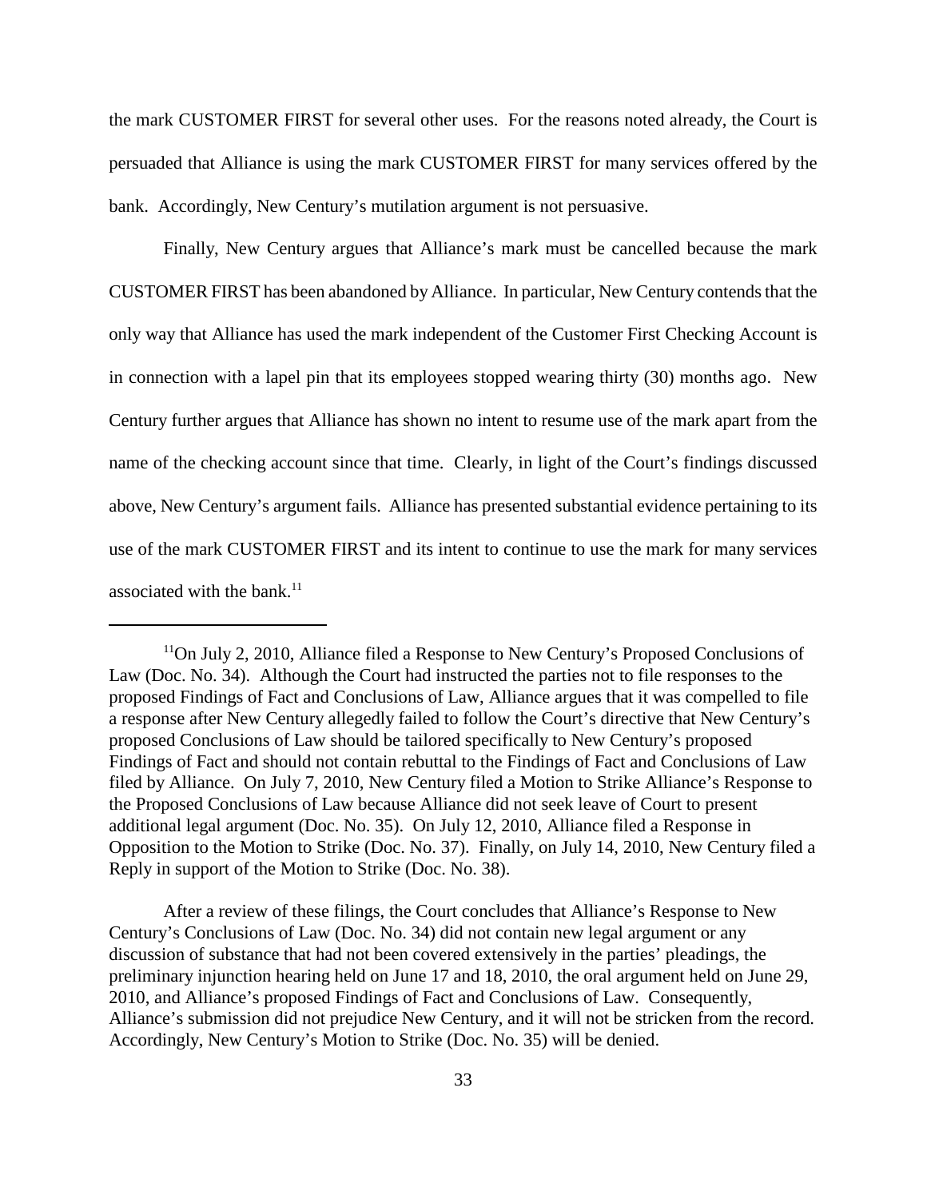the mark CUSTOMER FIRST for several other uses. For the reasons noted already, the Court is persuaded that Alliance is using the mark CUSTOMER FIRST for many services offered by the bank. Accordingly, New Century's mutilation argument is not persuasive.

Finally, New Century argues that Alliance's mark must be cancelled because the mark CUSTOMER FIRST has been abandoned by Alliance. In particular, New Century contends that the only way that Alliance has used the mark independent of the Customer First Checking Account is in connection with a lapel pin that its employees stopped wearing thirty (30) months ago. New Century further argues that Alliance has shown no intent to resume use of the mark apart from the name of the checking account since that time. Clearly, in light of the Court's findings discussed above, New Century's argument fails. Alliance has presented substantial evidence pertaining to its use of the mark CUSTOMER FIRST and its intent to continue to use the mark for many services associated with the bank.[11]

---

[11]On July 2, 2010, Alliance filed a Response to New Century's Proposed Conclusions of Law (Doc. No. 34). Although the Court had instructed the parties not to file responses to the proposed Findings of Fact and Conclusions of Law, Alliance argues that it was compelled to file a response after New Century allegedly failed to follow the Court's directive that New Century's proposed Conclusions of Law should be tailored specifically to New Century's proposed Findings of Fact and should not contain rebuttal to the Findings of Fact and Conclusions of Law filed by Alliance. On July 7, 2010, New Century filed a Motion to Strike Alliance's Response to the Proposed Conclusions of Law because Alliance did not seek leave of Court to present additional legal argument (Doc. No. 35). On July 12, 2010, Alliance filed a Response in Opposition to the Motion to Strike (Doc. No. 37). Finally, on July 14, 2010, New Century filed a Reply in support of the Motion to Strike (Doc. No. 38).

After a review of these filings, the Court concludes that Alliance's Response to New Century's Conclusions of Law (Doc. No. 34) did not contain new legal argument or any discussion of substance that had not been covered extensively in the parties' pleadings, the preliminary injunction hearing held on June 17 and 18, 2010, the oral argument held on June 29, 2010, and Alliance's proposed Findings of Fact and Conclusions of Law. Consequently, Alliance's submission did not prejudice New Century, and it will not be stricken from the record. Accordingly, New Century's Motion to Strike (Doc. No. 35) will be denied.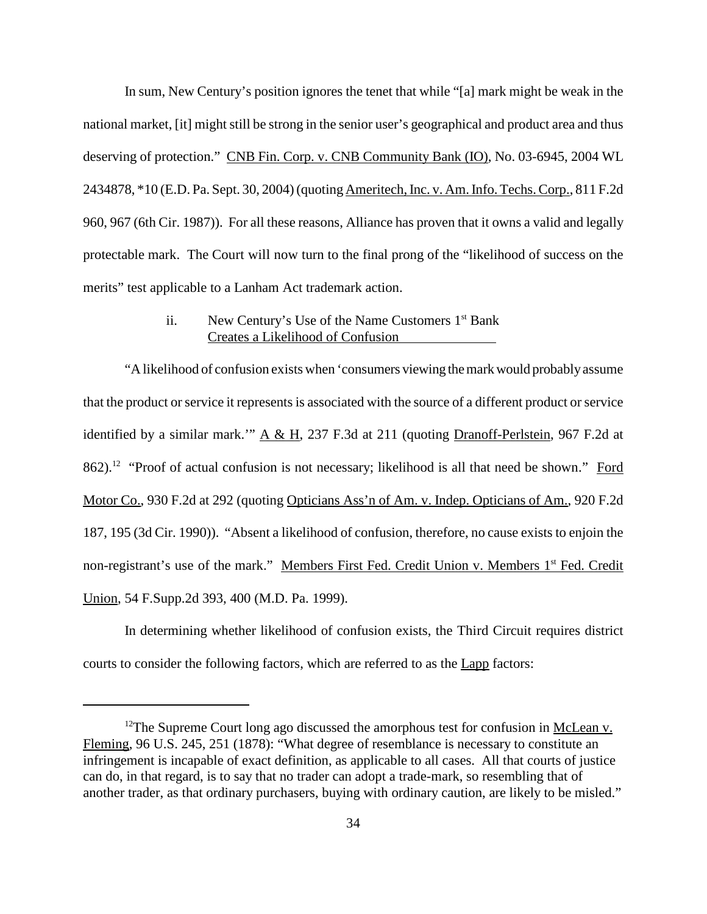In sum, New Century's position ignores the tenet that while "[a] mark might be weak in the national market, [it] might still be strong in the senior user's geographical and product area and thus deserving of protection." CNB Fin. Corp. v. CNB Community Bank (IO), No. 03-6945, 2004 WL 2434878, *10 (E.D. Pa. Sept. 30, 2004) (quoting Ameritech, Inc. v. Am. Info. Techs. Corp., 811 F.2d 960, 967 (6th Cir. 1987)). For all these reasons, Alliance has proven that it owns a valid and legally protectable mark. The Court will now turn to the final prong of the "likelihood of success on the merits" test applicable to a Lanham Act trademark action.

ii. New Century's Use of the Name Customers 1st Bank Creates a Likelihood of Confusion

"A likelihood of confusion exists when 'consumers viewing the mark would probably assume that the product or service it represents is associated with the source of a different product or service identified by a similar mark.'" A & H, 237 F.3d at 211 (quoting Dranoff-Perlstein, 967 F.2d at 862).[12] "Proof of actual confusion is not necessary; likelihood is all that need be shown." Ford Motor Co., 930 F.2d at 292 (quoting Opticians Ass'n of Am. v. Indep. Opticians of Am., 920 F.2d 187, 195 (3d Cir. 1990)). "Absent a likelihood of confusion, therefore, no cause exists to enjoin the non-registrant's use of the mark." Members First Fed. Credit Union v. Members 1st Fed. Credit Union, 54 F.Supp.2d 393, 400 (M.D. Pa. 1999).

In determining whether likelihood of confusion exists, the Third Circuit requires district courts to consider the following factors, which are referred to as the Lapp factors:

---

[12] The Supreme Court long ago discussed the amorphous test for confusion in McLean v. Fleming, 96 U.S. 245, 251 (1878): "What degree of resemblance is necessary to constitute an infringement is incapable of exact definition, as applicable to all cases. All that courts of justice can do, in that regard, is to say that no trader can adopt a trade-mark, so resembling that of another trader, as that ordinary purchasers, buying with ordinary caution, are likely to be misled."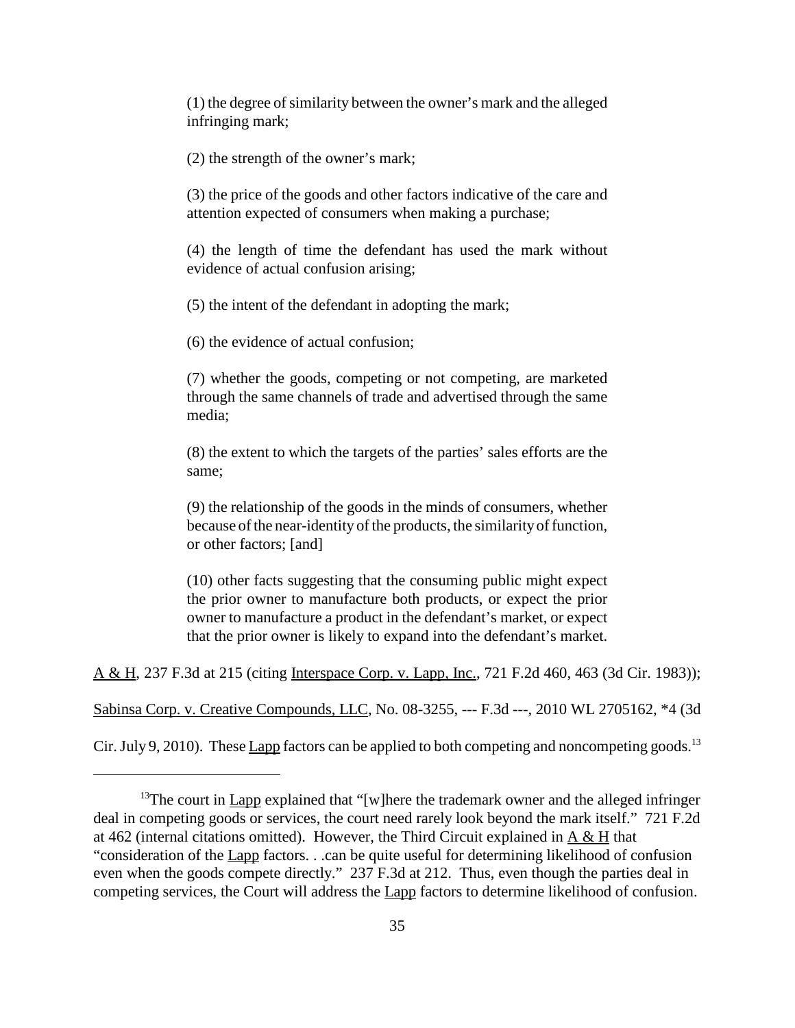> (1) the degree of similarity between the owner's mark and the alleged infringing mark;
>
> (2) the strength of the owner's mark;
>
> (3) the price of the goods and other factors indicative of the care and attention expected of consumers when making a purchase;
>
> (4) the length of time the defendant has used the mark without evidence of actual confusion arising;
>
> (5) the intent of the defendant in adopting the mark;
>
> (6) the evidence of actual confusion;
>
> (7) whether the goods, competing or not competing, are marketed through the same channels of trade and advertised through the same media;
>
> (8) the extent to which the targets of the parties' sales efforts are the same;
>
> (9) the relationship of the goods in the minds of consumers, whether because of the near-identity of the products, the similarity of function, or other factors; [and]
>
> (10) other facts suggesting that the consuming public might expect the prior owner to manufacture both products, or expect the prior owner to manufacture a product in the defendant's market, or expect that the prior owner is likely to expand into the defendant's market.

A & H, 237 F.3d at 215 (citing Interspace Corp. v. Lapp, Inc., 721 F.2d 460, 463 (3d Cir. 1983)); Sabinsa Corp. v. Creative Compounds, LLC, No. 08-3255, --- F.3d ---, 2010 WL 2705162, *4 (3d Cir. July 9, 2010). These Lapp factors can be applied to both competing and noncompeting goods.[13]

---

[13] The court in Lapp explained that "[w]here the trademark owner and the alleged infringer deal in competing goods or services, the court need rarely look beyond the mark itself." 721 F.2d at 462 (internal citations omitted). However, the Third Circuit explained in A & H that "consideration of the Lapp factors. . .can be quite useful for determining likelihood of confusion even when the goods compete directly." 237 F.3d at 212. Thus, even though the parties deal in competing services, the Court will address the Lapp factors to determine likelihood of confusion.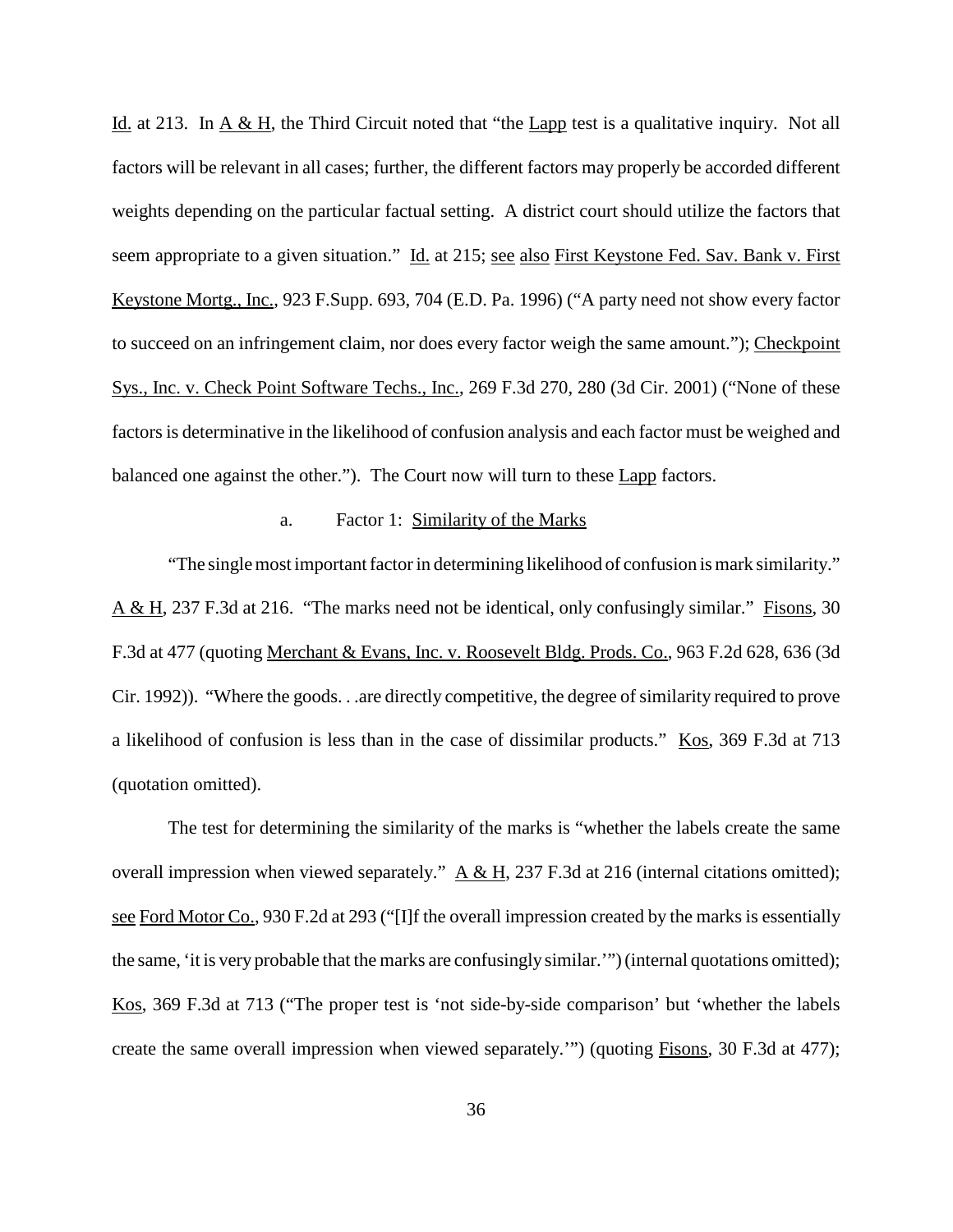Id. at 213. In A & H, the Third Circuit noted that "the Lapp test is a qualitative inquiry. Not all factors will be relevant in all cases; further, the different factors may properly be accorded different weights depending on the particular factual setting. A district court should utilize the factors that seem appropriate to a given situation." Id. at 215; see also First Keystone Fed. Sav. Bank v. First Keystone Mortg., Inc., 923 F.Supp. 693, 704 (E.D. Pa. 1996) ("A party need not show every factor to succeed on an infringement claim, nor does every factor weigh the same amount."); Checkpoint Sys., Inc. v. Check Point Software Techs., Inc., 269 F.3d 270, 280 (3d Cir. 2001) ("None of these factors is determinative in the likelihood of confusion analysis and each factor must be weighed and balanced one against the other."). The Court now will turn to these Lapp factors.

a. Factor 1: Similarity of the Marks

"The single most important factor in determining likelihood of confusion is mark similarity." A & H, 237 F.3d at 216. "The marks need not be identical, only confusingly similar." Fisons, 30 F.3d at 477 (quoting Merchant & Evans, Inc. v. Roosevelt Bldg. Prods. Co., 963 F.2d 628, 636 (3d Cir. 1992)). "Where the goods. . .are directly competitive, the degree of similarity required to prove a likelihood of confusion is less than in the case of dissimilar products." Kos, 369 F.3d at 713 (quotation omitted).

The test for determining the similarity of the marks is "whether the labels create the same overall impression when viewed separately." A & H, 237 F.3d at 216 (internal citations omitted); see Ford Motor Co., 930 F.2d at 293 ("[I]f the overall impression created by the marks is essentially the same, 'it is very probable that the marks are confusingly similar.'") (internal quotations omitted); Kos, 369 F.3d at 713 ("The proper test is 'not side-by-side comparison' but 'whether the labels create the same overall impression when viewed separately.'") (quoting Fisons, 30 F.3d at 477);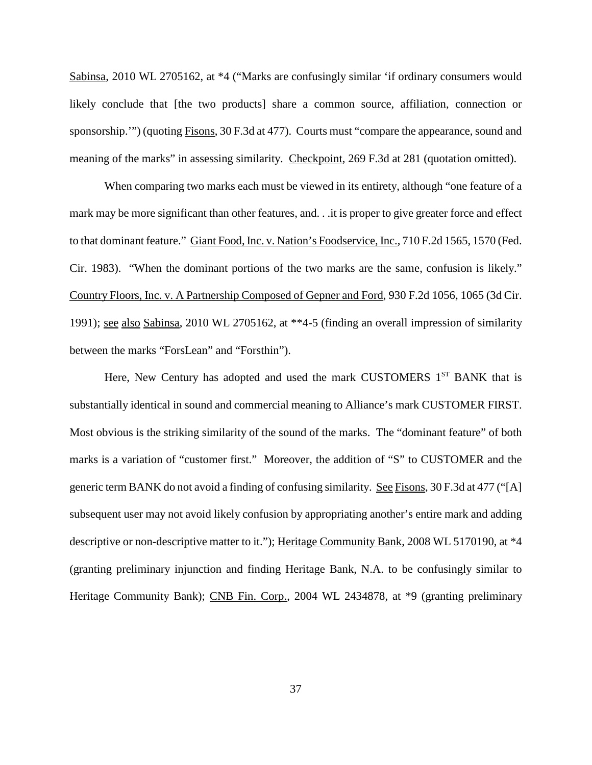Sabinsa, 2010 WL 2705162, at *4 ("Marks are confusingly similar 'if ordinary consumers would likely conclude that [the two products] share a common source, affiliation, connection or sponsorship.'") (quoting Fisons, 30 F.3d at 477). Courts must "compare the appearance, sound and meaning of the marks" in assessing similarity. Checkpoint, 269 F.3d at 281 (quotation omitted).

When comparing two marks each must be viewed in its entirety, although "one feature of a mark may be more significant than other features, and. . .it is proper to give greater force and effect to that dominant feature." Giant Food, Inc. v. Nation's Foodservice, Inc., 710 F.2d 1565, 1570 (Fed. Cir. 1983). "When the dominant portions of the two marks are the same, confusion is likely." Country Floors, Inc. v. A Partnership Composed of Gepner and Ford, 930 F.2d 1056, 1065 (3d Cir. 1991); see also Sabinsa, 2010 WL 2705162, at **4-5 (finding an overall impression of similarity between the marks "ForsLean" and "Forsthin").

Here, New Century has adopted and used the mark CUSTOMERS 1ST BANK that is substantially identical in sound and commercial meaning to Alliance's mark CUSTOMER FIRST. Most obvious is the striking similarity of the sound of the marks. The "dominant feature" of both marks is a variation of "customer first." Moreover, the addition of "S" to CUSTOMER and the generic term BANK do not avoid a finding of confusing similarity. See Fisons, 30 F.3d at 477 ("[A] subsequent user may not avoid likely confusion by appropriating another's entire mark and adding descriptive or non-descriptive matter to it."); Heritage Community Bank, 2008 WL 5170190, at *4 (granting preliminary injunction and finding Heritage Bank, N.A. to be confusingly similar to Heritage Community Bank); CNB Fin. Corp., 2004 WL 2434878, at *9 (granting preliminary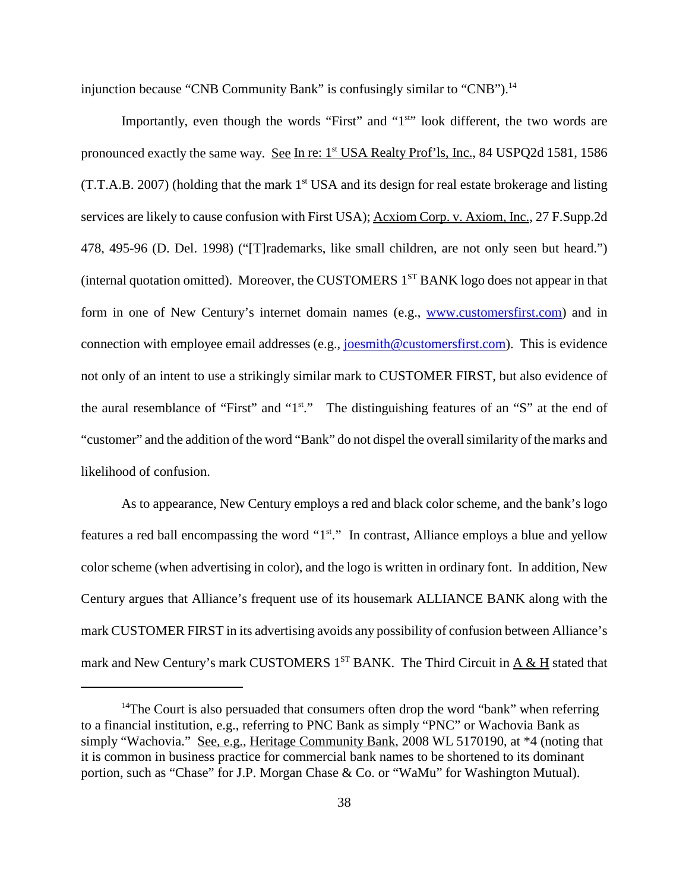injunction because "CNB Community Bank" is confusingly similar to "CNB").[14]

Importantly, even though the words "First" and "1st" look different, the two words are pronounced exactly the same way. See In re: 1st USA Realty Prof'ls, Inc., 84 USPQ2d 1581, 1586 (T.T.A.B. 2007) (holding that the mark 1st USA and its design for real estate brokerage and listing services are likely to cause confusion with First USA); Acxiom Corp. v. Axiom, Inc., 27 F.Supp.2d 478, 495-96 (D. Del. 1998) ("[T]rademarks, like small children, are not only seen but heard.") (internal quotation omitted). Moreover, the CUSTOMERS 1ST BANK logo does not appear in that form in one of New Century's internet domain names (e.g., www.customersfirst.com) and in connection with employee email addresses (e.g., joesmith@customersfirst.com). This is evidence not only of an intent to use a strikingly similar mark to CUSTOMER FIRST, but also evidence of the aural resemblance of "First" and "1st." The distinguishing features of an "S" at the end of "customer" and the addition of the word "Bank" do not dispel the overall similarity of the marks and likelihood of confusion.

As to appearance, New Century employs a red and black color scheme, and the bank's logo features a red ball encompassing the word "1st." In contrast, Alliance employs a blue and yellow color scheme (when advertising in color), and the logo is written in ordinary font. In addition, New Century argues that Alliance's frequent use of its housemark ALLIANCE BANK along with the mark CUSTOMER FIRST in its advertising avoids any possibility of confusion between Alliance's mark and New Century's mark CUSTOMERS 1ST BANK. The Third Circuit in A & H stated that

---

[14] The Court is also persuaded that consumers often drop the word "bank" when referring to a financial institution, e.g., referring to PNC Bank as simply "PNC" or Wachovia Bank as simply "Wachovia." See, e.g., Heritage Community Bank, 2008 WL 5170190, at *4 (noting that it is common in business practice for commercial bank names to be shortened to its dominant portion, such as "Chase" for J.P. Morgan Chase & Co. or "WaMu" for Washington Mutual).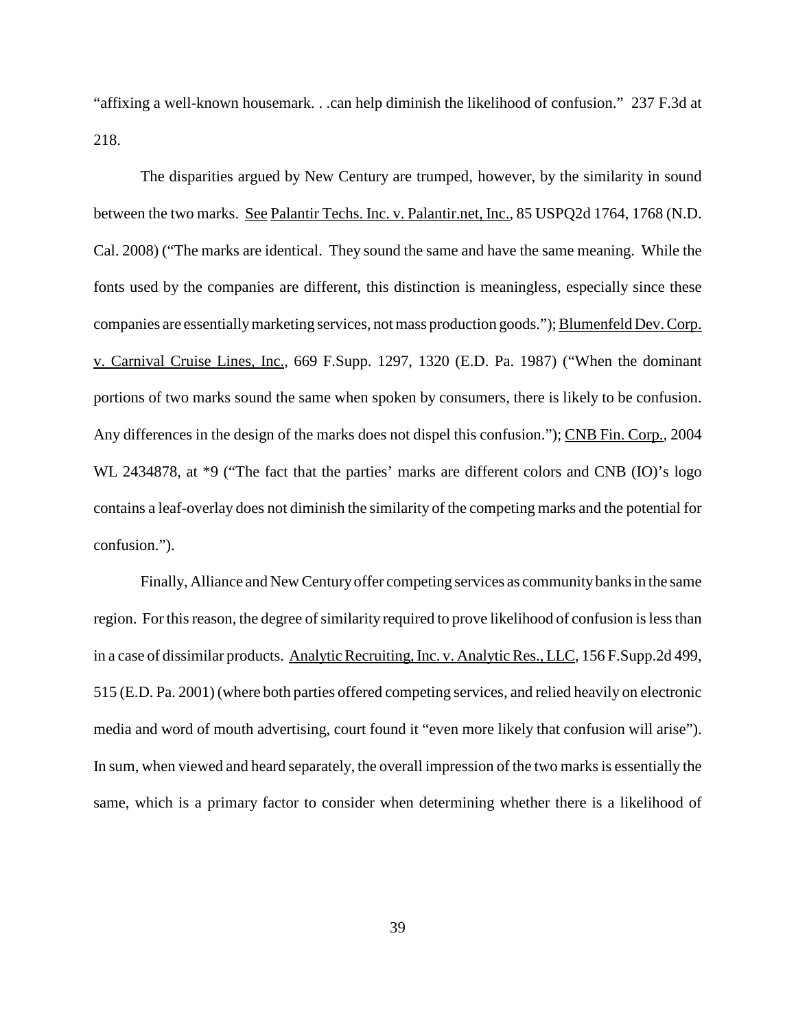"affixing a well-known housemark. . .can help diminish the likelihood of confusion." 237 F.3d at 218.

The disparities argued by New Century are trumped, however, by the similarity in sound between the two marks. See Palantir Techs. Inc. v. Palantir.net, Inc., 85 USPQ2d 1764, 1768 (N.D. Cal. 2008) ("The marks are identical. They sound the same and have the same meaning. While the fonts used by the companies are different, this distinction is meaningless, especially since these companies are essentially marketing services, not mass production goods."); Blumenfeld Dev. Corp. v. Carnival Cruise Lines, Inc., 669 F.Supp. 1297, 1320 (E.D. Pa. 1987) ("When the dominant portions of two marks sound the same when spoken by consumers, there is likely to be confusion. Any differences in the design of the marks does not dispel this confusion."); CNB Fin. Corp., 2004 WL 2434878, at *9 ("The fact that the parties' marks are different colors and CNB (IO)'s logo contains a leaf-overlay does not diminish the similarity of the competing marks and the potential for confusion.").

Finally, Alliance and New Century offer competing services as community banks in the same region. For this reason, the degree of similarity required to prove likelihood of confusion is less than in a case of dissimilar products. Analytic Recruiting, Inc. v. Analytic Res., LLC, 156 F.Supp.2d 499, 515 (E.D. Pa. 2001) (where both parties offered competing services, and relied heavily on electronic media and word of mouth advertising, court found it "even more likely that confusion will arise"). In sum, when viewed and heard separately, the overall impression of the two marks is essentially the same, which is a primary factor to consider when determining whether there is a likelihood of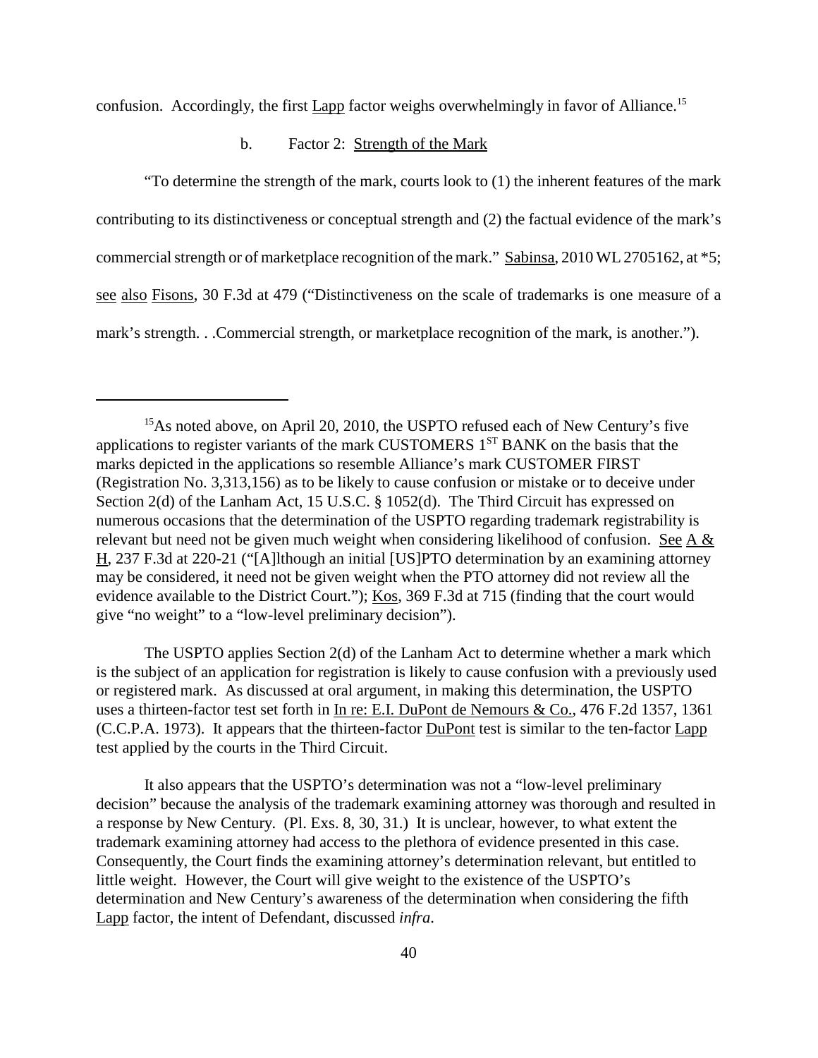confusion. Accordingly, the first Lapp factor weighs overwhelmingly in favor of Alliance.[15]

b. Factor 2: Strength of the Mark

"To determine the strength of the mark, courts look to (1) the inherent features of the mark contributing to its distinctiveness or conceptual strength and (2) the factual evidence of the mark's commercial strength or of marketplace recognition of the mark." Sabinsa, 2010 WL 2705162, at *5; see also Fisons, 30 F.3d at 479 ("Distinctiveness on the scale of trademarks is one measure of a mark's strength. . .Commercial strength, or marketplace recognition of the mark, is another.").

---

[15] As noted above, on April 20, 2010, the USPTO refused each of New Century's five applications to register variants of the mark CUSTOMERS 1[ST] BANK on the basis that the marks depicted in the applications so resemble Alliance's mark CUSTOMER FIRST (Registration No. 3,313,156) as to be likely to cause confusion or mistake or to deceive under Section 2(d) of the Lanham Act, 15 U.S.C. § 1052(d). The Third Circuit has expressed on numerous occasions that the determination of the USPTO regarding trademark registrability is relevant but need not be given much weight when considering likelihood of confusion. See A & H, 237 F.3d at 220-21 ("[A]lthough an initial [US]PTO determination by an examining attorney may be considered, it need not be given weight when the PTO attorney did not review all the evidence available to the District Court."); Kos, 369 F.3d at 715 (finding that the court would give "no weight" to a "low-level preliminary decision").

The USPTO applies Section 2(d) of the Lanham Act to determine whether a mark which is the subject of an application for registration is likely to cause confusion with a previously used or registered mark. As discussed at oral argument, in making this determination, the USPTO uses a thirteen-factor test set forth in In re: E.I. DuPont de Nemours & Co., 476 F.2d 1357, 1361 (C.C.P.A. 1973). It appears that the thirteen-factor DuPont test is similar to the ten-factor Lapp test applied by the courts in the Third Circuit.

It also appears that the USPTO's determination was not a "low-level preliminary decision" because the analysis of the trademark examining attorney was thorough and resulted in a response by New Century. (Pl. Exs. 8, 30, 31.) It is unclear, however, to what extent the trademark examining attorney had access to the plethora of evidence presented in this case. Consequently, the Court finds the examining attorney's determination relevant, but entitled to little weight. However, the Court will give weight to the existence of the USPTO's determination and New Century's awareness of the determination when considering the fifth Lapp factor, the intent of Defendant, discussed *infra*.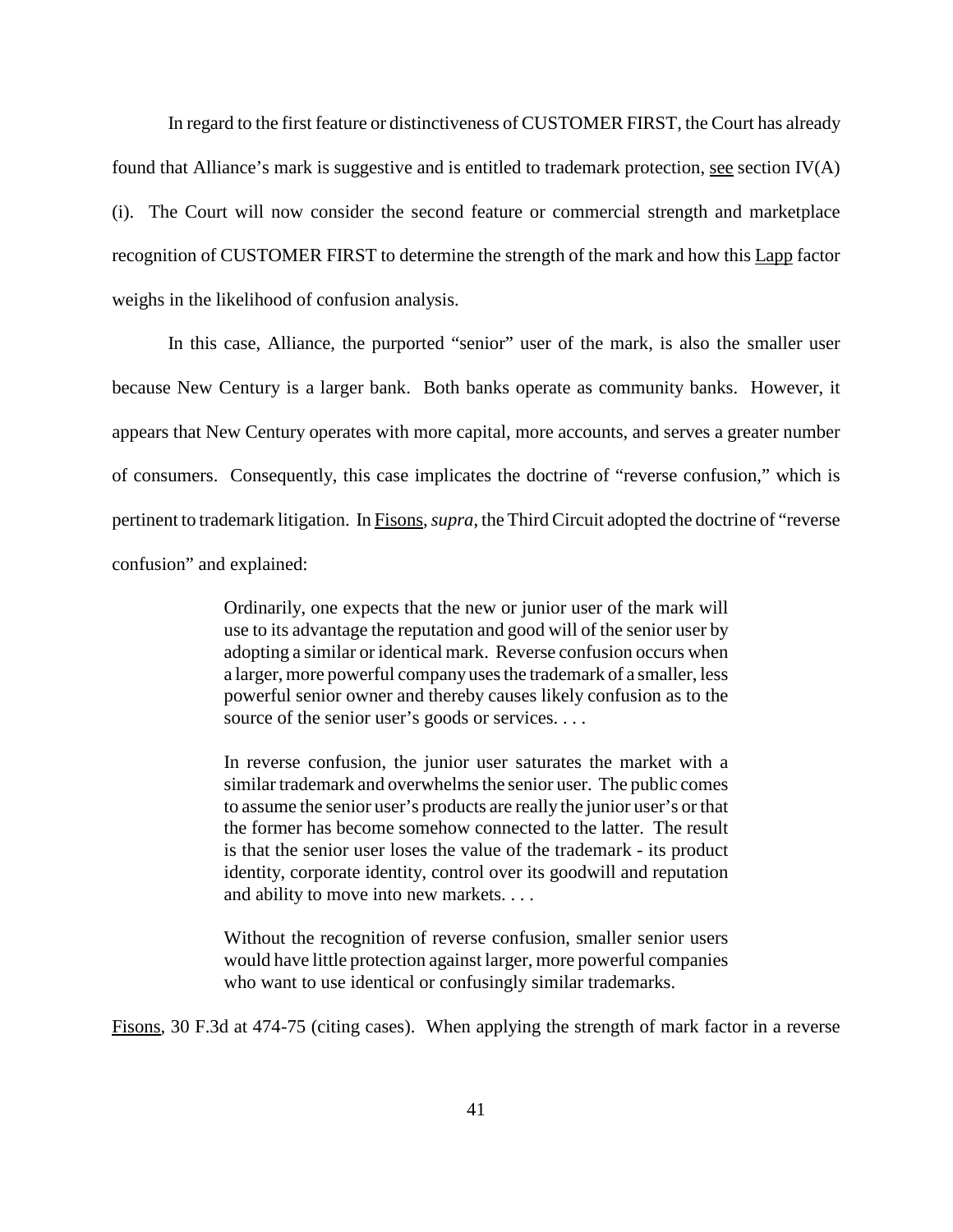In regard to the first feature or distinctiveness of CUSTOMER FIRST, the Court has already found that Alliance's mark is suggestive and is entitled to trademark protection, see section IV(A)(i). The Court will now consider the second feature or commercial strength and marketplace recognition of CUSTOMER FIRST to determine the strength of the mark and how this Lapp factor weighs in the likelihood of confusion analysis.

In this case, Alliance, the purported "senior" user of the mark, is also the smaller user because New Century is a larger bank. Both banks operate as community banks. However, it appears that New Century operates with more capital, more accounts, and serves a greater number of consumers. Consequently, this case implicates the doctrine of "reverse confusion," which is pertinent to trademark litigation. In Fisons, *supra*, the Third Circuit adopted the doctrine of "reverse confusion" and explained:

> Ordinarily, one expects that the new or junior user of the mark will use to its advantage the reputation and good will of the senior user by adopting a similar or identical mark. Reverse confusion occurs when a larger, more powerful company uses the trademark of a smaller, less powerful senior owner and thereby causes likely confusion as to the source of the senior user's goods or services. . . .
>
> In reverse confusion, the junior user saturates the market with a similar trademark and overwhelms the senior user. The public comes to assume the senior user's products are really the junior user's or that the former has become somehow connected to the latter. The result is that the senior user loses the value of the trademark - its product identity, corporate identity, control over its goodwill and reputation and ability to move into new markets. . . .
>
> Without the recognition of reverse confusion, smaller senior users would have little protection against larger, more powerful companies who want to use identical or confusingly similar trademarks.

Fisons, 30 F.3d at 474-75 (citing cases). When applying the strength of mark factor in a reverse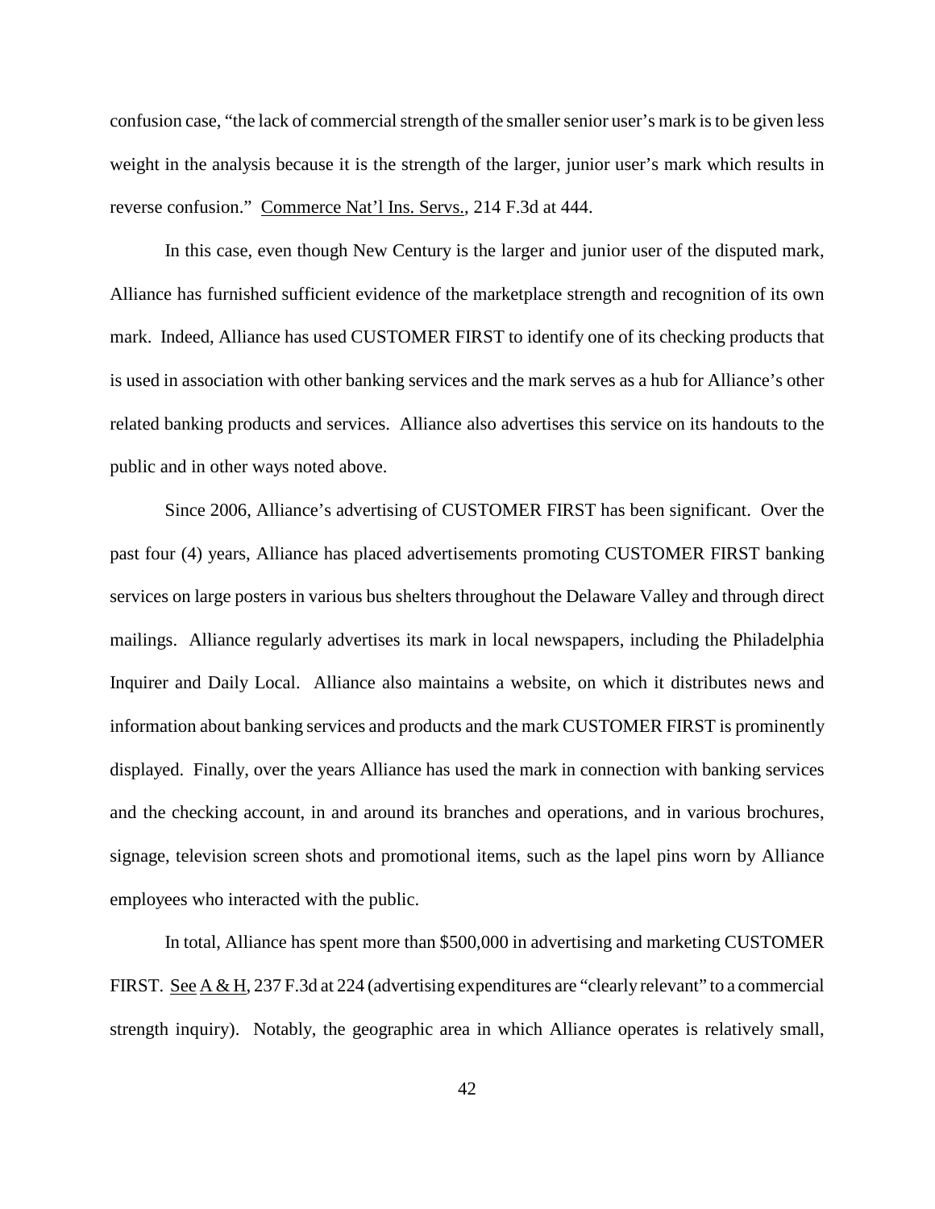confusion case, "the lack of commercial strength of the smaller senior user's mark is to be given less weight in the analysis because it is the strength of the larger, junior user's mark which results in reverse confusion." Commerce Nat'l Ins. Servs., 214 F.3d at 444.

In this case, even though New Century is the larger and junior user of the disputed mark, Alliance has furnished sufficient evidence of the marketplace strength and recognition of its own mark. Indeed, Alliance has used CUSTOMER FIRST to identify one of its checking products that is used in association with other banking services and the mark serves as a hub for Alliance's other related banking products and services. Alliance also advertises this service on its handouts to the public and in other ways noted above.

Since 2006, Alliance's advertising of CUSTOMER FIRST has been significant. Over the past four (4) years, Alliance has placed advertisements promoting CUSTOMER FIRST banking services on large posters in various bus shelters throughout the Delaware Valley and through direct mailings. Alliance regularly advertises its mark in local newspapers, including the Philadelphia Inquirer and Daily Local. Alliance also maintains a website, on which it distributes news and information about banking services and products and the mark CUSTOMER FIRST is prominently displayed. Finally, over the years Alliance has used the mark in connection with banking services and the checking account, in and around its branches and operations, and in various brochures, signage, television screen shots and promotional items, such as the lapel pins worn by Alliance employees who interacted with the public.

In total, Alliance has spent more than $500,000 in advertising and marketing CUSTOMER FIRST. See A & H, 237 F.3d at 224 (advertising expenditures are "clearly relevant" to a commercial strength inquiry). Notably, the geographic area in which Alliance operates is relatively small,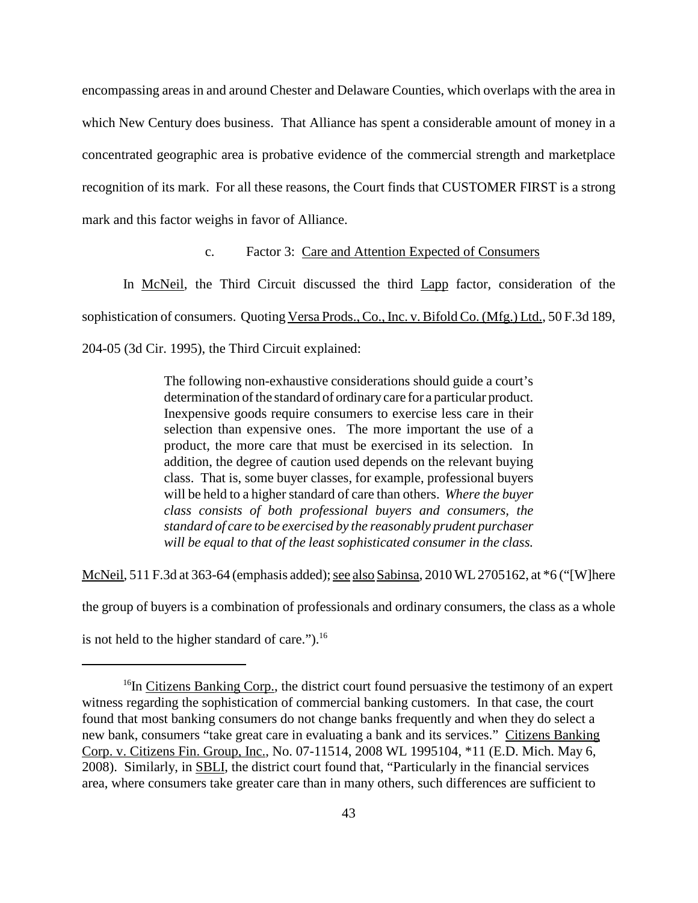encompassing areas in and around Chester and Delaware Counties, which overlaps with the area in which New Century does business. That Alliance has spent a considerable amount of money in a concentrated geographic area is probative evidence of the commercial strength and marketplace recognition of its mark. For all these reasons, the Court finds that CUSTOMER FIRST is a strong mark and this factor weighs in favor of Alliance.

c. Factor 3: Care and Attention Expected of Consumers

In McNeil, the Third Circuit discussed the third Lapp factor, consideration of the sophistication of consumers. Quoting Versa Prods., Co., Inc. v. Bifold Co. (Mfg.) Ltd., 50 F.3d 189, 204-05 (3d Cir. 1995), the Third Circuit explained:

> The following non-exhaustive considerations should guide a court's determination of the standard of ordinary care for a particular product. Inexpensive goods require consumers to exercise less care in their selection than expensive ones. The more important the use of a product, the more care that must be exercised in its selection. In addition, the degree of caution used depends on the relevant buying class. That is, some buyer classes, for example, professional buyers will be held to a higher standard of care than others. *Where the buyer class consists of both professional buyers and consumers, the standard of care to be exercised by the reasonably prudent purchaser will be equal to that of the least sophisticated consumer in the class.*

McNeil, 511 F.3d at 363-64 (emphasis added); see also Sabinsa, 2010 WL 2705162, at *6 ("[W]here the group of buyers is a combination of professionals and ordinary consumers, the class as a whole is not held to the higher standard of care.").[16]

---

[16]In Citizens Banking Corp., the district court found persuasive the testimony of an expert witness regarding the sophistication of commercial banking customers. In that case, the court found that most banking consumers do not change banks frequently and when they do select a new bank, consumers "take great care in evaluating a bank and its services." Citizens Banking Corp. v. Citizens Fin. Group, Inc., No. 07-11514, 2008 WL 1995104, *11 (E.D. Mich. May 6, 2008). Similarly, in SBLI, the district court found that, "Particularly in the financial services area, where consumers take greater care than in many others, such differences are sufficient to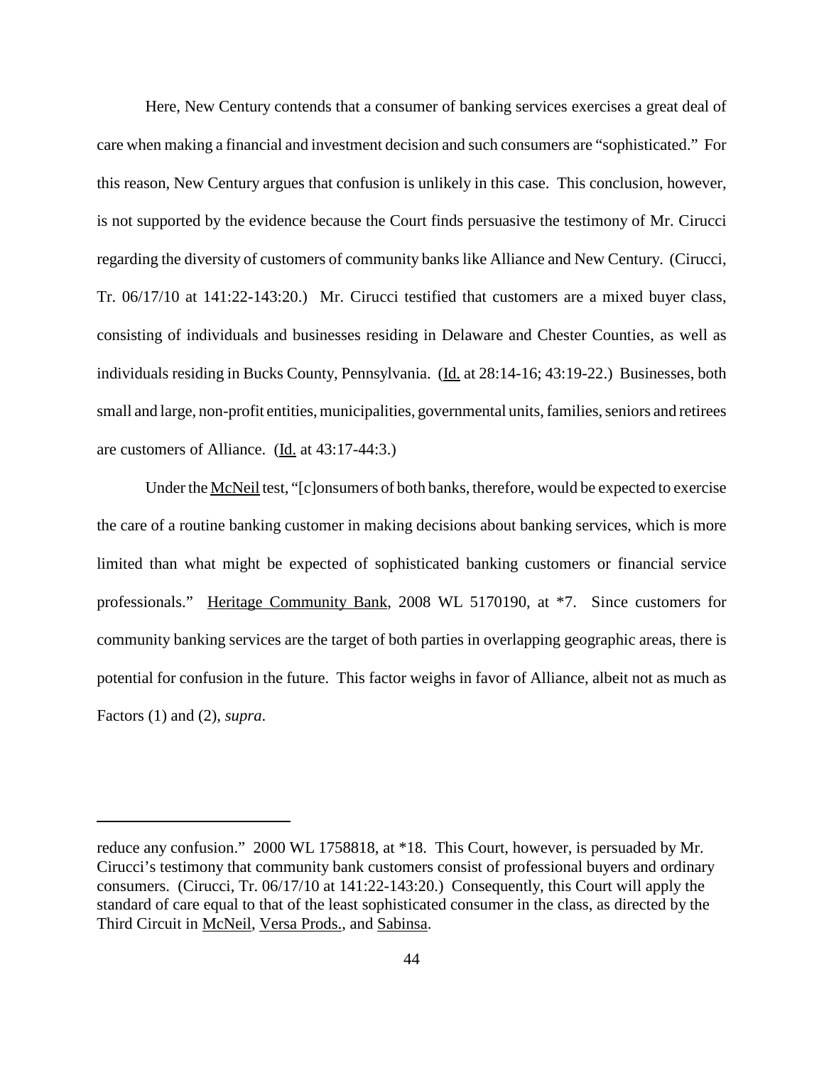Here, New Century contends that a consumer of banking services exercises a great deal of care when making a financial and investment decision and such consumers are "sophisticated." For this reason, New Century argues that confusion is unlikely in this case. This conclusion, however, is not supported by the evidence because the Court finds persuasive the testimony of Mr. Cirucci regarding the diversity of customers of community banks like Alliance and New Century. (Cirucci, Tr. 06/17/10 at 141:22-143:20.) Mr. Cirucci testified that customers are a mixed buyer class, consisting of individuals and businesses residing in Delaware and Chester Counties, as well as individuals residing in Bucks County, Pennsylvania. (Id. at 28:14-16; 43:19-22.) Businesses, both small and large, non-profit entities, municipalities, governmental units, families, seniors and retirees are customers of Alliance. (Id. at 43:17-44:3.)

Under the McNeil test, "[c]onsumers of both banks, therefore, would be expected to exercise the care of a routine banking customer in making decisions about banking services, which is more limited than what might be expected of sophisticated banking customers or financial service professionals." Heritage Community Bank, 2008 WL 5170190, at *7. Since customers for community banking services are the target of both parties in overlapping geographic areas, there is potential for confusion in the future. This factor weighs in favor of Alliance, albeit not as much as Factors (1) and (2), *supra*.

---

reduce any confusion." 2000 WL 1758818, at *18. This Court, however, is persuaded by Mr. Cirucci's testimony that community bank customers consist of professional buyers and ordinary consumers. (Cirucci, Tr. 06/17/10 at 141:22-143:20.) Consequently, this Court will apply the standard of care equal to that of the least sophisticated consumer in the class, as directed by the Third Circuit in McNeil, Versa Prods., and Sabinsa.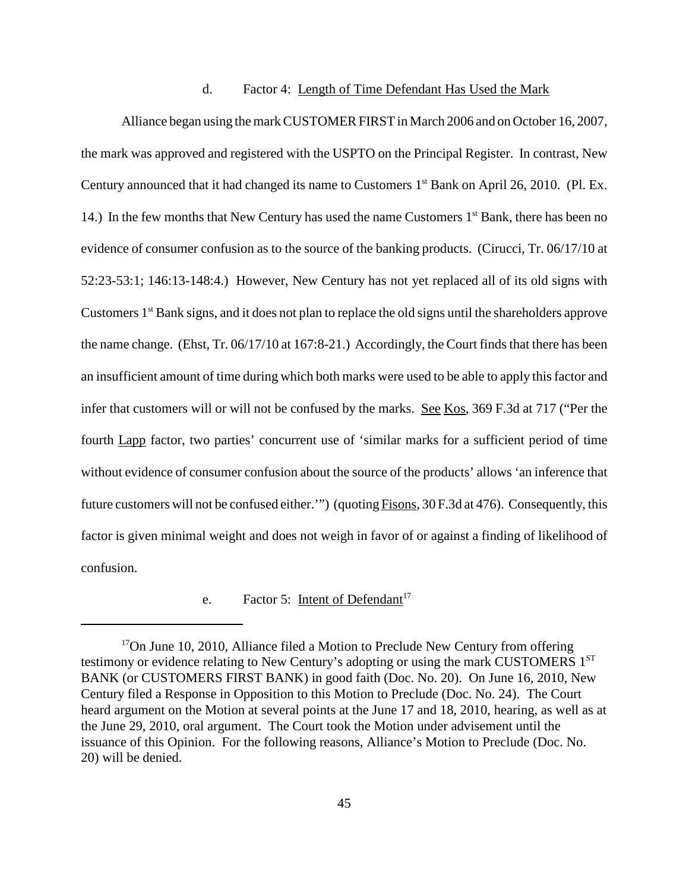d. Factor 4: Length of Time Defendant Has Used the Mark

Alliance began using the mark CUSTOMER FIRST in March 2006 and on October 16, 2007, the mark was approved and registered with the USPTO on the Principal Register. In contrast, New Century announced that it had changed its name to Customers 1st Bank on April 26, 2010. (Pl. Ex. 14.) In the few months that New Century has used the name Customers 1st Bank, there has been no evidence of consumer confusion as to the source of the banking products. (Cirucci, Tr. 06/17/10 at 52:23-53:1; 146:13-148:4.) However, New Century has not yet replaced all of its old signs with Customers 1st Bank signs, and it does not plan to replace the old signs until the shareholders approve the name change. (Ehst, Tr. 06/17/10 at 167:8-21.) Accordingly, the Court finds that there has been an insufficient amount of time during which both marks were used to be able to apply this factor and infer that customers will or will not be confused by the marks. See Kos, 369 F.3d at 717 ("Per the fourth Lapp factor, two parties' concurrent use of 'similar marks for a sufficient period of time without evidence of consumer confusion about the source of the products' allows 'an inference that future customers will not be confused either.'") (quoting Fisons, 30 F.3d at 476). Consequently, this factor is given minimal weight and does not weigh in favor of or against a finding of likelihood of confusion.

e. Factor 5: Intent of Defendant[17]

---

[17]On June 10, 2010, Alliance filed a Motion to Preclude New Century from offering testimony or evidence relating to New Century's adopting or using the mark CUSTOMERS 1ST BANK (or CUSTOMERS FIRST BANK) in good faith (Doc. No. 20). On June 16, 2010, New Century filed a Response in Opposition to this Motion to Preclude (Doc. No. 24). The Court heard argument on the Motion at several points at the June 17 and 18, 2010, hearing, as well as at the June 29, 2010, oral argument. The Court took the Motion under advisement until the issuance of this Opinion. For the following reasons, Alliance's Motion to Preclude (Doc. No. 20) will be denied.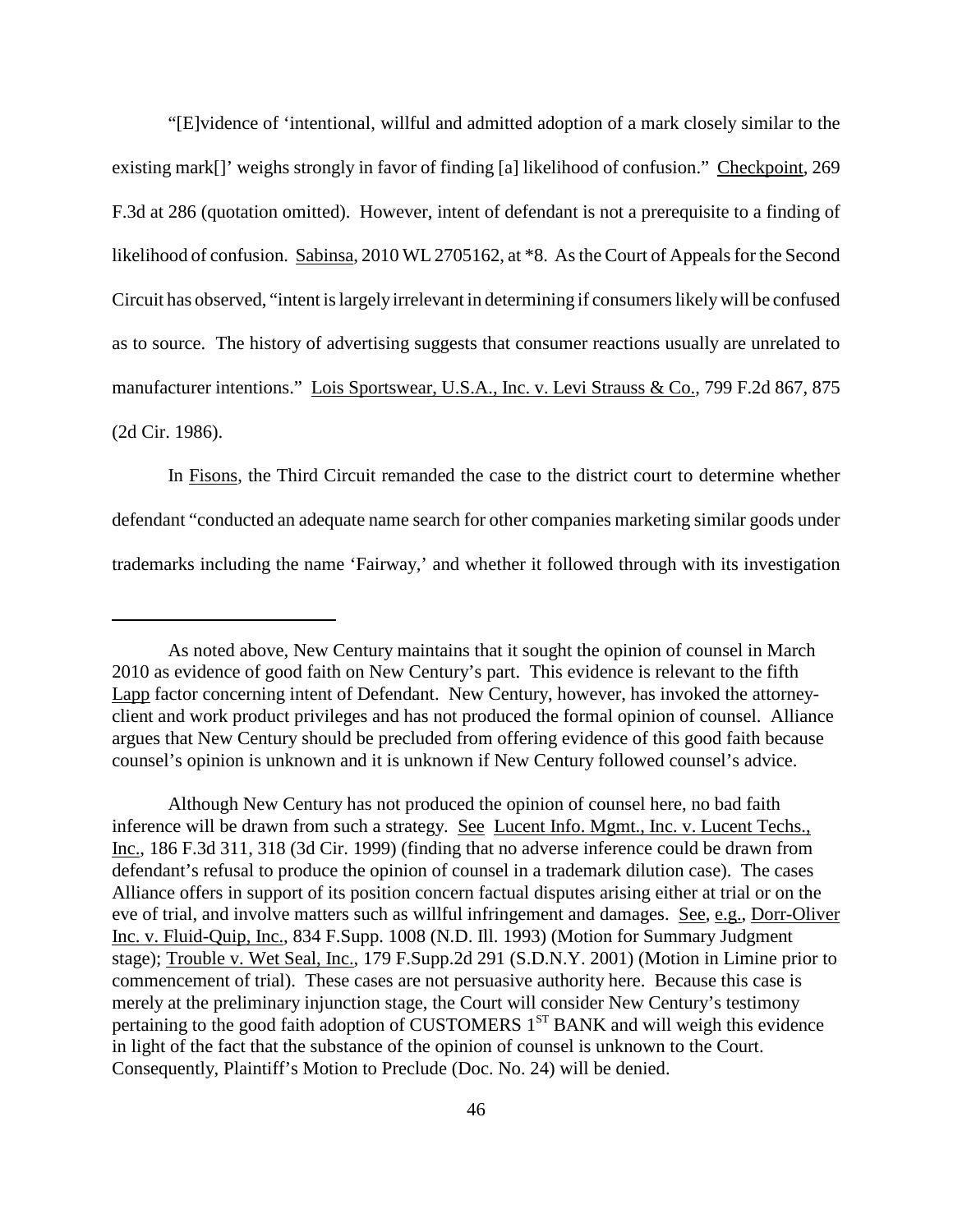"[E]vidence of 'intentional, willful and admitted adoption of a mark closely similar to the existing mark[]' weighs strongly in favor of finding [a] likelihood of confusion." Checkpoint, 269 F.3d at 286 (quotation omitted). However, intent of defendant is not a prerequisite to a finding of likelihood of confusion. Sabinsa, 2010 WL 2705162, at *8. As the Court of Appeals for the Second Circuit has observed, "intent is largely irrelevant in determining if consumers likely will be confused as to source. The history of advertising suggests that consumer reactions usually are unrelated to manufacturer intentions." Lois Sportswear, U.S.A., Inc. v. Levi Strauss & Co., 799 F.2d 867, 875 (2d Cir. 1986).

In Fisons, the Third Circuit remanded the case to the district court to determine whether defendant "conducted an adequate name search for other companies marketing similar goods under trademarks including the name 'Fairway,' and whether it followed through with its investigation

---

As noted above, New Century maintains that it sought the opinion of counsel in March 2010 as evidence of good faith on New Century's part. This evidence is relevant to the fifth Lapp factor concerning intent of Defendant. New Century, however, has invoked the attorney-client and work product privileges and has not produced the formal opinion of counsel. Alliance argues that New Century should be precluded from offering evidence of this good faith because counsel's opinion is unknown and it is unknown if New Century followed counsel's advice.

Although New Century has not produced the opinion of counsel here, no bad faith inference will be drawn from such a strategy. See Lucent Info. Mgmt., Inc. v. Lucent Techs., Inc., 186 F.3d 311, 318 (3d Cir. 1999) (finding that no adverse inference could be drawn from defendant's refusal to produce the opinion of counsel in a trademark dilution case). The cases Alliance offers in support of its position concern factual disputes arising either at trial or on the eve of trial, and involve matters such as willful infringement and damages. See, e.g., Dorr-Oliver Inc. v. Fluid-Quip, Inc., 834 F.Supp. 1008 (N.D. Ill. 1993) (Motion for Summary Judgment stage); Trouble v. Wet Seal, Inc., 179 F.Supp.2d 291 (S.D.N.Y. 2001) (Motion in Limine prior to commencement of trial). These cases are not persuasive authority here. Because this case is merely at the preliminary injunction stage, the Court will consider New Century's testimony pertaining to the good faith adoption of CUSTOMERS 1ST BANK and will weigh this evidence in light of the fact that the substance of the opinion of counsel is unknown to the Court. Consequently, Plaintiff's Motion to Preclude (Doc. No. 24) will be denied.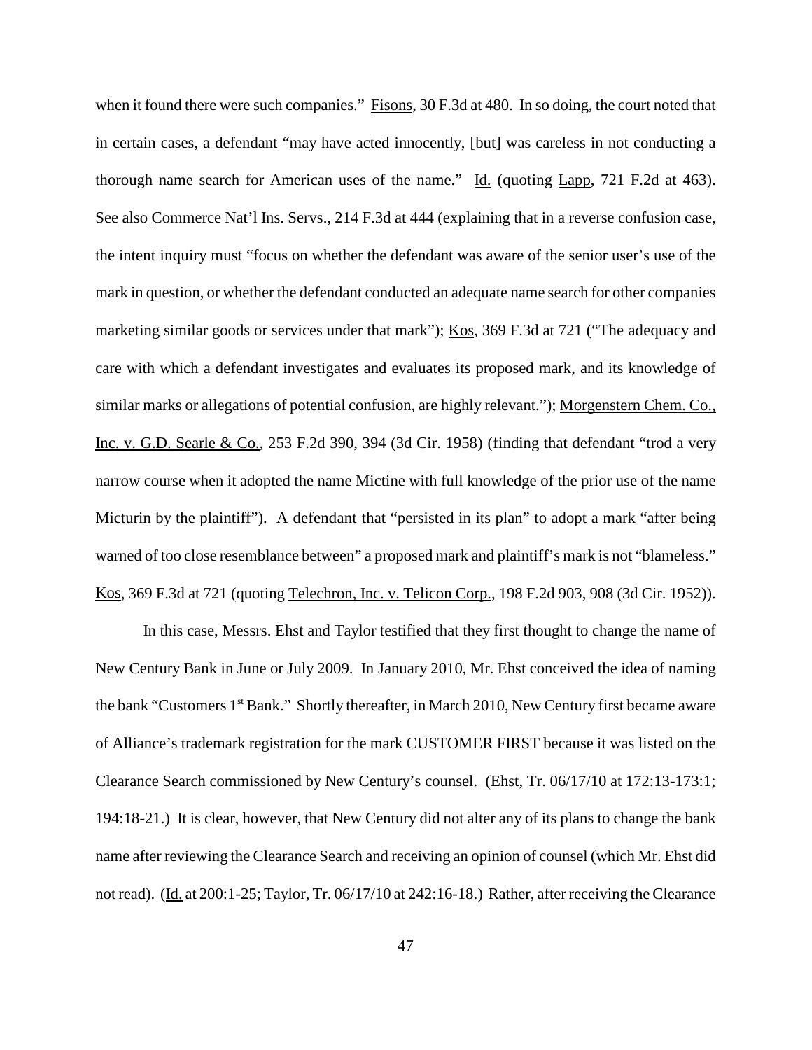when it found there were such companies." Fisons, 30 F.3d at 480. In so doing, the court noted that in certain cases, a defendant "may have acted innocently, [but] was careless in not conducting a thorough name search for American uses of the name." Id. (quoting Lapp, 721 F.2d at 463). See also Commerce Nat'l Ins. Servs., 214 F.3d at 444 (explaining that in a reverse confusion case, the intent inquiry must "focus on whether the defendant was aware of the senior user's use of the mark in question, or whether the defendant conducted an adequate name search for other companies marketing similar goods or services under that mark"); Kos, 369 F.3d at 721 ("The adequacy and care with which a defendant investigates and evaluates its proposed mark, and its knowledge of similar marks or allegations of potential confusion, are highly relevant."); Morgenstern Chem. Co., Inc. v. G.D. Searle & Co., 253 F.2d 390, 394 (3d Cir. 1958) (finding that defendant "trod a very narrow course when it adopted the name Mictine with full knowledge of the prior use of the name Micturin by the plaintiff"). A defendant that "persisted in its plan" to adopt a mark "after being warned of too close resemblance between" a proposed mark and plaintiff's mark is not "blameless." Kos, 369 F.3d at 721 (quoting Telechron, Inc. v. Telicon Corp., 198 F.2d 903, 908 (3d Cir. 1952)).

In this case, Messrs. Ehst and Taylor testified that they first thought to change the name of New Century Bank in June or July 2009. In January 2010, Mr. Ehst conceived the idea of naming the bank "Customers 1st Bank." Shortly thereafter, in March 2010, New Century first became aware of Alliance's trademark registration for the mark CUSTOMER FIRST because it was listed on the Clearance Search commissioned by New Century's counsel. (Ehst, Tr. 06/17/10 at 172:13-173:1; 194:18-21.) It is clear, however, that New Century did not alter any of its plans to change the bank name after reviewing the Clearance Search and receiving an opinion of counsel (which Mr. Ehst did not read). (Id. at 200:1-25; Taylor, Tr. 06/17/10 at 242:16-18.) Rather, after receiving the Clearance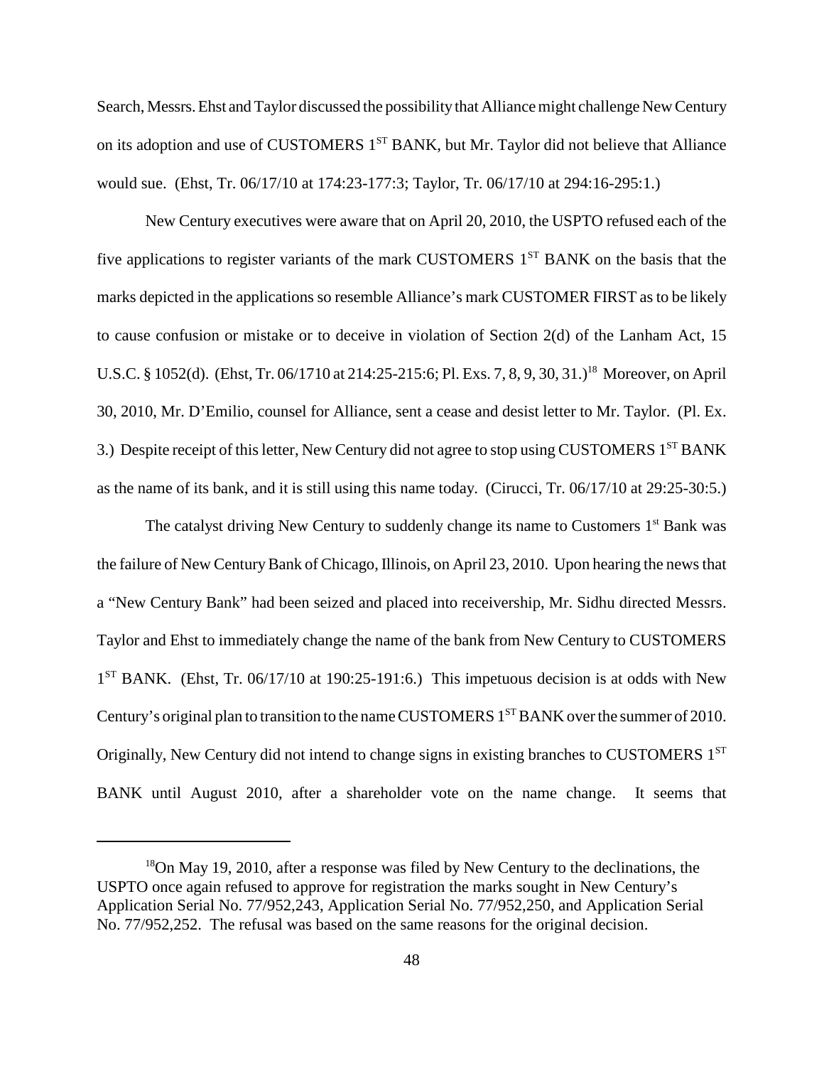Search, Messrs. Ehst and Taylor discussed the possibility that Alliance might challenge New Century on its adoption and use of CUSTOMERS 1ST BANK, but Mr. Taylor did not believe that Alliance would sue. (Ehst, Tr. 06/17/10 at 174:23-177:3; Taylor, Tr. 06/17/10 at 294:16-295:1.)

New Century executives were aware that on April 20, 2010, the USPTO refused each of the five applications to register variants of the mark CUSTOMERS 1ST BANK on the basis that the marks depicted in the applications so resemble Alliance's mark CUSTOMER FIRST as to be likely to cause confusion or mistake or to deceive in violation of Section 2(d) of the Lanham Act, 15 U.S.C. § 1052(d). (Ehst, Tr. 06/1710 at 214:25-215:6; Pl. Exs. 7, 8, 9, 30, 31.)[18] Moreover, on April 30, 2010, Mr. D'Emilio, counsel for Alliance, sent a cease and desist letter to Mr. Taylor. (Pl. Ex. 3.) Despite receipt of this letter, New Century did not agree to stop using CUSTOMERS 1ST BANK as the name of its bank, and it is still using this name today. (Cirucci, Tr. 06/17/10 at 29:25-30:5.)

The catalyst driving New Century to suddenly change its name to Customers 1st Bank was the failure of New Century Bank of Chicago, Illinois, on April 23, 2010. Upon hearing the news that a "New Century Bank" had been seized and placed into receivership, Mr. Sidhu directed Messrs. Taylor and Ehst to immediately change the name of the bank from New Century to CUSTOMERS 1ST BANK. (Ehst, Tr. 06/17/10 at 190:25-191:6.) This impetuous decision is at odds with New Century's original plan to transition to the name CUSTOMERS 1ST BANK over the summer of 2010. Originally, New Century did not intend to change signs in existing branches to CUSTOMERS 1ST BANK until August 2010, after a shareholder vote on the name change. It seems that

---

[18] On May 19, 2010, after a response was filed by New Century to the declinations, the USPTO once again refused to approve for registration the marks sought in New Century's Application Serial No. 77/952,243, Application Serial No. 77/952,250, and Application Serial No. 77/952,252. The refusal was based on the same reasons for the original decision.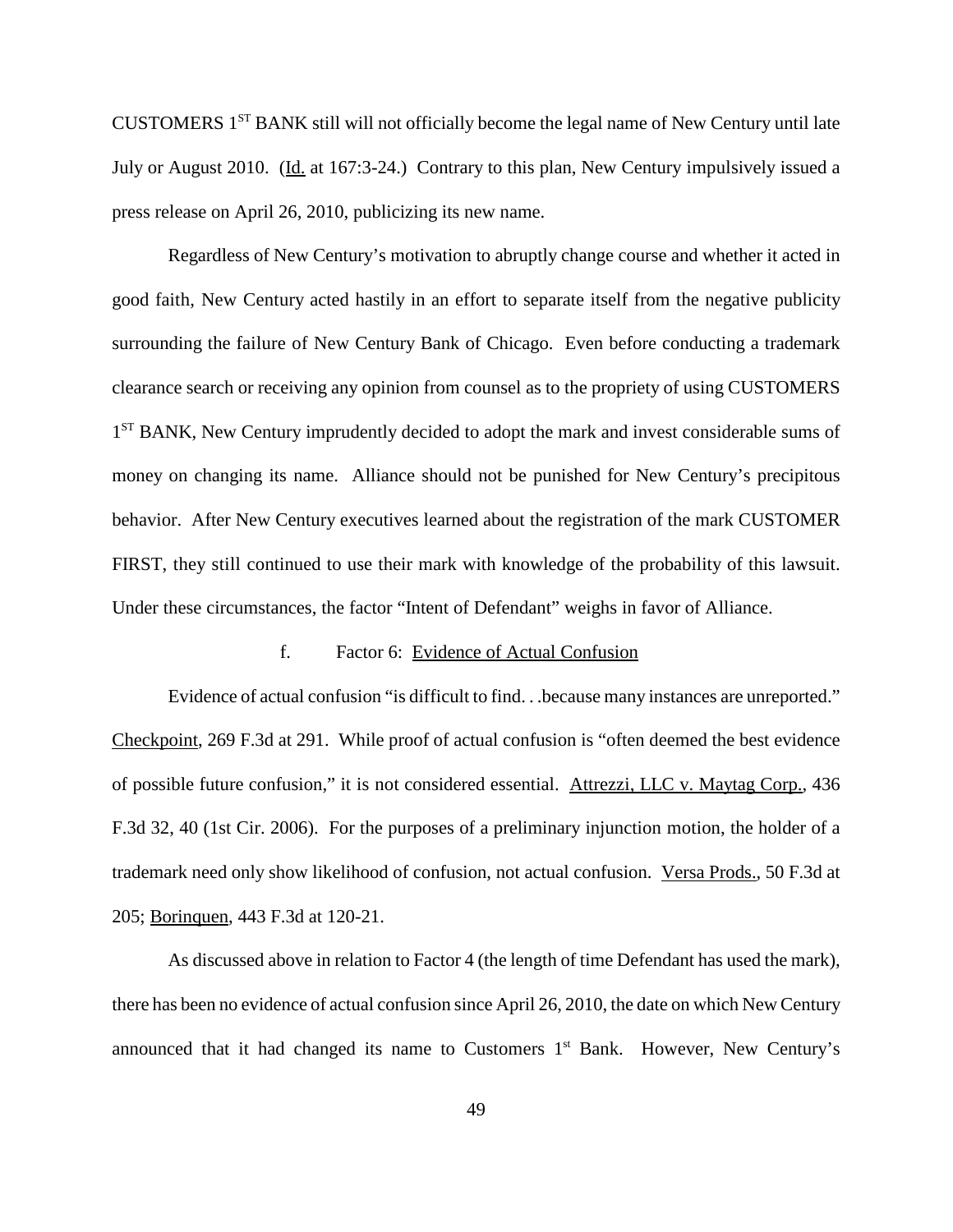CUSTOMERS 1[ST] BANK still will not officially become the legal name of New Century until late July or August 2010. (Id. at 167:3-24.) Contrary to this plan, New Century impulsively issued a press release on April 26, 2010, publicizing its new name.

Regardless of New Century's motivation to abruptly change course and whether it acted in good faith, New Century acted hastily in an effort to separate itself from the negative publicity surrounding the failure of New Century Bank of Chicago. Even before conducting a trademark clearance search or receiving any opinion from counsel as to the propriety of using CUSTOMERS 1[ST] BANK, New Century imprudently decided to adopt the mark and invest considerable sums of money on changing its name. Alliance should not be punished for New Century's precipitous behavior. After New Century executives learned about the registration of the mark CUSTOMER FIRST, they still continued to use their mark with knowledge of the probability of this lawsuit. Under these circumstances, the factor "Intent of Defendant" weighs in favor of Alliance.

f. Factor 6: Evidence of Actual Confusion

Evidence of actual confusion "is difficult to find. . .because many instances are unreported." Checkpoint, 269 F.3d at 291. While proof of actual confusion is "often deemed the best evidence of possible future confusion," it is not considered essential. Attrezzi, LLC v. Maytag Corp., 436 F.3d 32, 40 (1st Cir. 2006). For the purposes of a preliminary injunction motion, the holder of a trademark need only show likelihood of confusion, not actual confusion. Versa Prods., 50 F.3d at 205; Borinquen, 443 F.3d at 120-21.

As discussed above in relation to Factor 4 (the length of time Defendant has used the mark), there has been no evidence of actual confusion since April 26, 2010, the date on which New Century announced that it had changed its name to Customers 1[st] Bank. However, New Century's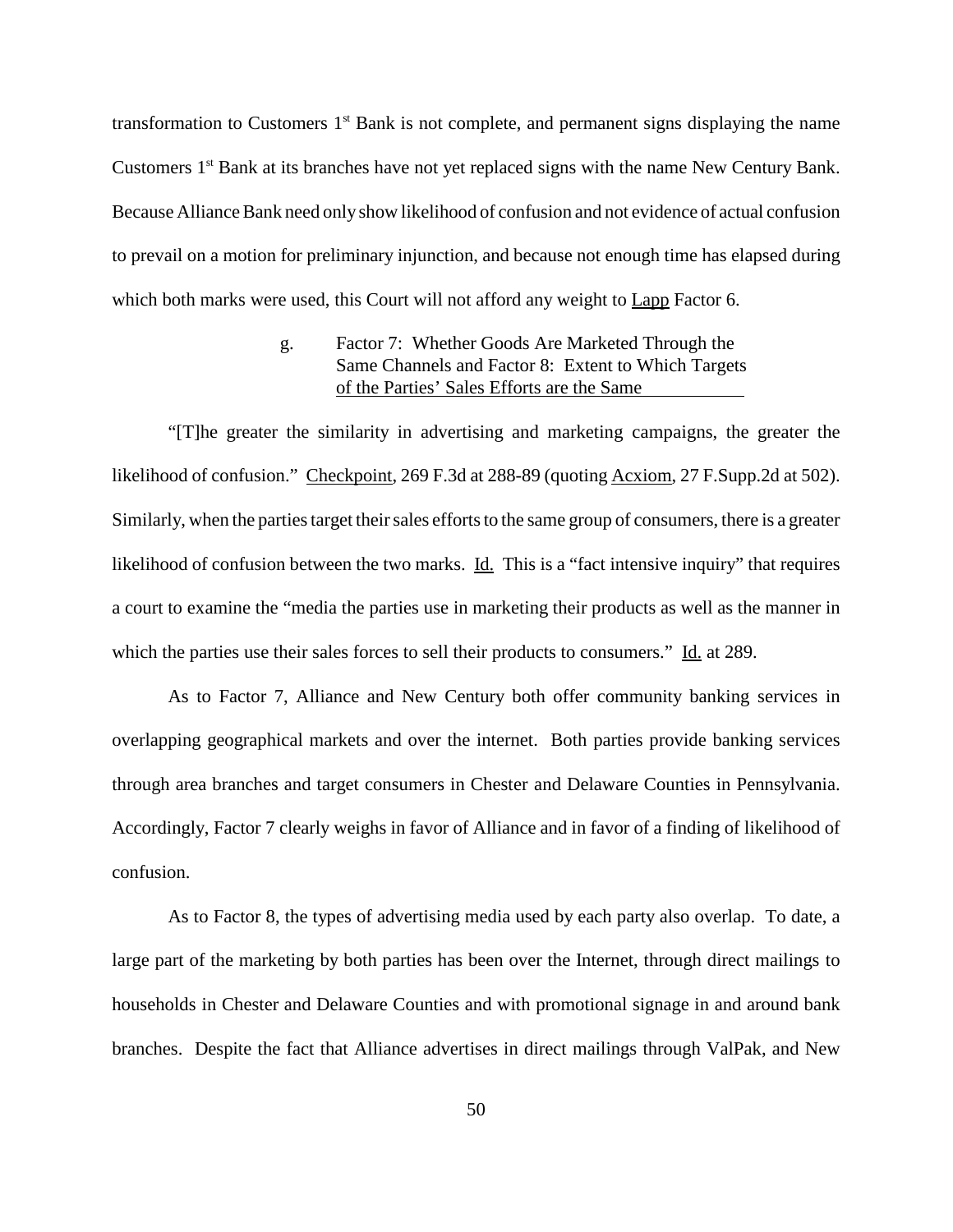transformation to Customers 1st Bank is not complete, and permanent signs displaying the name Customers 1st Bank at its branches have not yet replaced signs with the name New Century Bank. Because Alliance Bank need only show likelihood of confusion and not evidence of actual confusion to prevail on a motion for preliminary injunction, and because not enough time has elapsed during which both marks were used, this Court will not afford any weight to Lapp Factor 6.

g. Factor 7: Whether Goods Are Marketed Through the Same Channels and Factor 8: Extent to Which Targets of the Parties' Sales Efforts are the Same

"[T]he greater the similarity in advertising and marketing campaigns, the greater the likelihood of confusion." Checkpoint, 269 F.3d at 288-89 (quoting Acxiom, 27 F.Supp.2d at 502). Similarly, when the parties target their sales efforts to the same group of consumers, there is a greater likelihood of confusion between the two marks. Id. This is a "fact intensive inquiry" that requires a court to examine the "media the parties use in marketing their products as well as the manner in which the parties use their sales forces to sell their products to consumers." Id. at 289.

As to Factor 7, Alliance and New Century both offer community banking services in overlapping geographical markets and over the internet. Both parties provide banking services through area branches and target consumers in Chester and Delaware Counties in Pennsylvania. Accordingly, Factor 7 clearly weighs in favor of Alliance and in favor of a finding of likelihood of confusion.

As to Factor 8, the types of advertising media used by each party also overlap. To date, a large part of the marketing by both parties has been over the Internet, through direct mailings to households in Chester and Delaware Counties and with promotional signage in and around bank branches. Despite the fact that Alliance advertises in direct mailings through ValPak, and New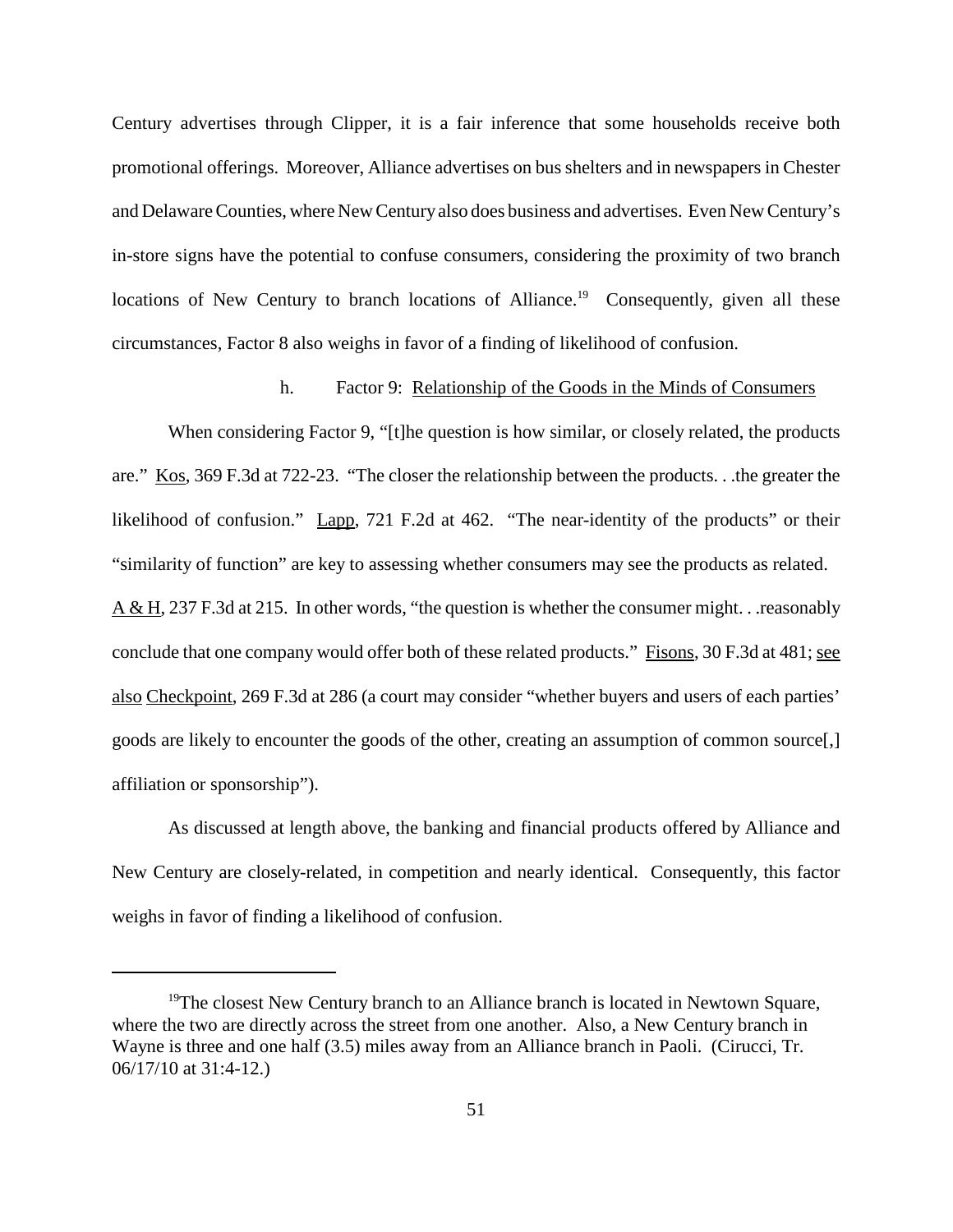Century advertises through Clipper, it is a fair inference that some households receive both promotional offerings. Moreover, Alliance advertises on bus shelters and in newspapers in Chester and Delaware Counties, where New Century also does business and advertises. Even New Century's in-store signs have the potential to confuse consumers, considering the proximity of two branch locations of New Century to branch locations of Alliance.[19] Consequently, given all these circumstances, Factor 8 also weighs in favor of a finding of likelihood of confusion.

h. Factor 9: Relationship of the Goods in the Minds of Consumers

When considering Factor 9, "[t]he question is how similar, or closely related, the products are." Kos, 369 F.3d at 722-23. "The closer the relationship between the products. . .the greater the likelihood of confusion." Lapp, 721 F.2d at 462. "The near-identity of the products" or their "similarity of function" are key to assessing whether consumers may see the products as related. A & H, 237 F.3d at 215. In other words, "the question is whether the consumer might. . .reasonably conclude that one company would offer both of these related products." Fisons, 30 F.3d at 481; see also Checkpoint, 269 F.3d at 286 (a court may consider "whether buyers and users of each parties' goods are likely to encounter the goods of the other, creating an assumption of common source[,] affiliation or sponsorship").

As discussed at length above, the banking and financial products offered by Alliance and New Century are closely-related, in competition and nearly identical. Consequently, this factor weighs in favor of finding a likelihood of confusion.

---

[19] The closest New Century branch to an Alliance branch is located in Newtown Square, where the two are directly across the street from one another. Also, a New Century branch in Wayne is three and one half (3.5) miles away from an Alliance branch in Paoli. (Cirucci, Tr. 06/17/10 at 31:4-12.)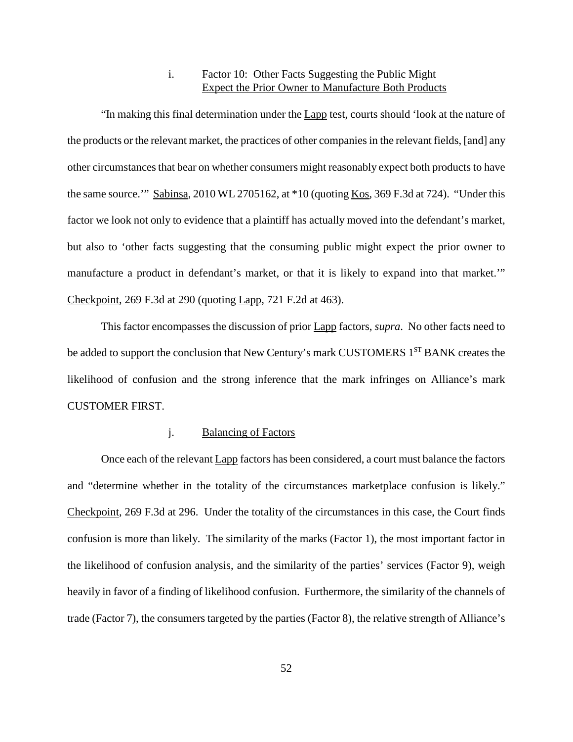#### i. Factor 10: Other Facts Suggesting the Public Might Expect the Prior Owner to Manufacture Both Products

"In making this final determination under the Lapp test, courts should 'look at the nature of the products or the relevant market, the practices of other companies in the relevant fields, [and] any other circumstances that bear on whether consumers might reasonably expect both products to have the same source.'" Sabinsa, 2010 WL 2705162, at *10 (quoting Kos, 369 F.3d at 724). "Under this factor we look not only to evidence that a plaintiff has actually moved into the defendant's market, but also to 'other facts suggesting that the consuming public might expect the prior owner to manufacture a product in defendant's market, or that it is likely to expand into that market.'" Checkpoint, 269 F.3d at 290 (quoting Lapp, 721 F.2d at 463).

This factor encompasses the discussion of prior Lapp factors, *supra*. No other facts need to be added to support the conclusion that New Century's mark CUSTOMERS 1ST BANK creates the likelihood of confusion and the strong inference that the mark infringes on Alliance's mark CUSTOMER FIRST.

#### j. Balancing of Factors

Once each of the relevant Lapp factors has been considered, a court must balance the factors and "determine whether in the totality of the circumstances marketplace confusion is likely." Checkpoint, 269 F.3d at 296. Under the totality of the circumstances in this case, the Court finds confusion is more than likely. The similarity of the marks (Factor 1), the most important factor in the likelihood of confusion analysis, and the similarity of the parties' services (Factor 9), weigh heavily in favor of a finding of likelihood confusion. Furthermore, the similarity of the channels of trade (Factor 7), the consumers targeted by the parties (Factor 8), the relative strength of Alliance's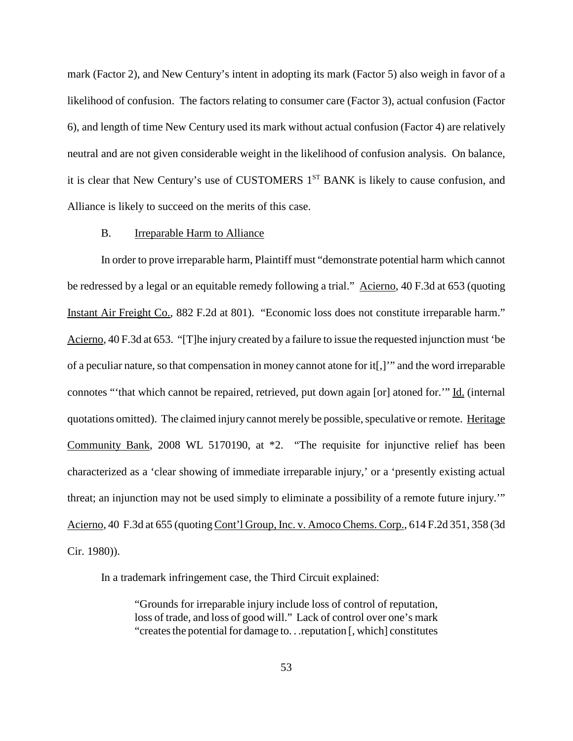mark (Factor 2), and New Century's intent in adopting its mark (Factor 5) also weigh in favor of a likelihood of confusion. The factors relating to consumer care (Factor 3), actual confusion (Factor 6), and length of time New Century used its mark without actual confusion (Factor 4) are relatively neutral and are not given considerable weight in the likelihood of confusion analysis. On balance, it is clear that New Century's use of CUSTOMERS 1$^{ST}$ BANK is likely to cause confusion, and Alliance is likely to succeed on the merits of this case.

B. Irreparable Harm to Alliance

In order to prove irreparable harm, Plaintiff must "demonstrate potential harm which cannot be redressed by a legal or an equitable remedy following a trial." Acierno, 40 F.3d at 653 (quoting Instant Air Freight Co., 882 F.2d at 801). "Economic loss does not constitute irreparable harm." Acierno, 40 F.3d at 653. "[T]he injury created by a failure to issue the requested injunction must 'be of a peculiar nature, so that compensation in money cannot atone for it[,]'" and the word irreparable connotes "'that which cannot be repaired, retrieved, put down again [or] atoned for.'" Id. (internal quotations omitted). The claimed injury cannot merely be possible, speculative or remote. Heritage Community Bank, 2008 WL 5170190, at *2. "The requisite for injunctive relief has been characterized as a 'clear showing of immediate irreparable injury,' or a 'presently existing actual threat; an injunction may not be used simply to eliminate a possibility of a remote future injury.'" Acierno, 40 F.3d at 655 (quoting Cont'l Group, Inc. v. Amoco Chems. Corp., 614 F.2d 351, 358 (3d Cir. 1980)).

In a trademark infringement case, the Third Circuit explained:

> "Grounds for irreparable injury include loss of control of reputation, loss of trade, and loss of good will." Lack of control over one's mark "creates the potential for damage to. . .reputation [, which] constitutes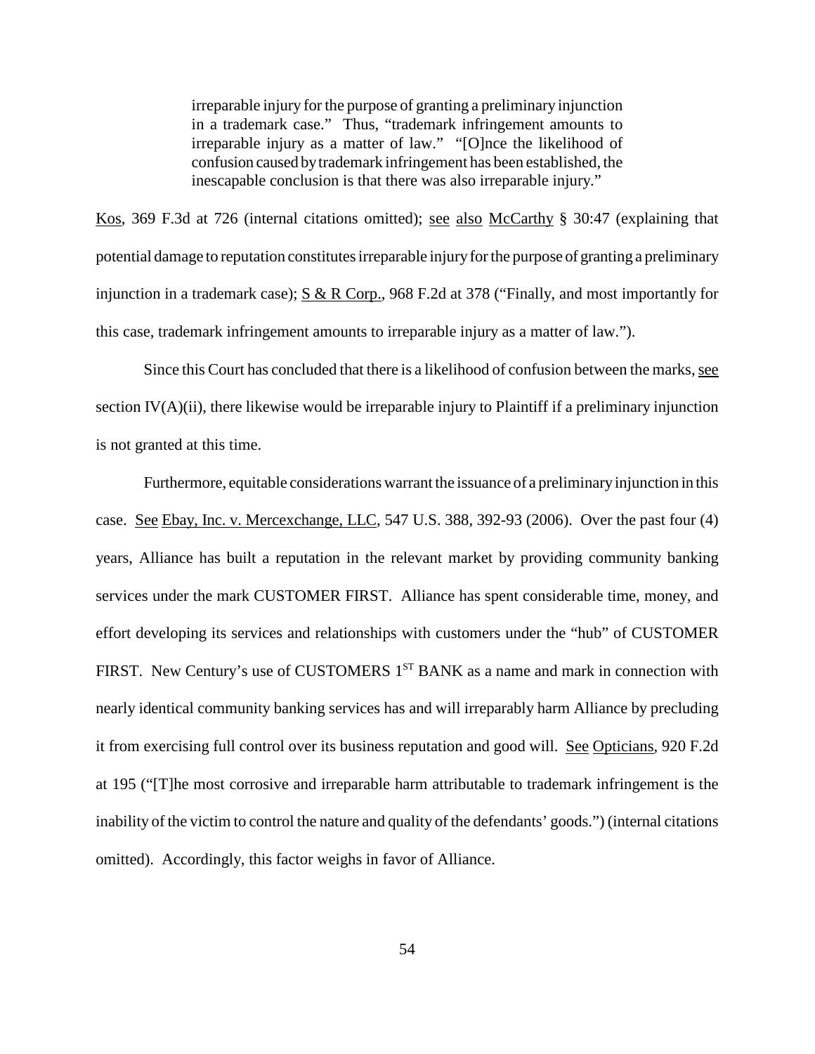> irreparable injury for the purpose of granting a preliminary injunction in a trademark case." Thus, "trademark infringement amounts to irreparable injury as a matter of law." "[O]nce the likelihood of confusion caused by trademark infringement has been established, the inescapable conclusion is that there was also irreparable injury."

Kos, 369 F.3d at 726 (internal citations omitted); see also McCarthy § 30:47 (explaining that potential damage to reputation constitutes irreparable injury for the purpose of granting a preliminary injunction in a trademark case); S & R Corp., 968 F.2d at 378 ("Finally, and most importantly for this case, trademark infringement amounts to irreparable injury as a matter of law.").

Since this Court has concluded that there is a likelihood of confusion between the marks, see section IV(A)(ii), there likewise would be irreparable injury to Plaintiff if a preliminary injunction is not granted at this time.

Furthermore, equitable considerations warrant the issuance of a preliminary injunction in this case. See Ebay, Inc. v. Mercexchange, LLC, 547 U.S. 388, 392-93 (2006). Over the past four (4) years, Alliance has built a reputation in the relevant market by providing community banking services under the mark CUSTOMER FIRST. Alliance has spent considerable time, money, and effort developing its services and relationships with customers under the "hub" of CUSTOMER FIRST. New Century's use of CUSTOMERS 1ST BANK as a name and mark in connection with nearly identical community banking services has and will irreparably harm Alliance by precluding it from exercising full control over its business reputation and good will. See Opticians, 920 F.2d at 195 ("[T]he most corrosive and irreparable harm attributable to trademark infringement is the inability of the victim to control the nature and quality of the defendants' goods.") (internal citations omitted). Accordingly, this factor weighs in favor of Alliance.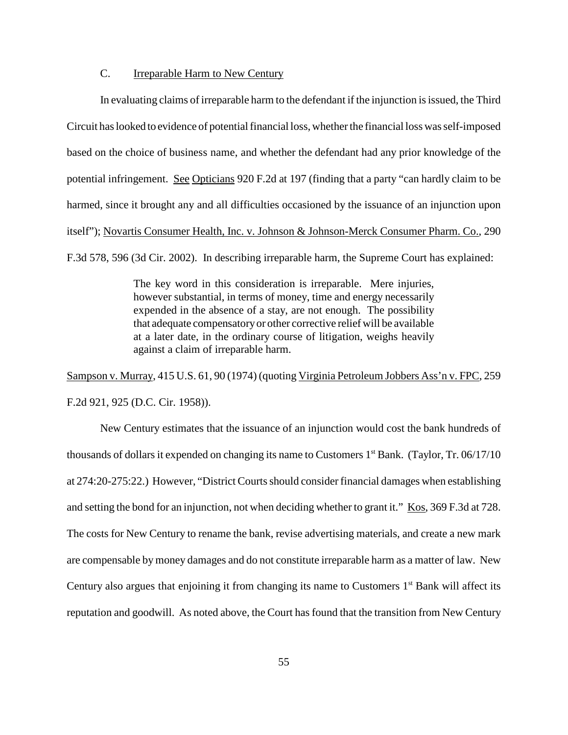### C. Irreparable Harm to New Century

In evaluating claims of irreparable harm to the defendant if the injunction is issued, the Third Circuit has looked to evidence of potential financial loss, whether the financial loss was self-imposed based on the choice of business name, and whether the defendant had any prior knowledge of the potential infringement. See Opticians 920 F.2d at 197 (finding that a party "can hardly claim to be harmed, since it brought any and all difficulties occasioned by the issuance of an injunction upon itself"); Novartis Consumer Health, Inc. v. Johnson & Johnson-Merck Consumer Pharm. Co., 290 F.3d 578, 596 (3d Cir. 2002). In describing irreparable harm, the Supreme Court has explained:

> The key word in this consideration is irreparable. Mere injuries, however substantial, in terms of money, time and energy necessarily expended in the absence of a stay, are not enough. The possibility that adequate compensatory or other corrective relief will be available at a later date, in the ordinary course of litigation, weighs heavily against a claim of irreparable harm.

Sampson v. Murray, 415 U.S. 61, 90 (1974) (quoting Virginia Petroleum Jobbers Ass'n v. FPC, 259 F.2d 921, 925 (D.C. Cir. 1958)).

New Century estimates that the issuance of an injunction would cost the bank hundreds of thousands of dollars it expended on changing its name to Customers 1st Bank. (Taylor, Tr. 06/17/10 at 274:20-275:22.) However, "District Courts should consider financial damages when establishing and setting the bond for an injunction, not when deciding whether to grant it." Kos, 369 F.3d at 728. The costs for New Century to rename the bank, revise advertising materials, and create a new mark are compensable by money damages and do not constitute irreparable harm as a matter of law. New Century also argues that enjoining it from changing its name to Customers 1st Bank will affect its reputation and goodwill. As noted above, the Court has found that the transition from New Century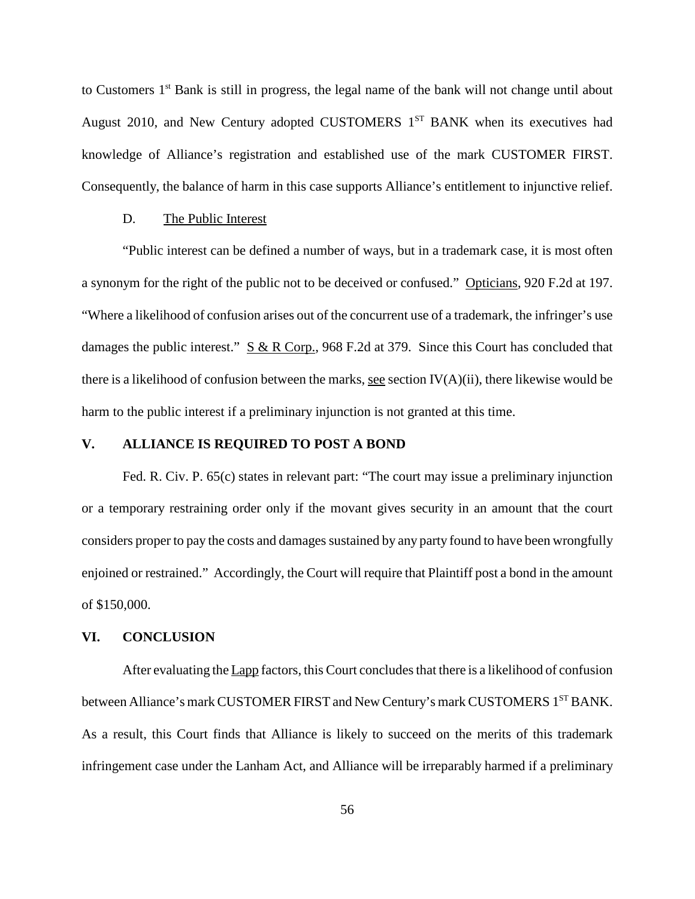to Customers 1st Bank is still in progress, the legal name of the bank will not change until about August 2010, and New Century adopted CUSTOMERS 1ST BANK when its executives had knowledge of Alliance's registration and established use of the mark CUSTOMER FIRST. Consequently, the balance of harm in this case supports Alliance's entitlement to injunctive relief.

### D. The Public Interest

"Public interest can be defined a number of ways, but in a trademark case, it is most often a synonym for the right of the public not to be deceived or confused." Opticians, 920 F.2d at 197. "Where a likelihood of confusion arises out of the concurrent use of a trademark, the infringer's use damages the public interest." S & R Corp., 968 F.2d at 379. Since this Court has concluded that there is a likelihood of confusion between the marks, see section IV(A)(ii), there likewise would be harm to the public interest if a preliminary injunction is not granted at this time.

## V. ALLIANCE IS REQUIRED TO POST A BOND

Fed. R. Civ. P. 65(c) states in relevant part: "The court may issue a preliminary injunction or a temporary restraining order only if the movant gives security in an amount that the court considers proper to pay the costs and damages sustained by any party found to have been wrongfully enjoined or restrained." Accordingly, the Court will require that Plaintiff post a bond in the amount of $150,000.

## VI. CONCLUSION

After evaluating the Lapp factors, this Court concludes that there is a likelihood of confusion between Alliance's mark CUSTOMER FIRST and New Century's mark CUSTOMERS 1ST BANK. As a result, this Court finds that Alliance is likely to succeed on the merits of this trademark infringement case under the Lanham Act, and Alliance will be irreparably harmed if a preliminary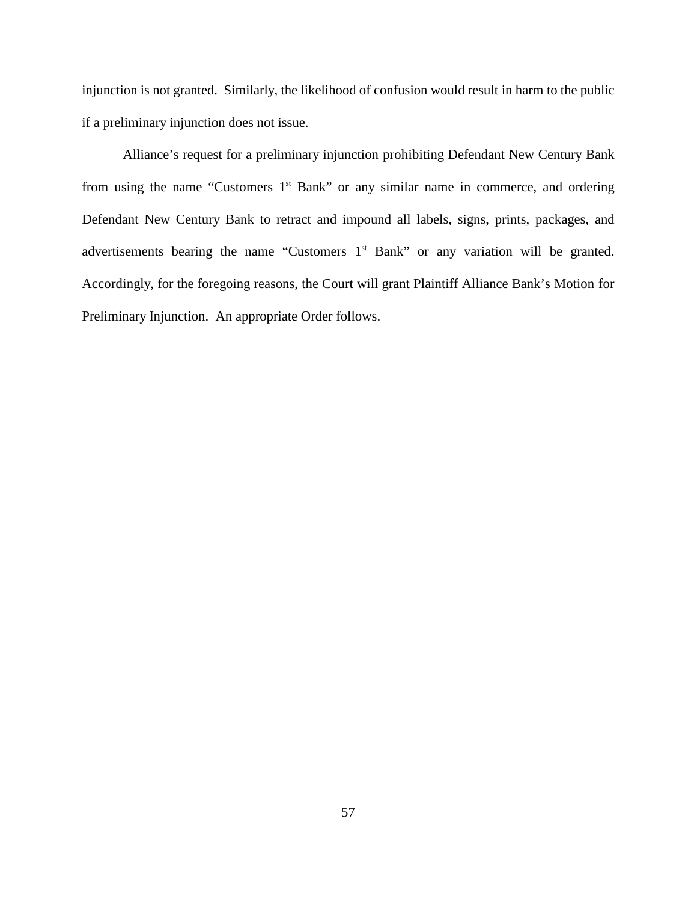injunction is not granted. Similarly, the likelihood of confusion would result in harm to the public if a preliminary injunction does not issue.

Alliance's request for a preliminary injunction prohibiting Defendant New Century Bank from using the name "Customers 1st Bank" or any similar name in commerce, and ordering Defendant New Century Bank to retract and impound all labels, signs, prints, packages, and advertisements bearing the name "Customers 1st Bank" or any variation will be granted. Accordingly, for the foregoing reasons, the Court will grant Plaintiff Alliance Bank's Motion for Preliminary Injunction. An appropriate Order follows.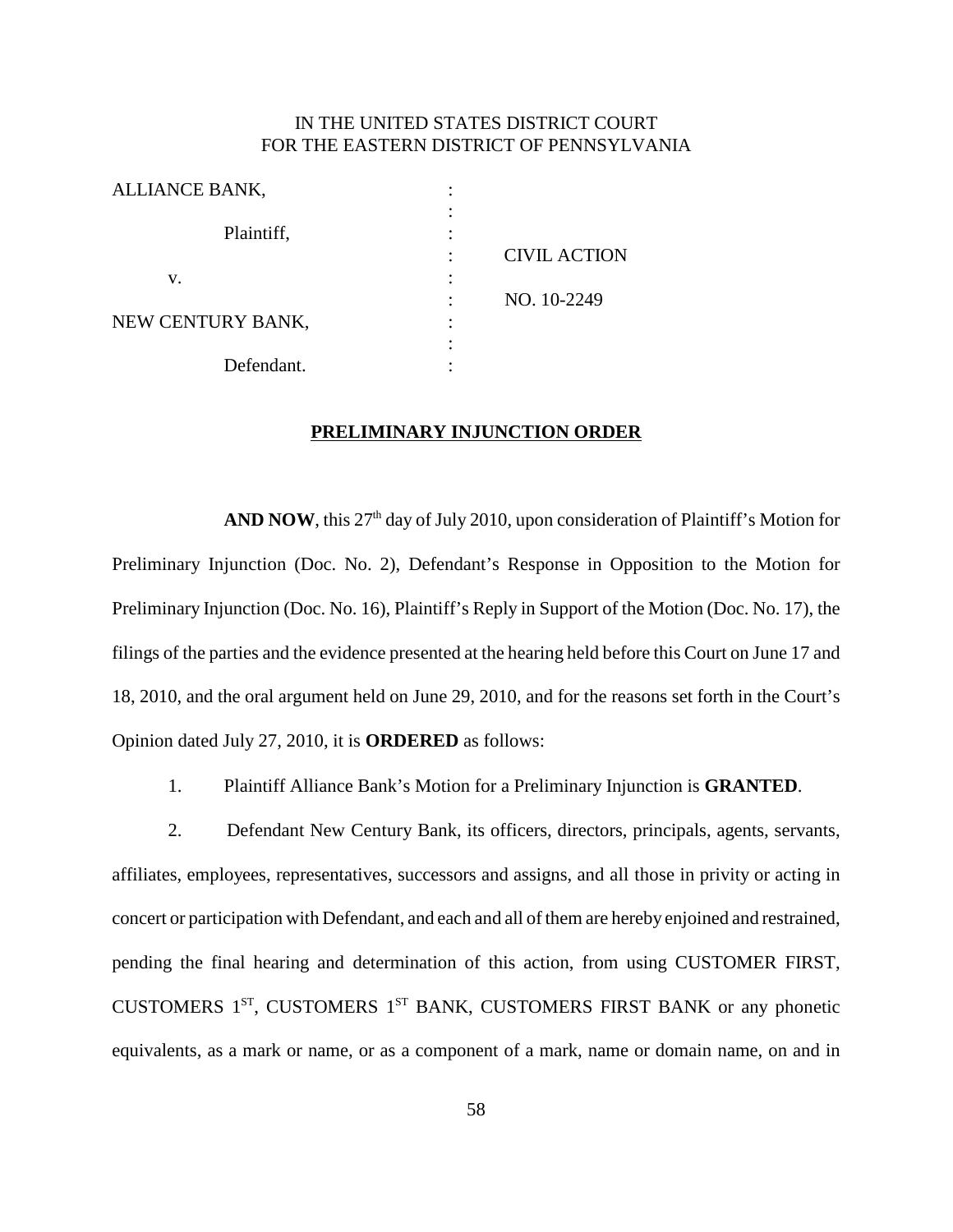IN THE UNITED STATES DISTRICT COURT
FOR THE EASTERN DISTRICT OF PENNSYLVANIA

| | | |
|---|---|---|
| ALLIANCE BANK, | : | |
| Plaintiff, | : | CIVIL ACTION |
| v. | : | NO. 10-2249 |
| NEW CENTURY BANK, | : | |
| Defendant. | : | |

**PRELIMINARY INJUNCTION ORDER**

**AND NOW**, this 27th day of July 2010, upon consideration of Plaintiff's Motion for Preliminary Injunction (Doc. No. 2), Defendant's Response in Opposition to the Motion for Preliminary Injunction (Doc. No. 16), Plaintiff's Reply in Support of the Motion (Doc. No. 17), the filings of the parties and the evidence presented at the hearing held before this Court on June 17 and 18, 2010, and the oral argument held on June 29, 2010, and for the reasons set forth in the Court's Opinion dated July 27, 2010, it is **ORDERED** as follows:

1. Plaintiff Alliance Bank's Motion for a Preliminary Injunction is **GRANTED**.

2. Defendant New Century Bank, its officers, directors, principals, agents, servants, affiliates, employees, representatives, successors and assigns, and all those in privity or acting in concert or participation with Defendant, and each and all of them are hereby enjoined and restrained, pending the final hearing and determination of this action, from using CUSTOMER FIRST, CUSTOMERS 1ST, CUSTOMERS 1ST BANK, CUSTOMERS FIRST BANK or any phonetic equivalents, as a mark or name, or as a component of a mark, name or domain name, on and in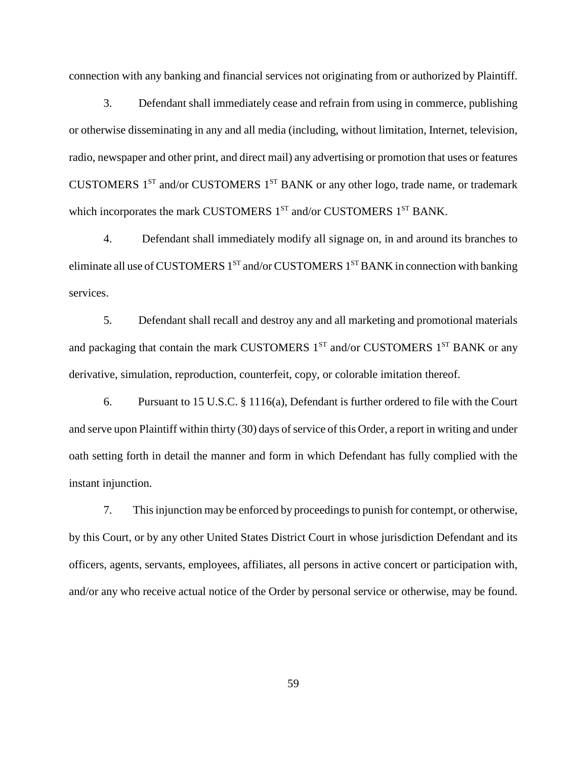connection with any banking and financial services not originating from or authorized by Plaintiff.

3. Defendant shall immediately cease and refrain from using in commerce, publishing or otherwise disseminating in any and all media (including, without limitation, Internet, television, radio, newspaper and other print, and direct mail) any advertising or promotion that uses or features CUSTOMERS 1ST and/or CUSTOMERS 1ST BANK or any other logo, trade name, or trademark which incorporates the mark CUSTOMERS 1ST and/or CUSTOMERS 1ST BANK.

4. Defendant shall immediately modify all signage on, in and around its branches to eliminate all use of CUSTOMERS 1ST and/or CUSTOMERS 1ST BANK in connection with banking services.

5. Defendant shall recall and destroy any and all marketing and promotional materials and packaging that contain the mark CUSTOMERS 1ST and/or CUSTOMERS 1ST BANK or any derivative, simulation, reproduction, counterfeit, copy, or colorable imitation thereof.

6. Pursuant to 15 U.S.C. § 1116(a), Defendant is further ordered to file with the Court and serve upon Plaintiff within thirty (30) days of service of this Order, a report in writing and under oath setting forth in detail the manner and form in which Defendant has fully complied with the instant injunction.

7. This injunction may be enforced by proceedings to punish for contempt, or otherwise, by this Court, or by any other United States District Court in whose jurisdiction Defendant and its officers, agents, servants, employees, affiliates, all persons in active concert or participation with, and/or any who receive actual notice of the Order by personal service or otherwise, may be found.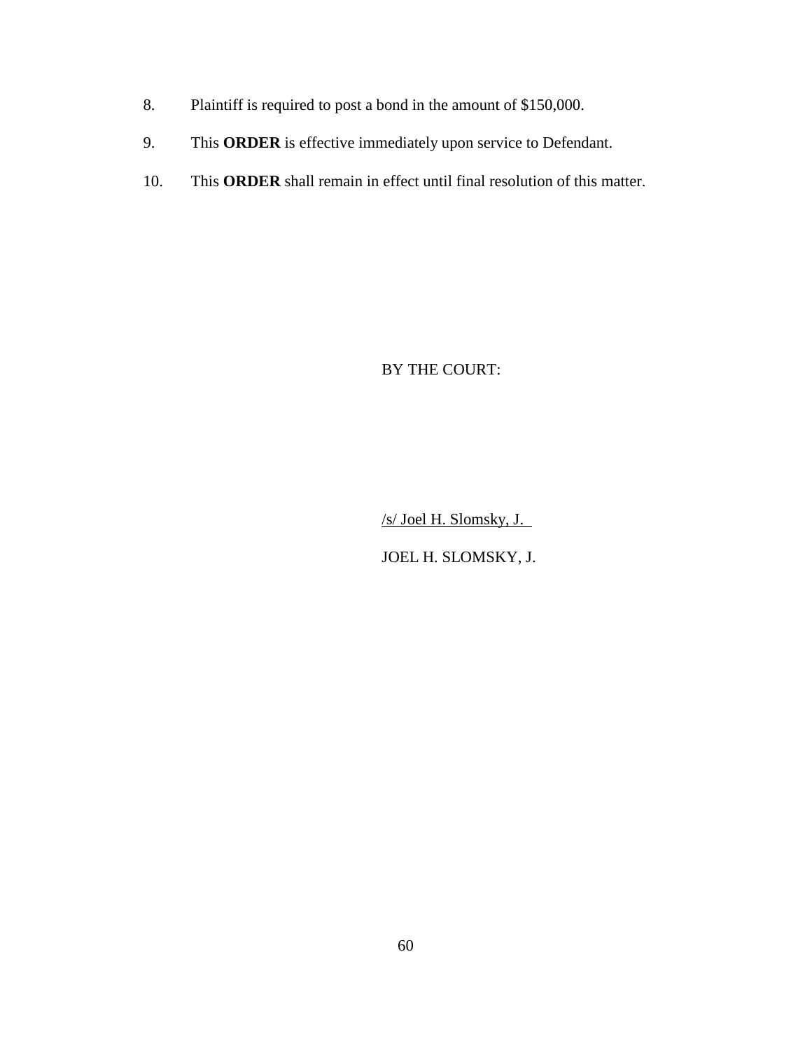8. Plaintiff is required to post a bond in the amount of $150,000.

9. This **ORDER** is effective immediately upon service to Defendant.

10. This **ORDER** shall remain in effect until final resolution of this matter.

BY THE COURT:

/s/ Joel H. Slomsky, J.

JOEL H. SLOMSKY, J.